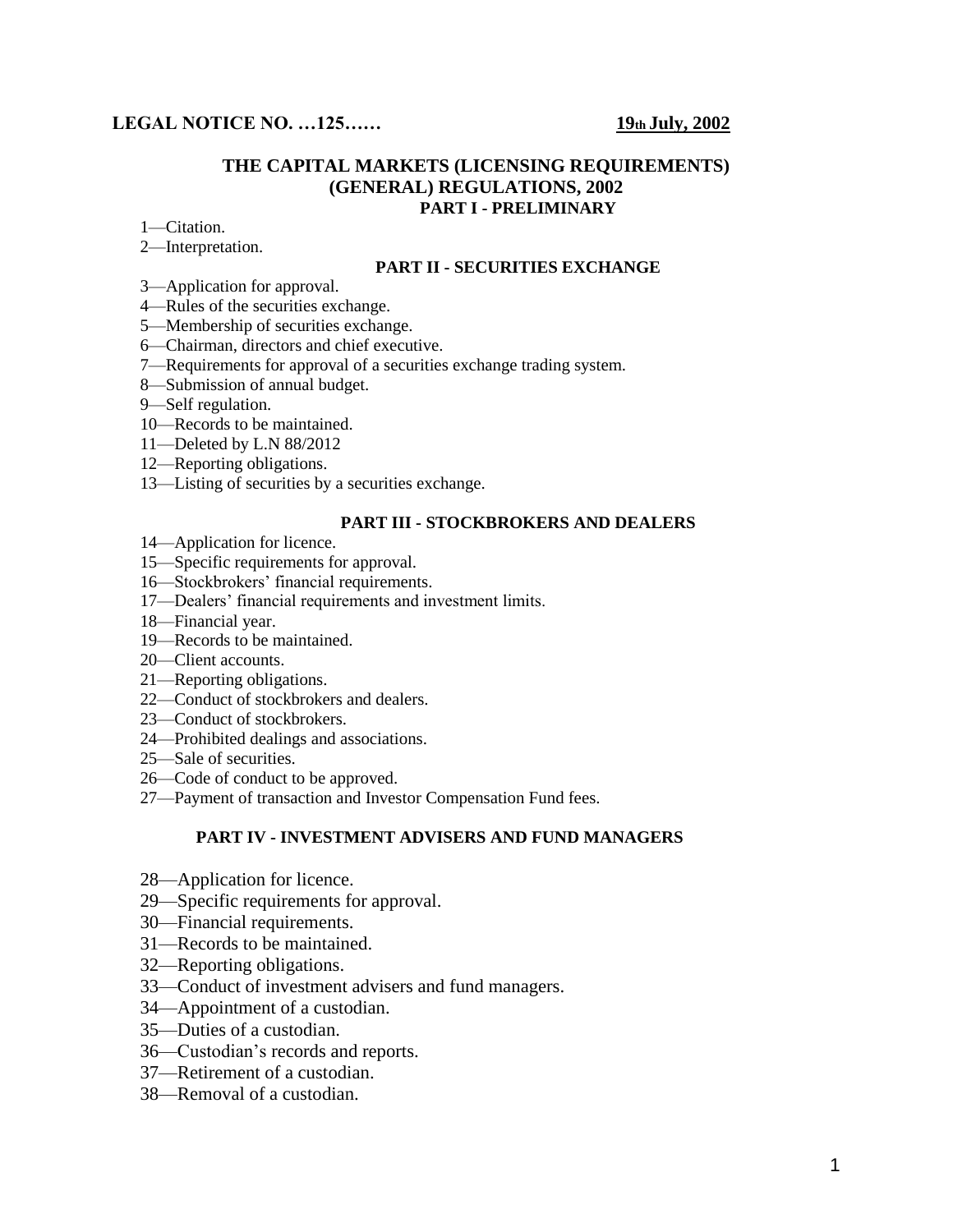**LEGAL NOTICE NO. …125……** **19th July, 2002**

# THE CAPITAL MARKETS (LICENSING REQUIREMENTS) (GENERAL) REGULATIONS, 2002

## PART I - PRELIMINARY

1—Citation.

2—Interpretation.

## PART II - SECURITIES EXCHANGE

3—Application for approval.

4—Rules of the securities exchange.

5—Membership of securities exchange.

6—Chairman, directors and chief executive.

7—Requirements for approval of a securities exchange trading system.

8—Submission of annual budget.

9—Self regulation.

10—Records to be maintained.

11—Deleted by L.N 88/2012

12—Reporting obligations.

13—Listing of securities by a securities exchange.

## PART III - STOCKBROKERS AND DEALERS

14—Application for licence.

15—Specific requirements for approval.

16—Stockbrokers' financial requirements.

17—Dealers' financial requirements and investment limits.

18—Financial year.

19—Records to be maintained.

20—Client accounts.

21—Reporting obligations.

22—Conduct of stockbrokers and dealers.

23—Conduct of stockbrokers.

24—Prohibited dealings and associations.

25—Sale of securities.

26—Code of conduct to be approved.

27—Payment of transaction and Investor Compensation Fund fees.

## PART IV - INVESTMENT ADVISERS AND FUND MANAGERS

28—Application for licence.

29—Specific requirements for approval.

30—Financial requirements.

31—Records to be maintained.

32—Reporting obligations.

33—Conduct of investment advisers and fund managers.

34—Appointment of a custodian.

35—Duties of a custodian.

36—Custodian's records and reports.

37—Retirement of a custodian.

38—Removal of a custodian.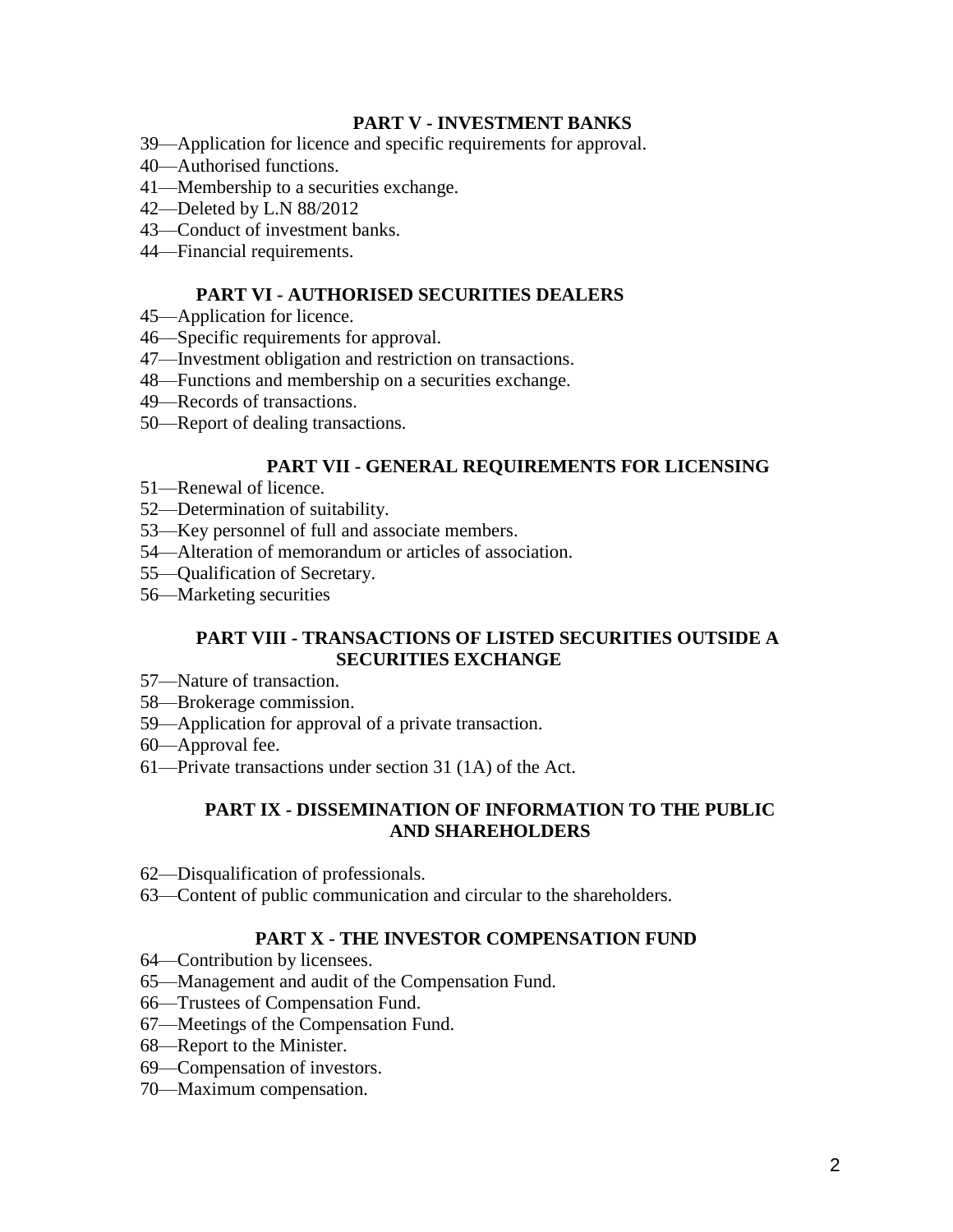## PART V - INVESTMENT BANKS

39—Application for licence and specific requirements for approval.
40—Authorised functions.
41—Membership to a securities exchange.
42—Deleted by L.N 88/2012
43—Conduct of investment banks.
44—Financial requirements.

## PART VI - AUTHORISED SECURITIES DEALERS

45—Application for licence.
46—Specific requirements for approval.
47—Investment obligation and restriction on transactions.
48—Functions and membership on a securities exchange.
49—Records of transactions.
50—Report of dealing transactions.

## PART VII - GENERAL REQUIREMENTS FOR LICENSING

51—Renewal of licence.
52—Determination of suitability.
53—Key personnel of full and associate members.
54—Alteration of memorandum or articles of association.
55—Qualification of Secretary.
56—Marketing securities

## PART VIII - TRANSACTIONS OF LISTED SECURITIES OUTSIDE A SECURITIES EXCHANGE

57—Nature of transaction.
58—Brokerage commission.
59—Application for approval of a private transaction.
60—Approval fee.
61—Private transactions under section 31 (1A) of the Act.

## PART IX - DISSEMINATION OF INFORMATION TO THE PUBLIC AND SHAREHOLDERS

62—Disqualification of professionals.
63—Content of public communication and circular to the shareholders.

## PART X - THE INVESTOR COMPENSATION FUND

64—Contribution by licensees.
65—Management and audit of the Compensation Fund.
66—Trustees of Compensation Fund.
67—Meetings of the Compensation Fund.
68—Report to the Minister.
69—Compensation of investors.
70—Maximum compensation.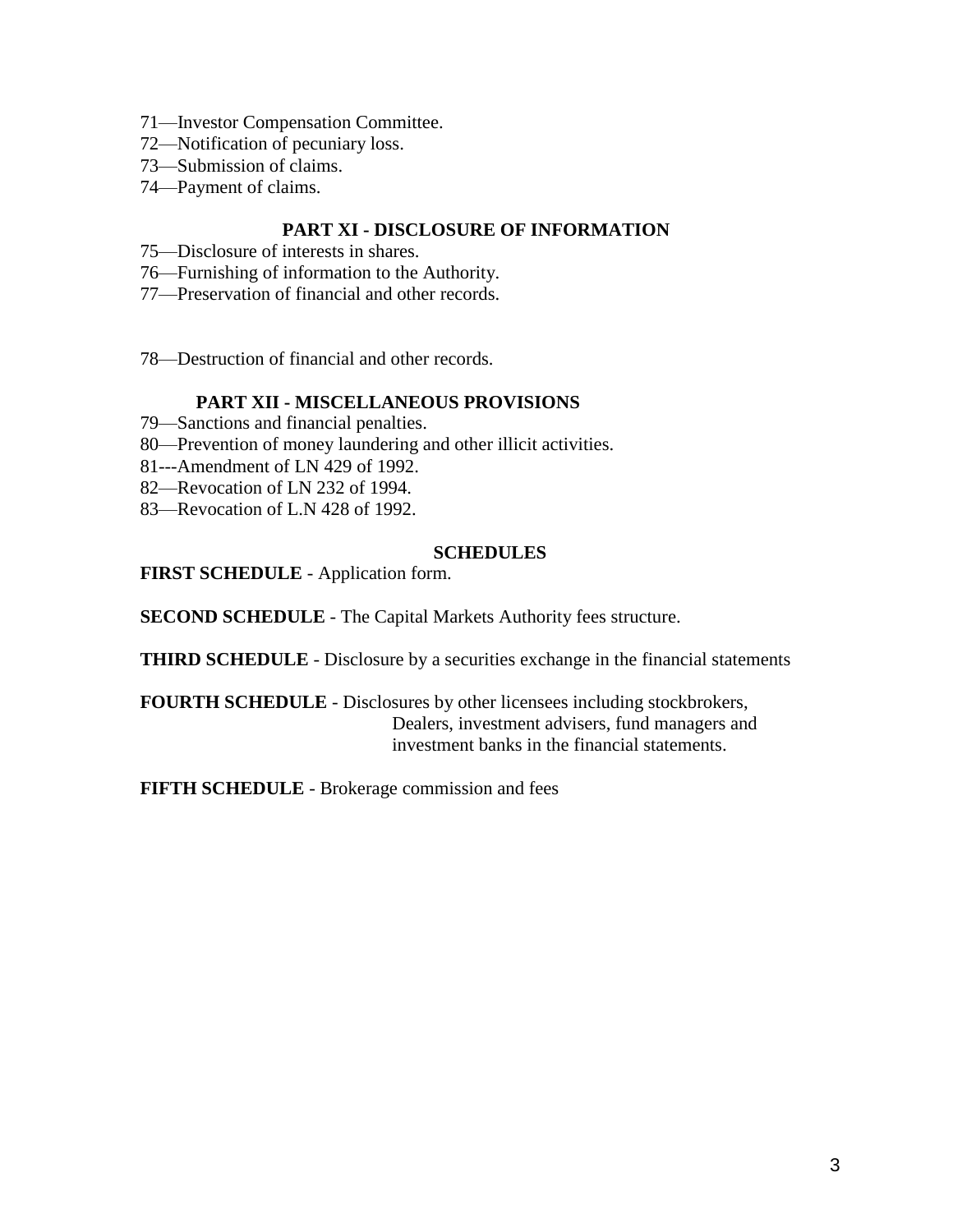71—Investor Compensation Committee.
72—Notification of pecuniary loss.
73—Submission of claims.
74—Payment of claims.

## PART XI - DISCLOSURE OF INFORMATION

75—Disclosure of interests in shares.
76—Furnishing of information to the Authority.
77—Preservation of financial and other records.

78—Destruction of financial and other records.

## PART XII - MISCELLANEOUS PROVISIONS

79—Sanctions and financial penalties.
80—Prevention of money laundering and other illicit activities.
81---Amendment of LN 429 of 1992.
82—Revocation of LN 232 of 1994.
83—Revocation of L.N 428 of 1992.

## SCHEDULES

**FIRST SCHEDULE** - Application form.

**SECOND SCHEDULE** - The Capital Markets Authority fees structure.

**THIRD SCHEDULE** - Disclosure by a securities exchange in the financial statements

**FOURTH SCHEDULE** - Disclosures by other licensees including stockbrokers, Dealers, investment advisers, fund managers and investment banks in the financial statements.

**FIFTH SCHEDULE** - Brokerage commission and fees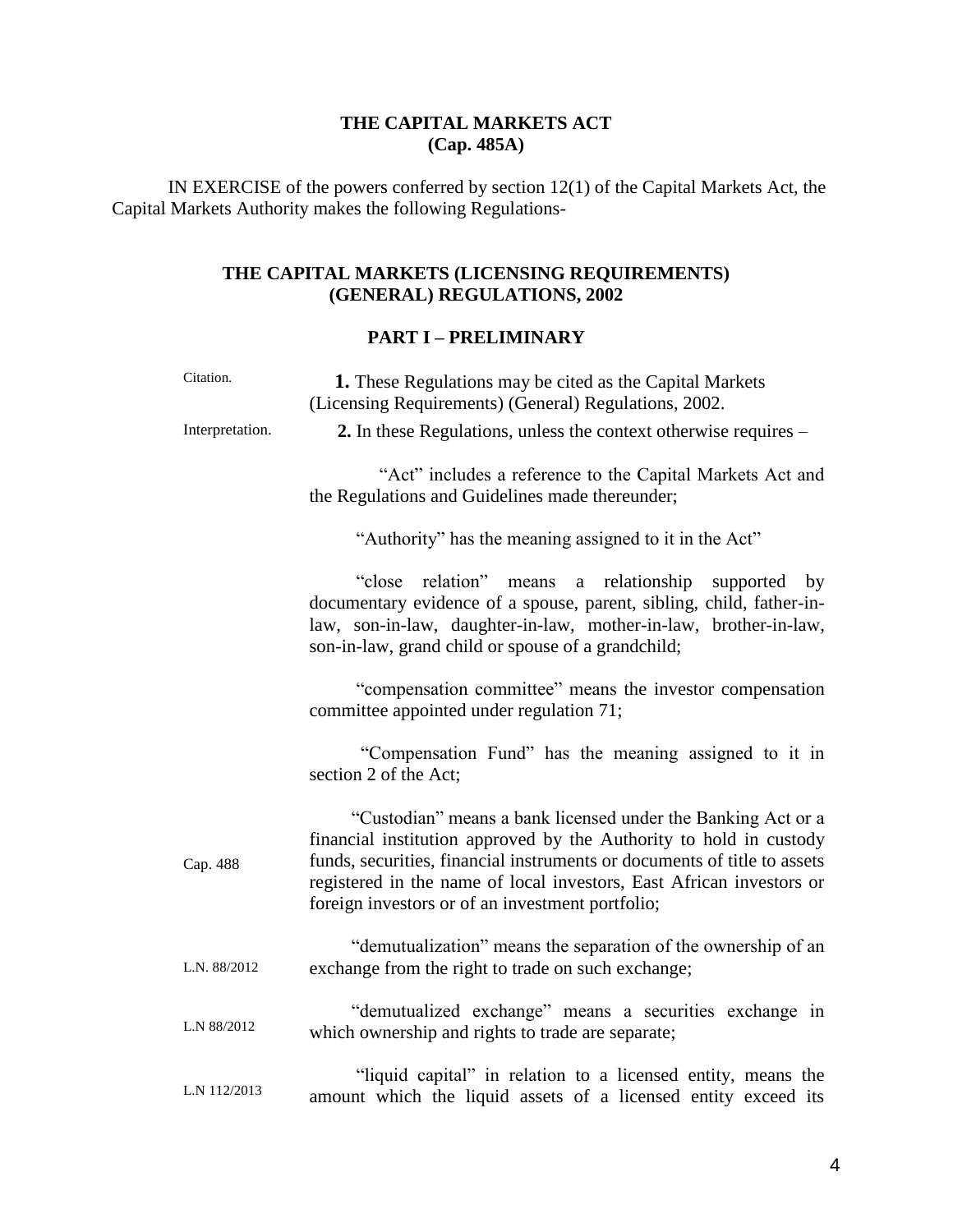**THE CAPITAL MARKETS ACT**
**(Cap. 485A)**

IN EXERCISE of the powers conferred by section 12(1) of the Capital Markets Act, the Capital Markets Authority makes the following Regulations-

## THE CAPITAL MARKETS (LICENSING REQUIREMENTS) (GENERAL) REGULATIONS, 2002

### PART I – PRELIMINARY

Citation.

**1.** These Regulations may be cited as the Capital Markets (Licensing Requirements) (General) Regulations, 2002.

Interpretation.

**2.** In these Regulations, unless the context otherwise requires –

"Act" includes a reference to the Capital Markets Act and the Regulations and Guidelines made thereunder;

"Authority" has the meaning assigned to it in the Act"

"close relation" means a relationship supported by documentary evidence of a spouse, parent, sibling, child, father-in-law, son-in-law, daughter-in-law, mother-in-law, brother-in-law, son-in-law, grand child or spouse of a grandchild;

"compensation committee" means the investor compensation committee appointed under regulation 71;

"Compensation Fund" has the meaning assigned to it in section 2 of the Act;

Cap. 488

"Custodian" means a bank licensed under the Banking Act or a financial institution approved by the Authority to hold in custody funds, securities, financial instruments or documents of title to assets registered in the name of local investors, East African investors or foreign investors or of an investment portfolio;

L.N. 88/2012

"demutualization" means the separation of the ownership of an exchange from the right to trade on such exchange;

L.N 88/2012

"demutualized exchange" means a securities exchange in which ownership and rights to trade are separate;

L.N 112/2013

"liquid capital" in relation to a licensed entity, means the amount which the liquid assets of a licensed entity exceed its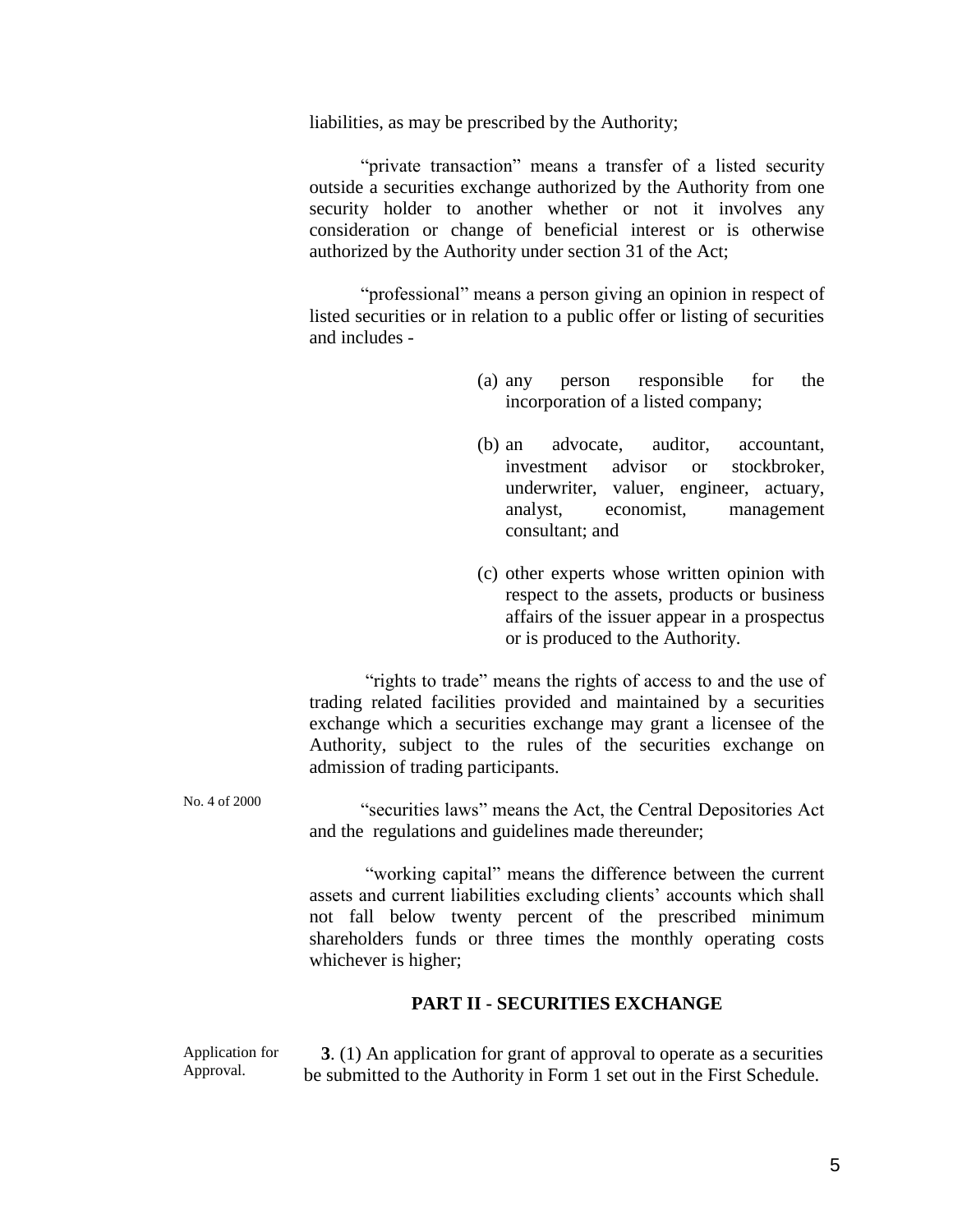liabilities, as may be prescribed by the Authority;

"private transaction" means a transfer of a listed security outside a securities exchange authorized by the Authority from one security holder to another whether or not it involves any consideration or change of beneficial interest or is otherwise authorized by the Authority under section 31 of the Act;

"professional" means a person giving an opinion in respect of listed securities or in relation to a public offer or listing of securities and includes -

(a) any person responsible for the incorporation of a listed company;

(b) an advocate, auditor, accountant, investment advisor or stockbroker, underwriter, valuer, engineer, actuary, analyst, economist, management consultant; and

(c) other experts whose written opinion with respect to the assets, products or business affairs of the issuer appear in a prospectus or is produced to the Authority.

"rights to trade" means the rights of access to and the use of trading related facilities provided and maintained by a securities exchange which a securities exchange may grant a licensee of the Authority, subject to the rules of the securities exchange on admission of trading participants.

No. 4 of 2000

"securities laws" means the Act, the Central Depositories Act and the regulations and guidelines made thereunder;

"working capital" means the difference between the current assets and current liabilities excluding clients' accounts which shall not fall below twenty percent of the prescribed minimum shareholders funds or three times the monthly operating costs whichever is higher;

## PART II - SECURITIES EXCHANGE

Application for Approval.

**3**. (1) An application for grant of approval to operate as a securities be submitted to the Authority in Form 1 set out in the First Schedule.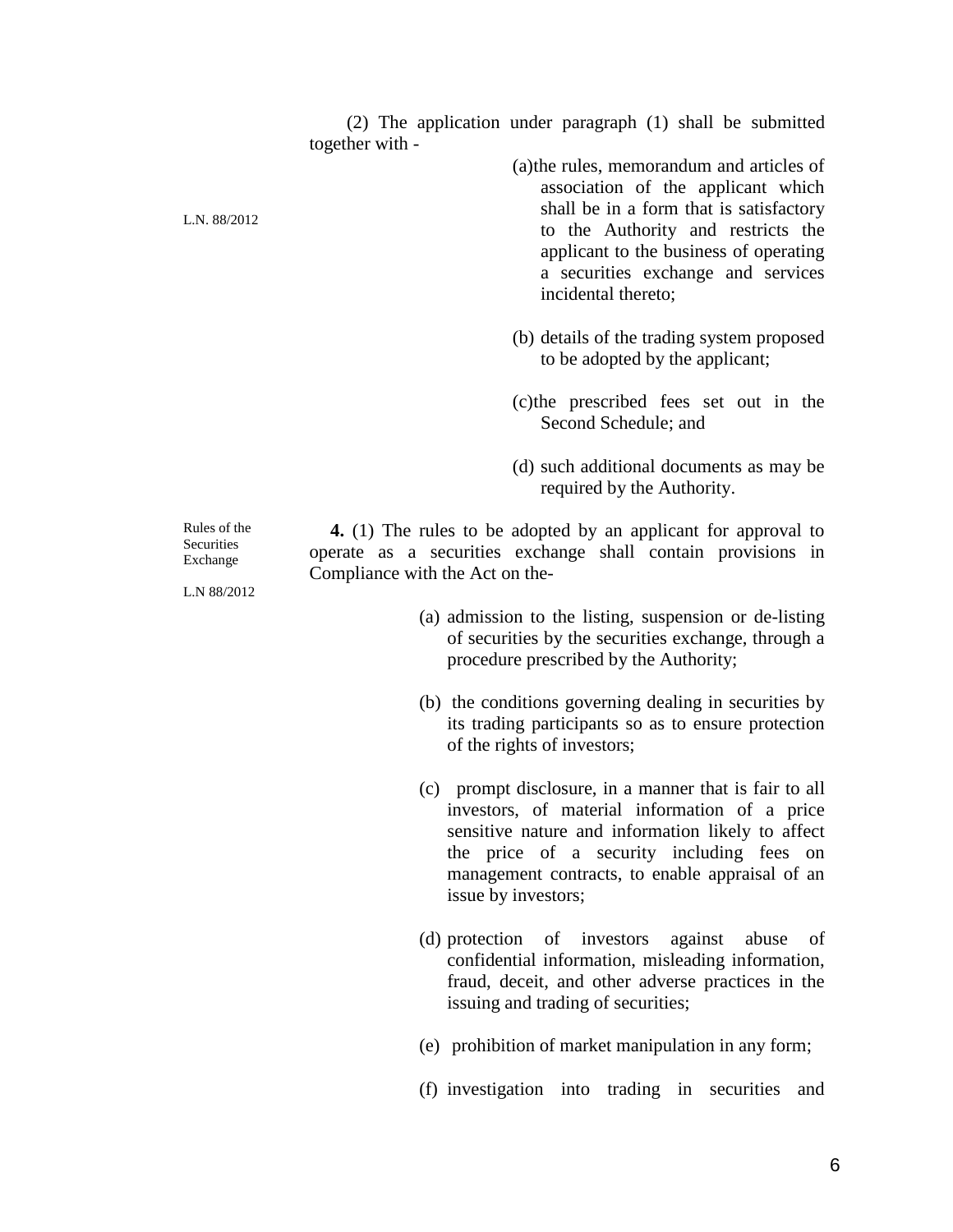(2) The application under paragraph (1) shall be submitted together with -

L.N. 88/2012

(a) the rules, memorandum and articles of association of the applicant which shall be in a form that is satisfactory to the Authority and restricts the applicant to the business of operating a securities exchange and services incidental thereto;

(b) details of the trading system proposed to be adopted by the applicant;

(c) the prescribed fees set out in the Second Schedule; and

(d) such additional documents as may be required by the Authority.

Rules of the Securities Exchange

L.N 88/2012

**4.** (1) The rules to be adopted by an applicant for approval to operate as a securities exchange shall contain provisions in Compliance with the Act on the-

(a) admission to the listing, suspension or de-listing of securities by the securities exchange, through a procedure prescribed by the Authority;

(b) the conditions governing dealing in securities by its trading participants so as to ensure protection of the rights of investors;

(c) prompt disclosure, in a manner that is fair to all investors, of material information of a price sensitive nature and information likely to affect the price of a security including fees on management contracts, to enable appraisal of an issue by investors;

(d) protection of investors against abuse of confidential information, misleading information, fraud, deceit, and other adverse practices in the issuing and trading of securities;

(e) prohibition of market manipulation in any form;

(f) investigation into trading in securities and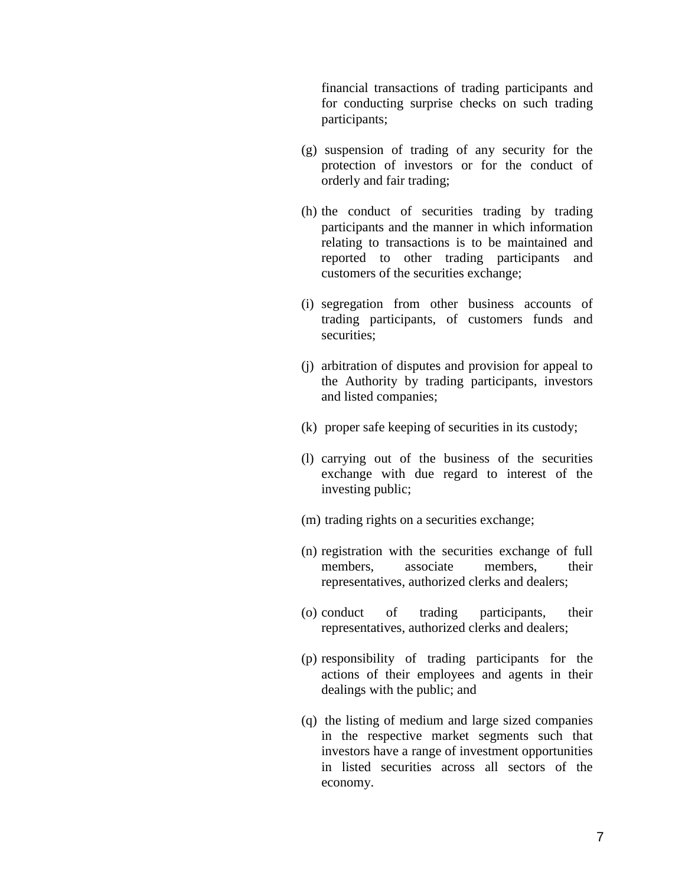financial transactions of trading participants and for conducting surprise checks on such trading participants;

(g) suspension of trading of any security for the protection of investors or for the conduct of orderly and fair trading;

(h) the conduct of securities trading by trading participants and the manner in which information relating to transactions is to be maintained and reported to other trading participants and customers of the securities exchange;

(i) segregation from other business accounts of trading participants, of customers funds and securities;

(j) arbitration of disputes and provision for appeal to the Authority by trading participants, investors and listed companies;

(k) proper safe keeping of securities in its custody;

(l) carrying out of the business of the securities exchange with due regard to interest of the investing public;

(m) trading rights on a securities exchange;

(n) registration with the securities exchange of full members, associate members, their representatives, authorized clerks and dealers;

(o) conduct of trading participants, their representatives, authorized clerks and dealers;

(p) responsibility of trading participants for the actions of their employees and agents in their dealings with the public; and

(q) the listing of medium and large sized companies in the respective market segments such that investors have a range of investment opportunities in listed securities across all sectors of the economy.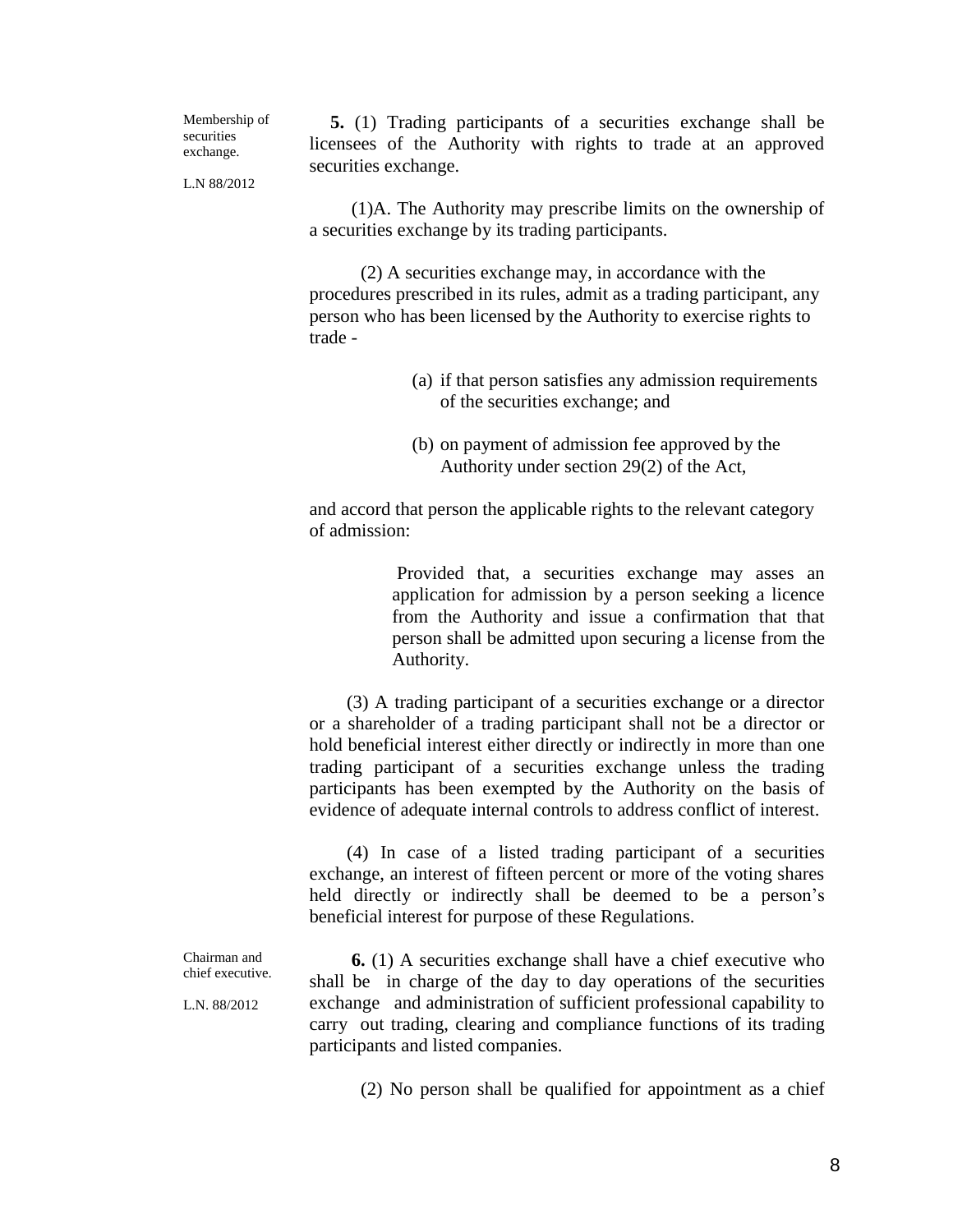Membership of securities exchange.

L.N 88/2012

**5.** (1) Trading participants of a securities exchange shall be licensees of the Authority with rights to trade at an approved securities exchange.

(1)A. The Authority may prescribe limits on the ownership of a securities exchange by its trading participants.

(2) A securities exchange may, in accordance with the procedures prescribed in its rules, admit as a trading participant, any person who has been licensed by the Authority to exercise rights to trade -

(a) if that person satisfies any admission requirements of the securities exchange; and

(b) on payment of admission fee approved by the Authority under section 29(2) of the Act,

and accord that person the applicable rights to the relevant category of admission:

> Provided that, a securities exchange may asses an application for admission by a person seeking a licence from the Authority and issue a confirmation that that person shall be admitted upon securing a license from the Authority.

(3) A trading participant of a securities exchange or a director or a shareholder of a trading participant shall not be a director or hold beneficial interest either directly or indirectly in more than one trading participant of a securities exchange unless the trading participants has been exempted by the Authority on the basis of evidence of adequate internal controls to address conflict of interest.

(4) In case of a listed trading participant of a securities exchange, an interest of fifteen percent or more of the voting shares held directly or indirectly shall be deemed to be a person's beneficial interest for purpose of these Regulations.

Chairman and chief executive.

L.N. 88/2012

**6.** (1) A securities exchange shall have a chief executive who shall be in charge of the day to day operations of the securities exchange and administration of sufficient professional capability to carry out trading, clearing and compliance functions of its trading participants and listed companies.

(2) No person shall be qualified for appointment as a chief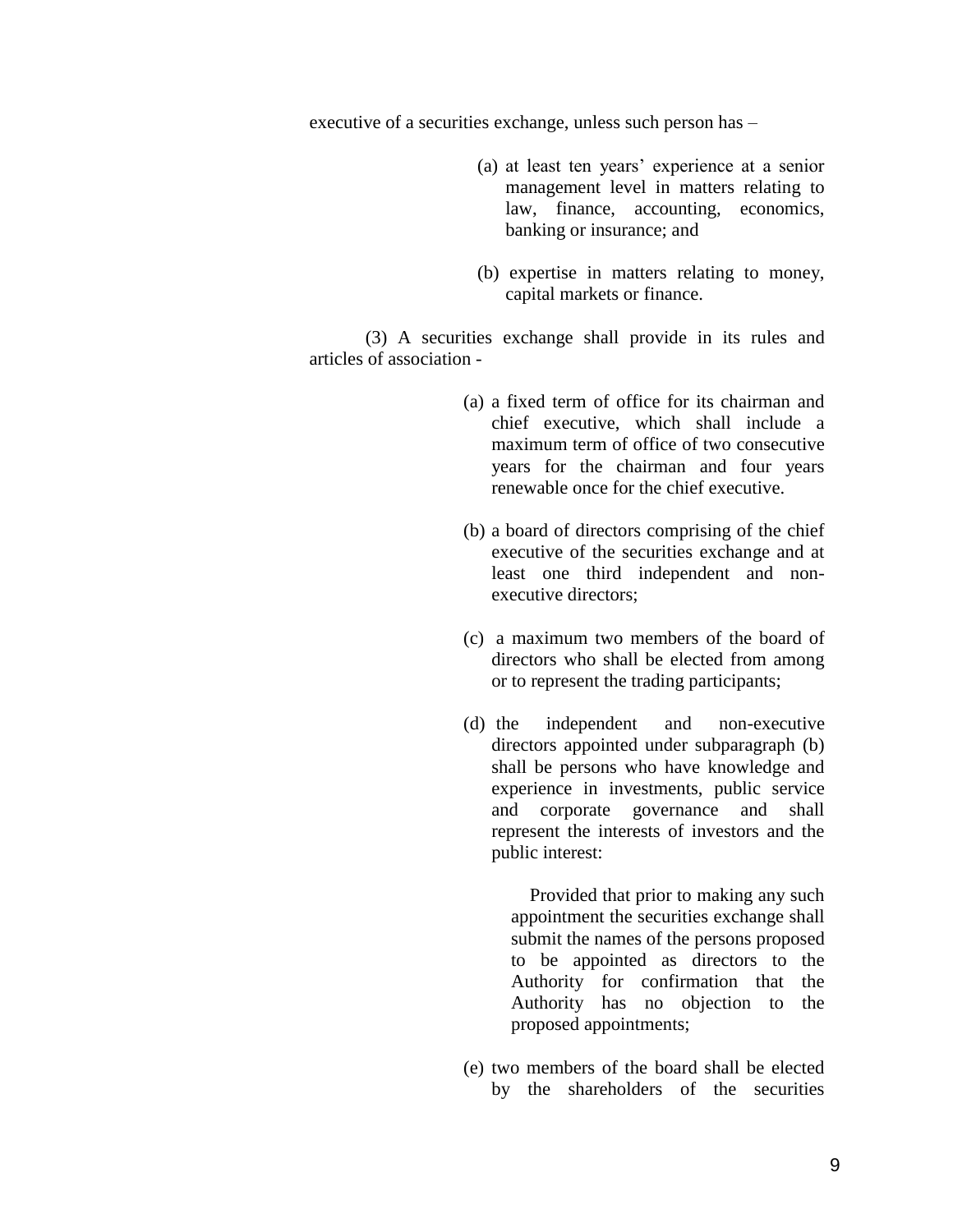executive of a securities exchange, unless such person has –

(a) at least ten years' experience at a senior management level in matters relating to law, finance, accounting, economics, banking or insurance; and

(b) expertise in matters relating to money, capital markets or finance.

(3) A securities exchange shall provide in its rules and articles of association -

(a) a fixed term of office for its chairman and chief executive, which shall include a maximum term of office of two consecutive years for the chairman and four years renewable once for the chief executive.

(b) a board of directors comprising of the chief executive of the securities exchange and at least one third independent and non-executive directors;

(c) a maximum two members of the board of directors who shall be elected from among or to represent the trading participants;

(d) the independent and non-executive directors appointed under subparagraph (b) shall be persons who have knowledge and experience in investments, public service and corporate governance and shall represent the interests of investors and the public interest:

Provided that prior to making any such appointment the securities exchange shall submit the names of the persons proposed to be appointed as directors to the Authority for confirmation that the Authority has no objection to the proposed appointments;

(e) two members of the board shall be elected by the shareholders of the securities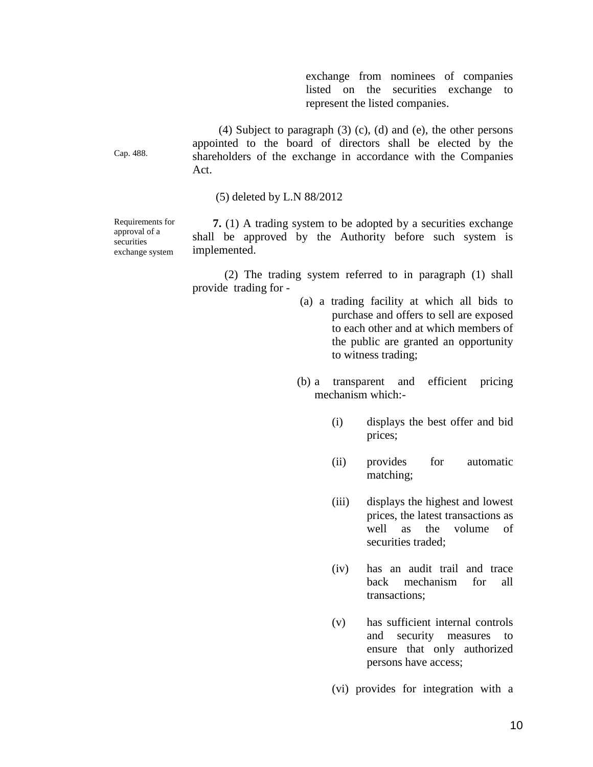exchange from nominees of companies listed on the securities exchange to represent the listed companies.

Cap. 488.

(4) Subject to paragraph (3) (c), (d) and (e), the other persons appointed to the board of directors shall be elected by the shareholders of the exchange in accordance with the Companies Act.

(5) deleted by L.N 88/2012

Requirements for approval of a securities exchange system

**7.** (1) A trading system to be adopted by a securities exchange shall be approved by the Authority before such system is implemented.

(2) The trading system referred to in paragraph (1) shall provide trading for -

(a) a trading facility at which all bids to purchase and offers to sell are exposed to each other and at which members of the public are granted an opportunity to witness trading;

(b) a transparent and efficient pricing mechanism which:-

(i) displays the best offer and bid prices;

(ii) provides for automatic matching;

(iii) displays the highest and lowest prices, the latest transactions as well as the volume of securities traded;

(iv) has an audit trail and trace back mechanism for all transactions;

(v) has sufficient internal controls and security measures to ensure that only authorized persons have access;

(vi) provides for integration with a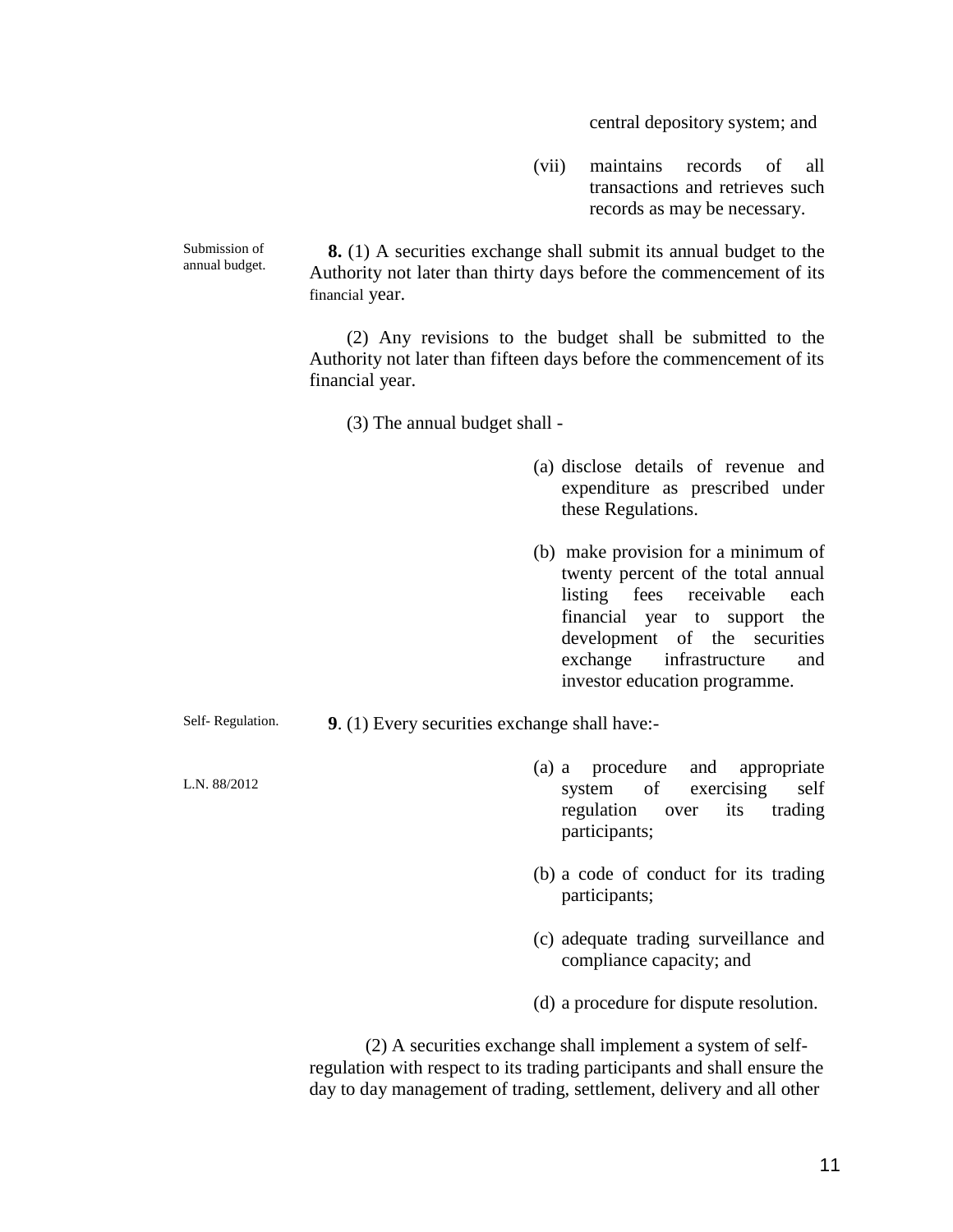central depository system; and

(vii) maintains records of all transactions and retrieves such records as may be necessary.

Submission of annual budget.

**8.** (1) A securities exchange shall submit its annual budget to the Authority not later than thirty days before the commencement of its financial year.

(2) Any revisions to the budget shall be submitted to the Authority not later than fifteen days before the commencement of its financial year.

(3) The annual budget shall -

(a) disclose details of revenue and expenditure as prescribed under these Regulations.

(b) make provision for a minimum of twenty percent of the total annual listing fees receivable each financial year to support the development of the securities exchange infrastructure and investor education programme.

Self- Regulation.

L.N. 88/2012

**9**. (1) Every securities exchange shall have:-

(a) a procedure and appropriate system of exercising self regulation over its trading participants;

(b) a code of conduct for its trading participants;

(c) adequate trading surveillance and compliance capacity; and

(d) a procedure for dispute resolution.

(2) A securities exchange shall implement a system of self-regulation with respect to its trading participants and shall ensure the day to day management of trading, settlement, delivery and all other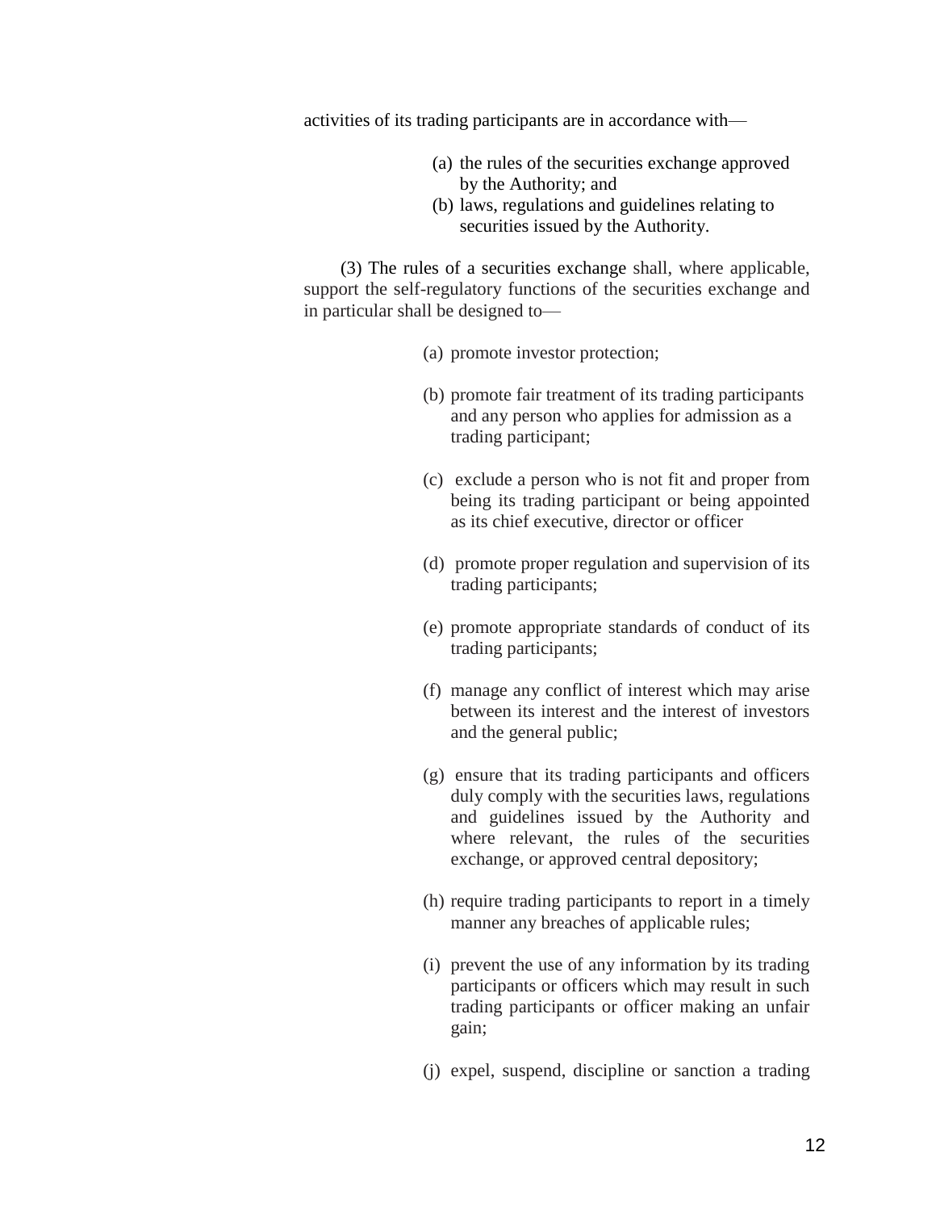activities of its trading participants are in accordance with—

(a) the rules of the securities exchange approved by the Authority; and
(b) laws, regulations and guidelines relating to securities issued by the Authority.

(3) The rules of a securities exchange shall, where applicable, support the self-regulatory functions of the securities exchange and in particular shall be designed to—

(a) promote investor protection;

(b) promote fair treatment of its trading participants and any person who applies for admission as a trading participant;

(c) exclude a person who is not fit and proper from being its trading participant or being appointed as its chief executive, director or officer

(d) promote proper regulation and supervision of its trading participants;

(e) promote appropriate standards of conduct of its trading participants;

(f) manage any conflict of interest which may arise between its interest and the interest of investors and the general public;

(g) ensure that its trading participants and officers duly comply with the securities laws, regulations and guidelines issued by the Authority and where relevant, the rules of the securities exchange, or approved central depository;

(h) require trading participants to report in a timely manner any breaches of applicable rules;

(i) prevent the use of any information by its trading participants or officers which may result in such trading participants or officer making an unfair gain;

(j) expel, suspend, discipline or sanction a trading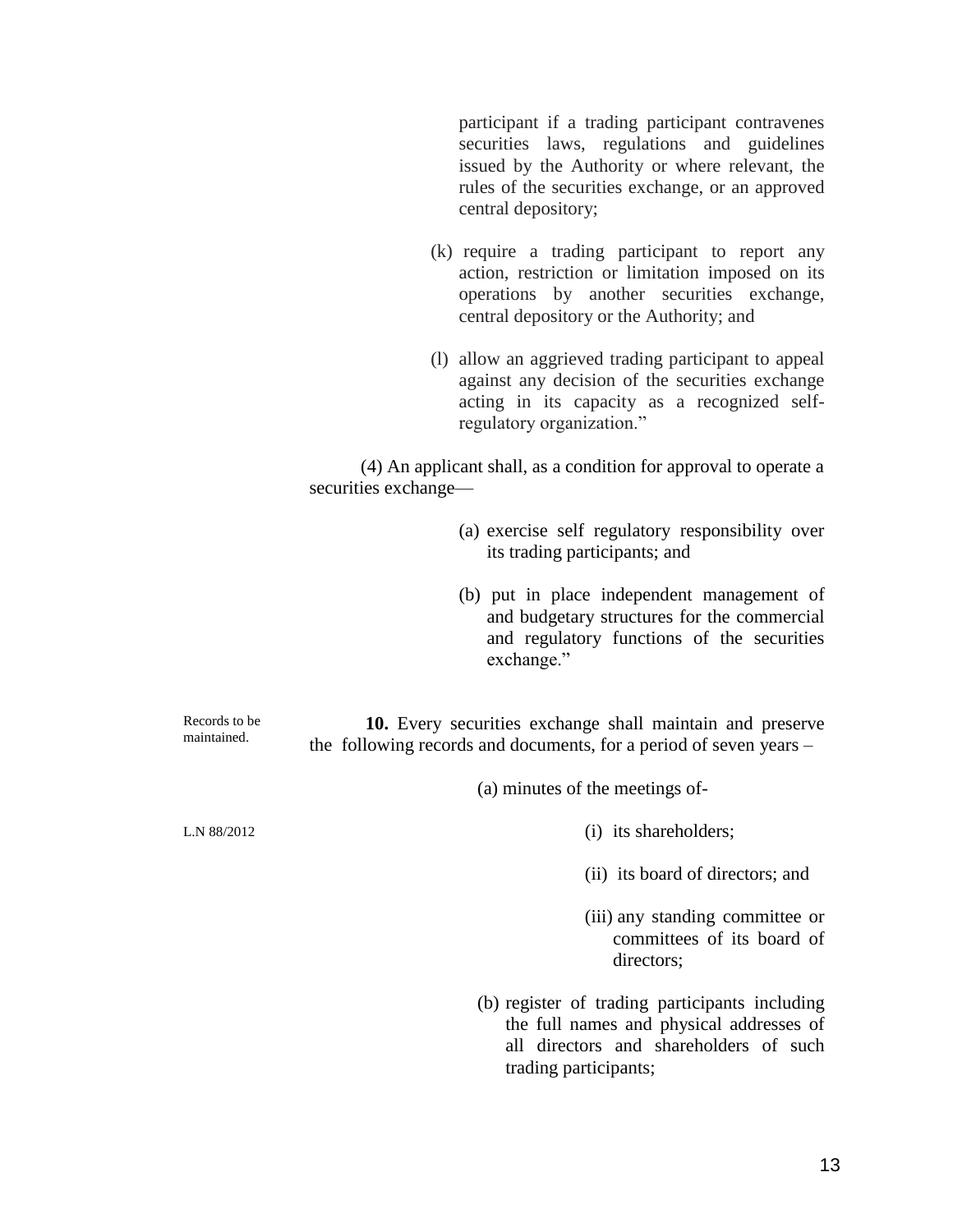participant if a trading participant contravenes securities laws, regulations and guidelines issued by the Authority or where relevant, the rules of the securities exchange, or an approved central depository;

(k) require a trading participant to report any action, restriction or limitation imposed on its operations by another securities exchange, central depository or the Authority; and

(l) allow an aggrieved trading participant to appeal against any decision of the securities exchange acting in its capacity as a recognized self-regulatory organization."

(4) An applicant shall, as a condition for approval to operate a securities exchange—

(a) exercise self regulatory responsibility over its trading participants; and

(b) put in place independent management of and budgetary structures for the commercial and regulatory functions of the securities exchange."

Records to be maintained.

**10.** Every securities exchange shall maintain and preserve the following records and documents, for a period of seven years –

(a) minutes of the meetings of-

L.N 88/2012

(i) its shareholders;

(ii) its board of directors; and

(iii) any standing committee or committees of its board of directors;

(b) register of trading participants including the full names and physical addresses of all directors and shareholders of such trading participants;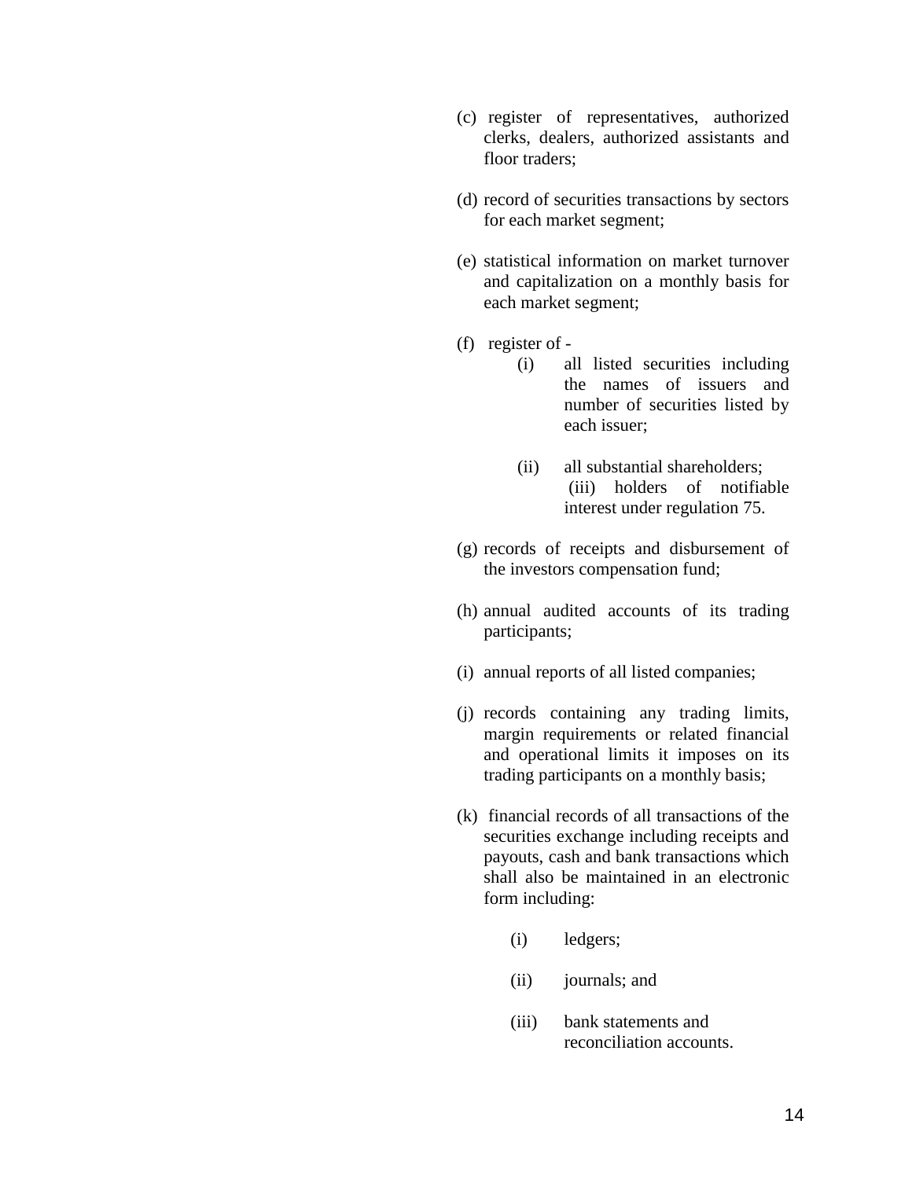(c) register of representatives, authorized clerks, dealers, authorized assistants and floor traders;

(d) record of securities transactions by sectors for each market segment;

(e) statistical information on market turnover and capitalization on a monthly basis for each market segment;

(f) register of -

   (i) all listed securities including the names of issuers and number of securities listed by each issuer;

   (ii) all substantial shareholders;

   (iii) holders of notifiable interest under regulation 75.

(g) records of receipts and disbursement of the investors compensation fund;

(h) annual audited accounts of its trading participants;

(i) annual reports of all listed companies;

(j) records containing any trading limits, margin requirements or related financial and operational limits it imposes on its trading participants on a monthly basis;

(k) financial records of all transactions of the securities exchange including receipts and payouts, cash and bank transactions which shall also be maintained in an electronic form including:

   (i) ledgers;

   (ii) journals; and

   (iii) bank statements and reconciliation accounts.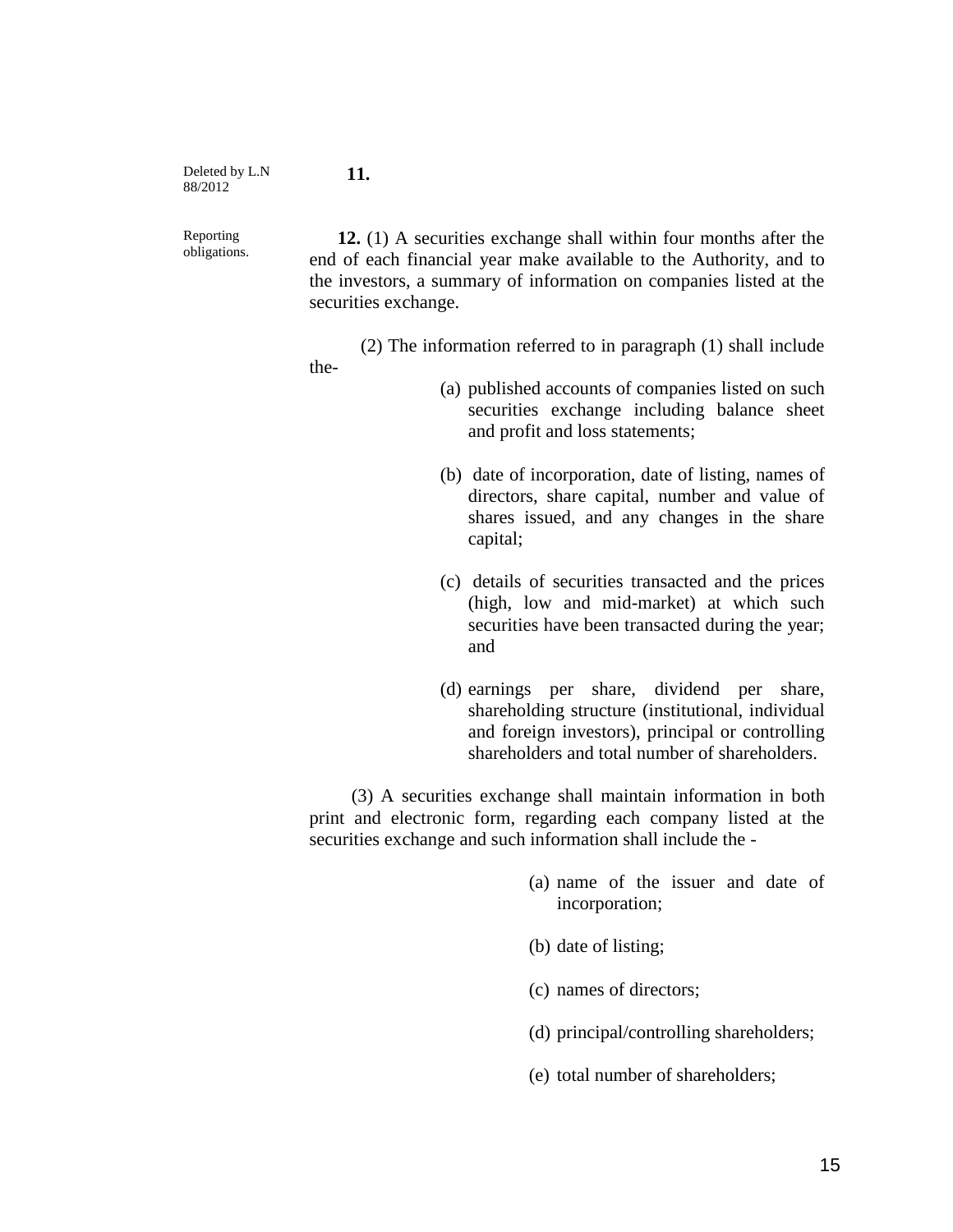Deleted by L.N 88/2012

**11.**

Reporting obligations.

**12.** (1) A securities exchange shall within four months after the end of each financial year make available to the Authority, and to the investors, a summary of information on companies listed at the securities exchange.

(2) The information referred to in paragraph (1) shall include the-

(a) published accounts of companies listed on such securities exchange including balance sheet and profit and loss statements;

(b) date of incorporation, date of listing, names of directors, share capital, number and value of shares issued, and any changes in the share capital;

(c) details of securities transacted and the prices (high, low and mid-market) at which such securities have been transacted during the year; and

(d) earnings per share, dividend per share, shareholding structure (institutional, individual and foreign investors), principal or controlling shareholders and total number of shareholders.

(3) A securities exchange shall maintain information in both print and electronic form, regarding each company listed at the securities exchange and such information shall include the -

(a) name of the issuer and date of incorporation;

(b) date of listing;

(c) names of directors;

(d) principal/controlling shareholders;

(e) total number of shareholders;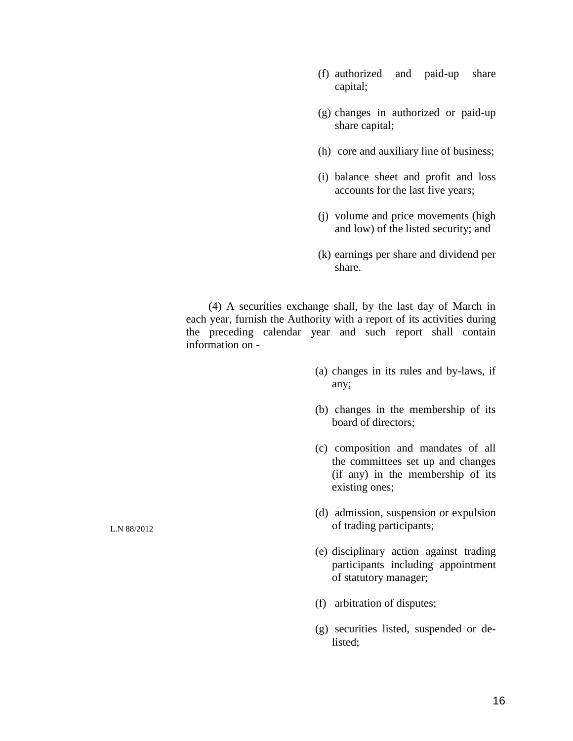(f) authorized and paid-up share capital;

(g) changes in authorized or paid-up share capital;

(h) core and auxiliary line of business;

(i) balance sheet and profit and loss accounts for the last five years;

(j) volume and price movements (high and low) of the listed security; and

(k) earnings per share and dividend per share.

(4) A securities exchange shall, by the last day of March in each year, furnish the Authority with a report of its activities during the preceding calendar year and such report shall contain information on -

(a) changes in its rules and by-laws, if any;

(b) changes in the membership of its board of directors;

(c) composition and mandates of all the committees set up and changes (if any) in the membership of its existing ones;

L.N 88/2012

(d) admission, suspension or expulsion of trading participants;

(e) disciplinary action against trading participants including appointment of statutory manager;

(f) arbitration of disputes;

(g) securities listed, suspended or de-listed;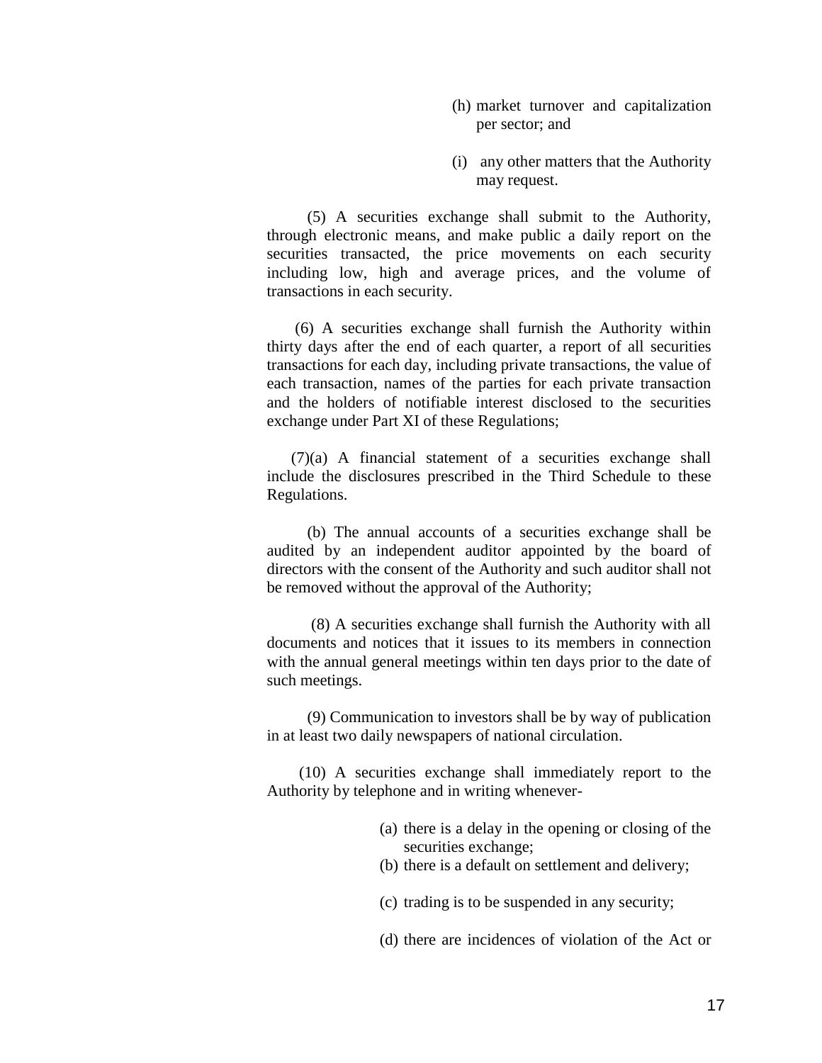(h) market turnover and capitalization per sector; and

(i) any other matters that the Authority may request.

(5) A securities exchange shall submit to the Authority, through electronic means, and make public a daily report on the securities transacted, the price movements on each security including low, high and average prices, and the volume of transactions in each security.

(6) A securities exchange shall furnish the Authority within thirty days after the end of each quarter, a report of all securities transactions for each day, including private transactions, the value of each transaction, names of the parties for each private transaction and the holders of notifiable interest disclosed to the securities exchange under Part XI of these Regulations;

(7)(a) A financial statement of a securities exchange shall include the disclosures prescribed in the Third Schedule to these Regulations.

(b) The annual accounts of a securities exchange shall be audited by an independent auditor appointed by the board of directors with the consent of the Authority and such auditor shall not be removed without the approval of the Authority;

(8) A securities exchange shall furnish the Authority with all documents and notices that it issues to its members in connection with the annual general meetings within ten days prior to the date of such meetings.

(9) Communication to investors shall be by way of publication in at least two daily newspapers of national circulation.

(10) A securities exchange shall immediately report to the Authority by telephone and in writing whenever-

(a) there is a delay in the opening or closing of the securities exchange;

(b) there is a default on settlement and delivery;

(c) trading is to be suspended in any security;

(d) there are incidences of violation of the Act or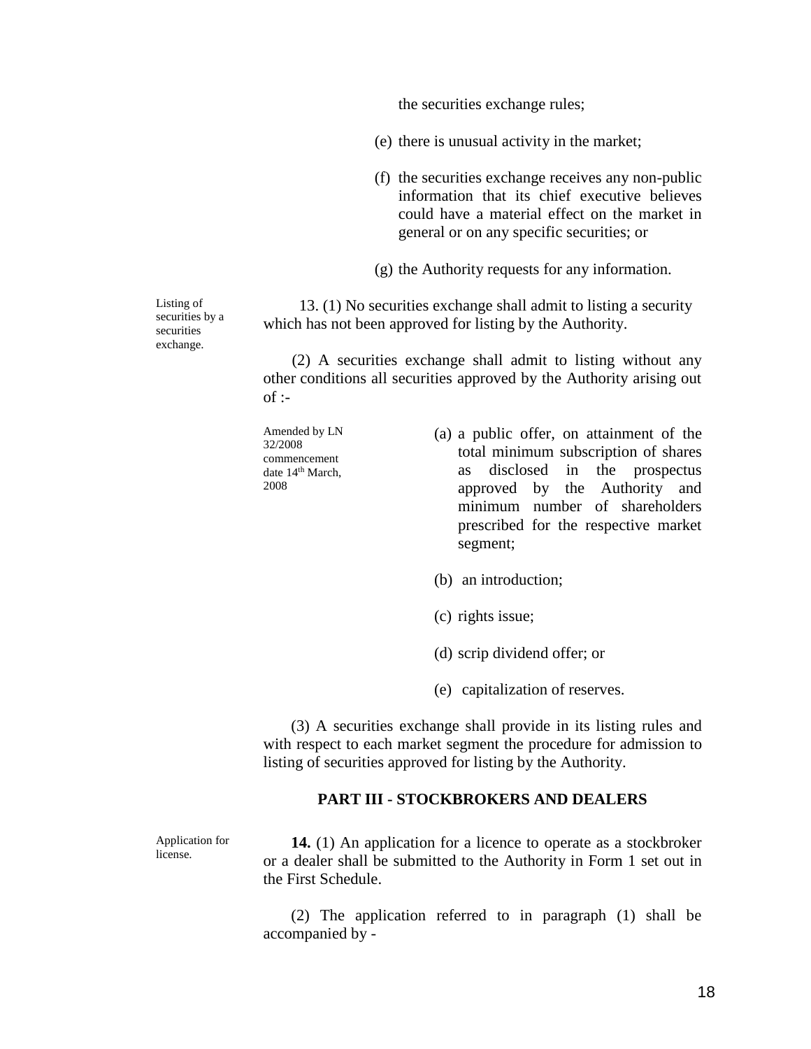the securities exchange rules;

(e) there is unusual activity in the market;

(f) the securities exchange receives any non-public information that its chief executive believes could have a material effect on the market in general or on any specific securities; or

(g) the Authority requests for any information.

Listing of securities by a securities exchange.

13. (1) No securities exchange shall admit to listing a security which has not been approved for listing by the Authority.

(2) A securities exchange shall admit to listing without any other conditions all securities approved by the Authority arising out of :-

Amended by LN 32/2008 commencement date 14th March, 2008

(a) a public offer, on attainment of the total minimum subscription of shares as disclosed in the prospectus approved by the Authority and minimum number of shareholders prescribed for the respective market segment;

(b) an introduction;

(c) rights issue;

(d) scrip dividend offer; or

(e) capitalization of reserves.

(3) A securities exchange shall provide in its listing rules and with respect to each market segment the procedure for admission to listing of securities approved for listing by the Authority.

## PART III - STOCKBROKERS AND DEALERS

Application for license.

**14.** (1) An application for a licence to operate as a stockbroker or a dealer shall be submitted to the Authority in Form 1 set out in the First Schedule.

(2) The application referred to in paragraph (1) shall be accompanied by -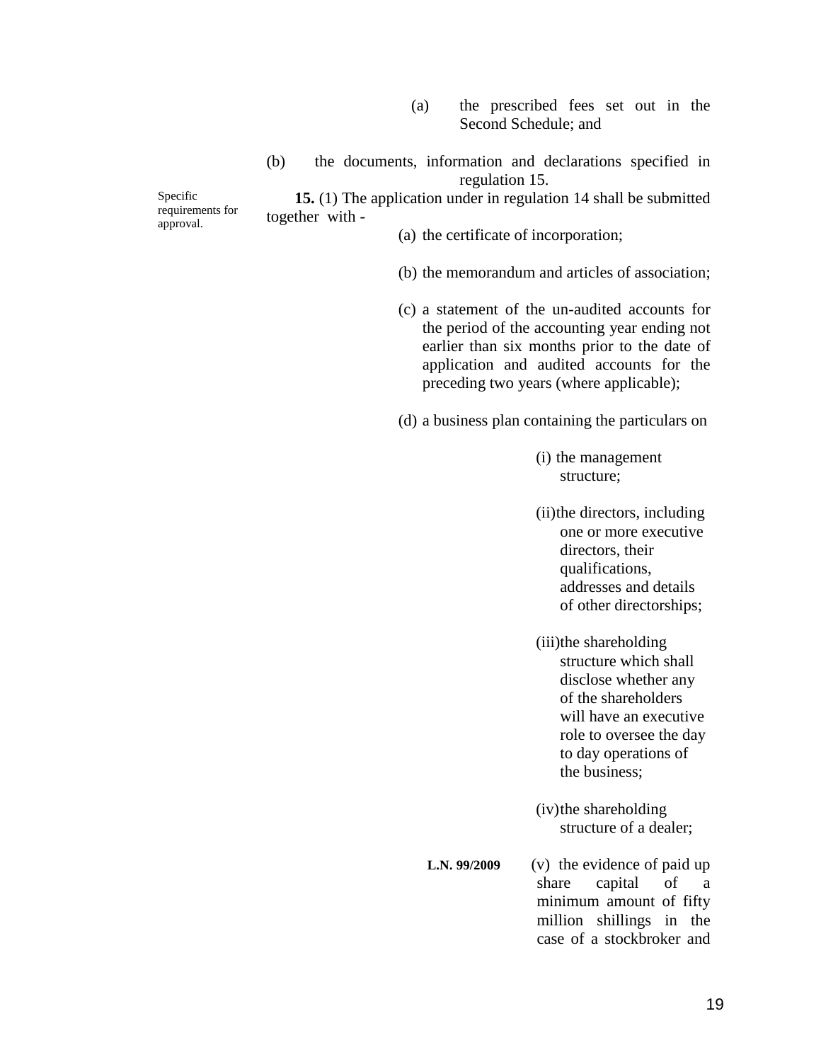(a) the prescribed fees set out in the Second Schedule; and

(b) the documents, information and declarations specified in regulation 15.

Specific requirements for approval.

**15.** (1) The application under in regulation 14 shall be submitted together with -

(a) the certificate of incorporation;

(b) the memorandum and articles of association;

(c) a statement of the un-audited accounts for the period of the accounting year ending not earlier than six months prior to the date of application and audited accounts for the preceding two years (where applicable);

(d) a business plan containing the particulars on

(i) the management structure;

(ii) the directors, including one or more executive directors, their qualifications, addresses and details of other directorships;

(iii) the shareholding structure which shall disclose whether any of the shareholders will have an executive role to oversee the day to day operations of the business;

(iv) the shareholding structure of a dealer;

**L.N. 99/2009**

(v) the evidence of paid up share capital of a minimum amount of fifty million shillings in the case of a stockbroker and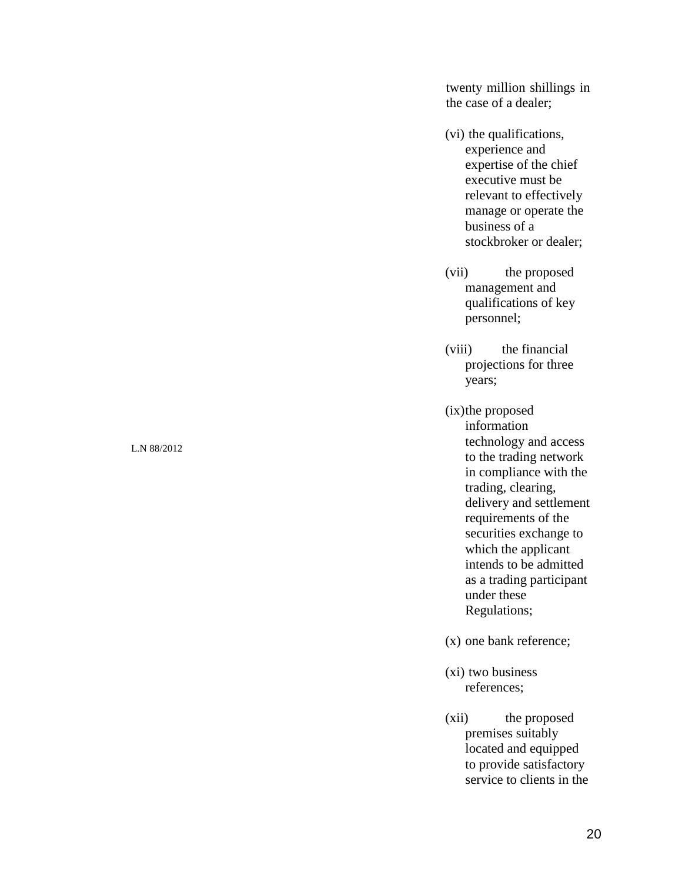twenty million shillings in the case of a dealer;

(vi) the qualifications, experience and expertise of the chief executive must be relevant to effectively manage or operate the business of a stockbroker or dealer;

(vii) the proposed management and qualifications of key personnel;

(viii) the financial projections for three years;

L.N 88/2012

(ix) the proposed information technology and access to the trading network in compliance with the trading, clearing, delivery and settlement requirements of the securities exchange to which the applicant intends to be admitted as a trading participant under these Regulations;

(x) one bank reference;

(xi) two business references;

(xii) the proposed premises suitably located and equipped to provide satisfactory service to clients in the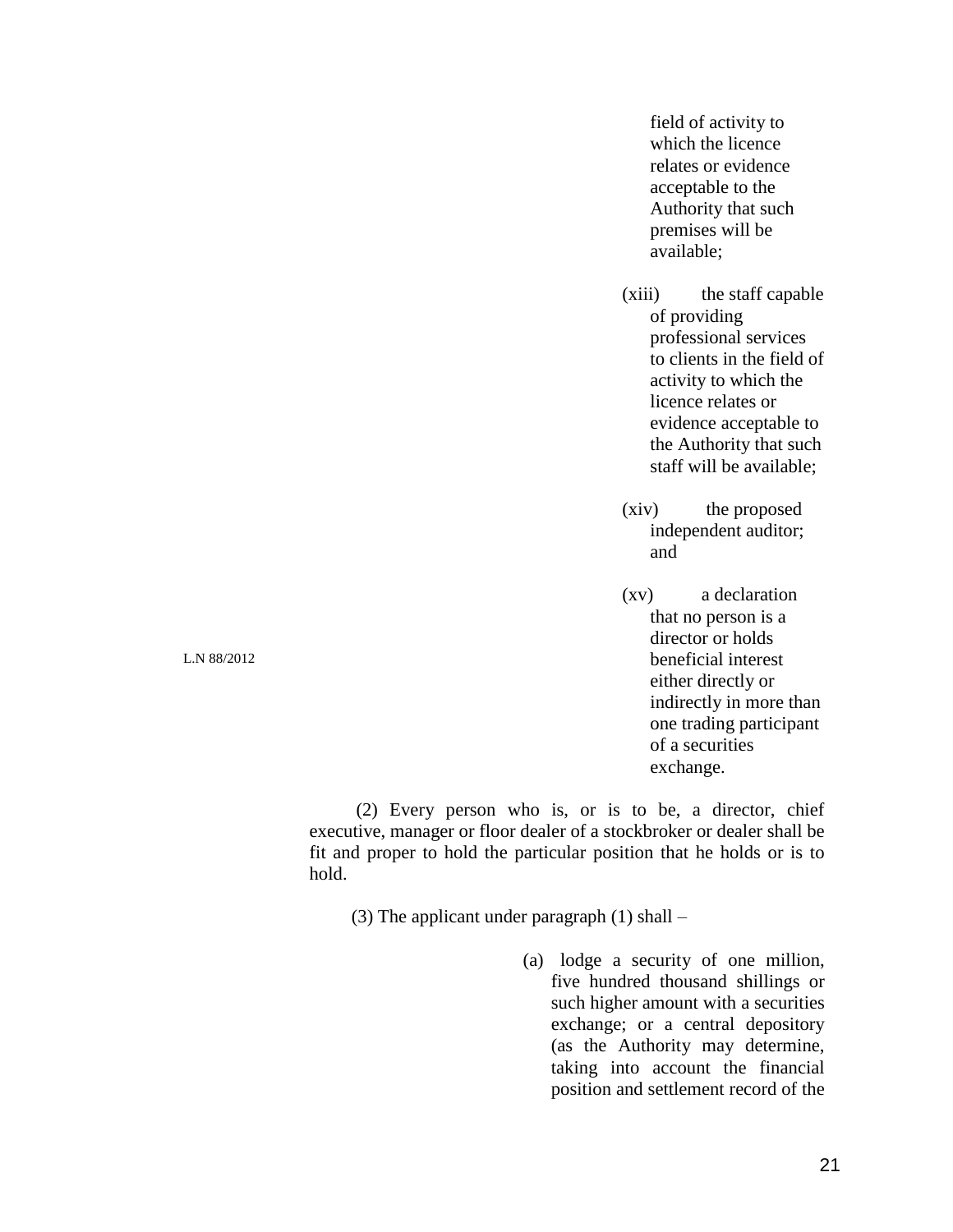field of activity to which the licence relates or evidence acceptable to the Authority that such premises will be available;

(xiii) the staff capable of providing professional services to clients in the field of activity to which the licence relates or evidence acceptable to the Authority that such staff will be available;

(xiv) the proposed independent auditor; and

L.N 88/2012

(xv) a declaration that no person is a director or holds beneficial interest either directly or indirectly in more than one trading participant of a securities exchange.

(2) Every person who is, or is to be, a director, chief executive, manager or floor dealer of a stockbroker or dealer shall be fit and proper to hold the particular position that he holds or is to hold.

(3) The applicant under paragraph (1) shall –

(a) lodge a security of one million, five hundred thousand shillings or such higher amount with a securities exchange; or a central depository (as the Authority may determine, taking into account the financial position and settlement record of the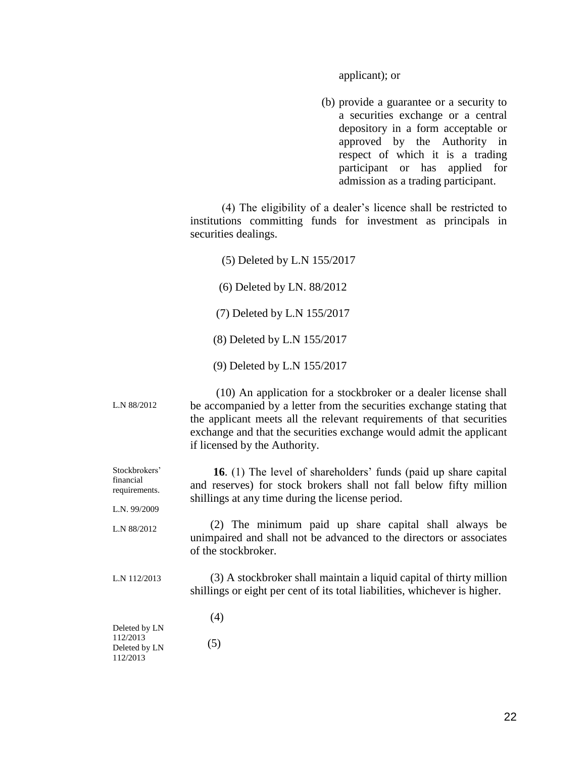applicant); or

(b) provide a guarantee or a security to a securities exchange or a central depository in a form acceptable or approved by the Authority in respect of which it is a trading participant or has applied for admission as a trading participant.

(4) The eligibility of a dealer's licence shall be restricted to institutions committing funds for investment as principals in securities dealings.

(5) Deleted by L.N 155/2017

(6) Deleted by LN. 88/2012

(7) Deleted by L.N 155/2017

(8) Deleted by L.N 155/2017

(9) Deleted by L.N 155/2017

L.N 88/2012

(10) An application for a stockbroker or a dealer license shall be accompanied by a letter from the securities exchange stating that the applicant meets all the relevant requirements of that securities exchange and that the securities exchange would admit the applicant if licensed by the Authority.

Stockbrokers' financial requirements.

L.N. 99/2009

**16**. (1) The level of shareholders' funds (paid up share capital and reserves) for stock brokers shall not fall below fifty million shillings at any time during the license period.

L.N 88/2012

(2) The minimum paid up share capital shall always be unimpaired and shall not be advanced to the directors or associates of the stockbroker.

L.N 112/2013

(3) A stockbroker shall maintain a liquid capital of thirty million shillings or eight per cent of its total liabilities, whichever is higher.

Deleted by LN 112/2013

(4)

Deleted by LN 112/2013

(5)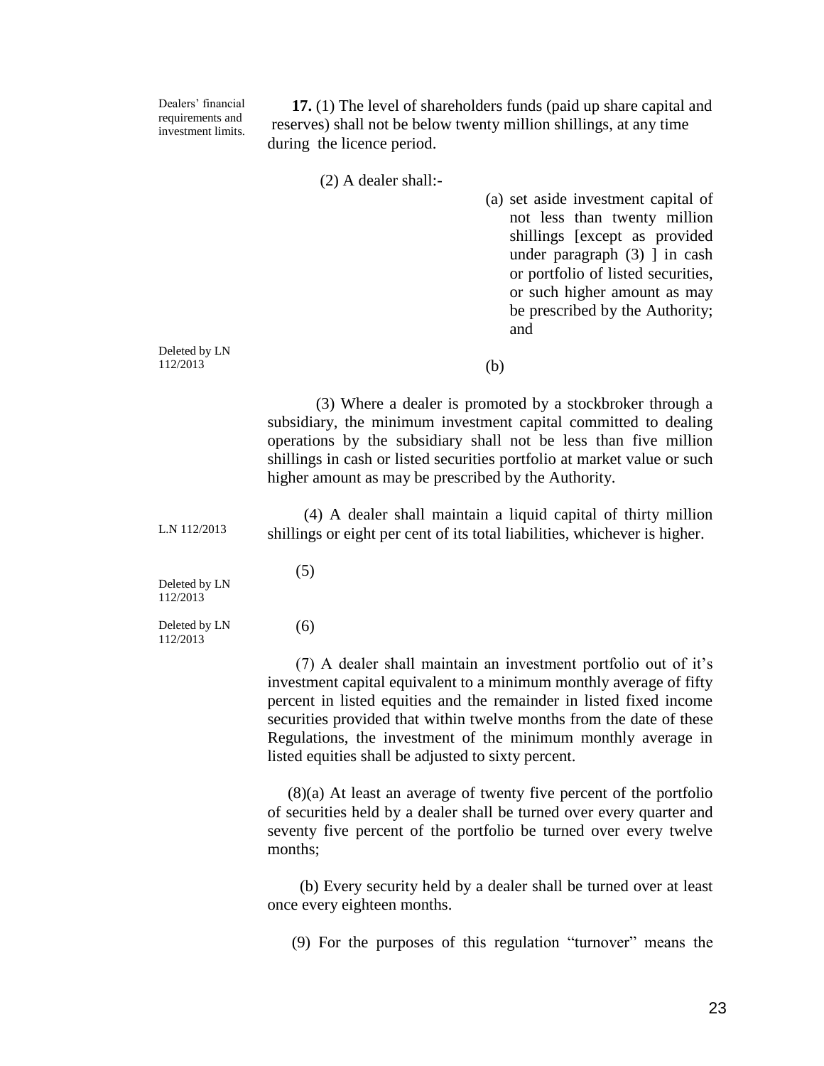Dealers' financial requirements and investment limits.

**17.** (1) The level of shareholders funds (paid up share capital and reserves) shall not be below twenty million shillings, at any time during the licence period.

(2) A dealer shall:-

(a) set aside investment capital of not less than twenty million shillings [except as provided under paragraph (3) ] in cash or portfolio of listed securities, or such higher amount as may be prescribed by the Authority; and

Deleted by LN 112/2013

(b)

(3) Where a dealer is promoted by a stockbroker through a subsidiary, the minimum investment capital committed to dealing operations by the subsidiary shall not be less than five million shillings in cash or listed securities portfolio at market value or such higher amount as may be prescribed by the Authority.

L.N 112/2013

(4) A dealer shall maintain a liquid capital of thirty million shillings or eight per cent of its total liabilities, whichever is higher.

Deleted by LN 112/2013

(5)

Deleted by LN 112/2013

(6)

(7) A dealer shall maintain an investment portfolio out of it's investment capital equivalent to a minimum monthly average of fifty percent in listed equities and the remainder in listed fixed income securities provided that within twelve months from the date of these Regulations, the investment of the minimum monthly average in listed equities shall be adjusted to sixty percent.

(8)(a) At least an average of twenty five percent of the portfolio of securities held by a dealer shall be turned over every quarter and seventy five percent of the portfolio be turned over every twelve months;

(b) Every security held by a dealer shall be turned over at least once every eighteen months.

(9) For the purposes of this regulation "turnover" means the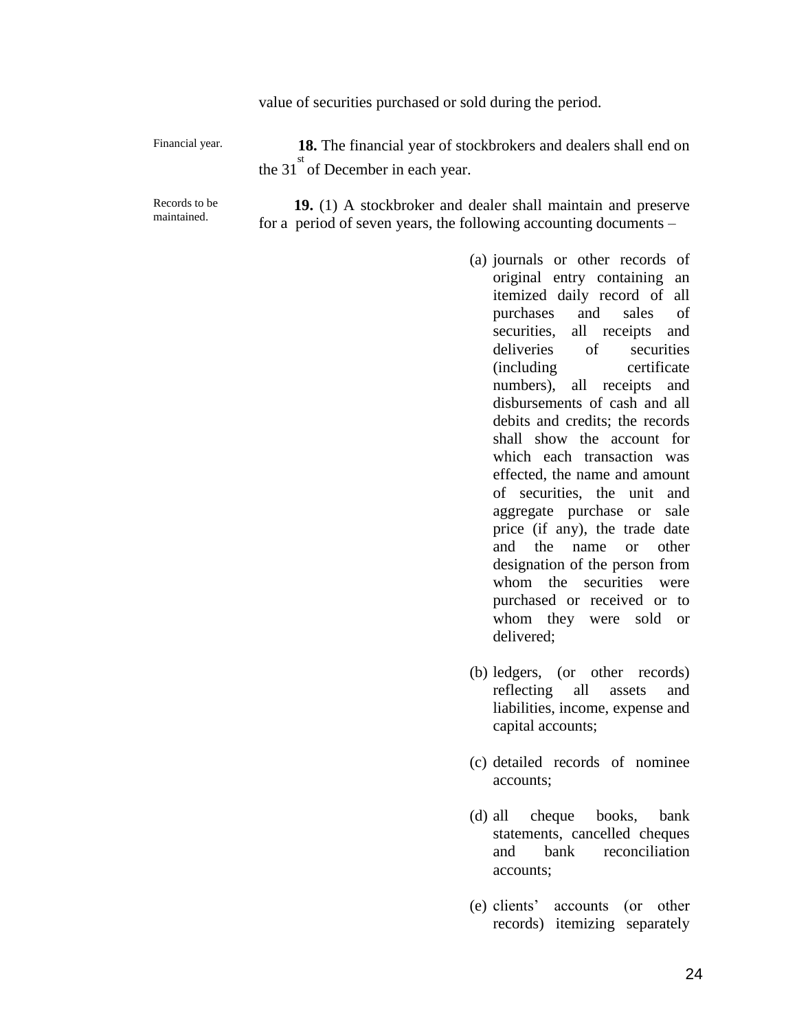value of securities purchased or sold during the period.

Financial year.

**18.** The financial year of stockbrokers and dealers shall end on the 31st of December in each year.

Records to be maintained.

**19.** (1) A stockbroker and dealer shall maintain and preserve for a period of seven years, the following accounting documents –

(a) journals or other records of original entry containing an itemized daily record of all purchases and sales of securities, all receipts and deliveries of securities (including certificate numbers), all receipts and disbursements of cash and all debits and credits; the records shall show the account for which each transaction was effected, the name and amount of securities, the unit and aggregate purchase or sale price (if any), the trade date and the name or other designation of the person from whom the securities were purchased or received or to whom they were sold or delivered;

(b) ledgers, (or other records) reflecting all assets and liabilities, income, expense and capital accounts;

(c) detailed records of nominee accounts;

(d) all cheque books, bank statements, cancelled cheques and bank reconciliation accounts;

(e) clients' accounts (or other records) itemizing separately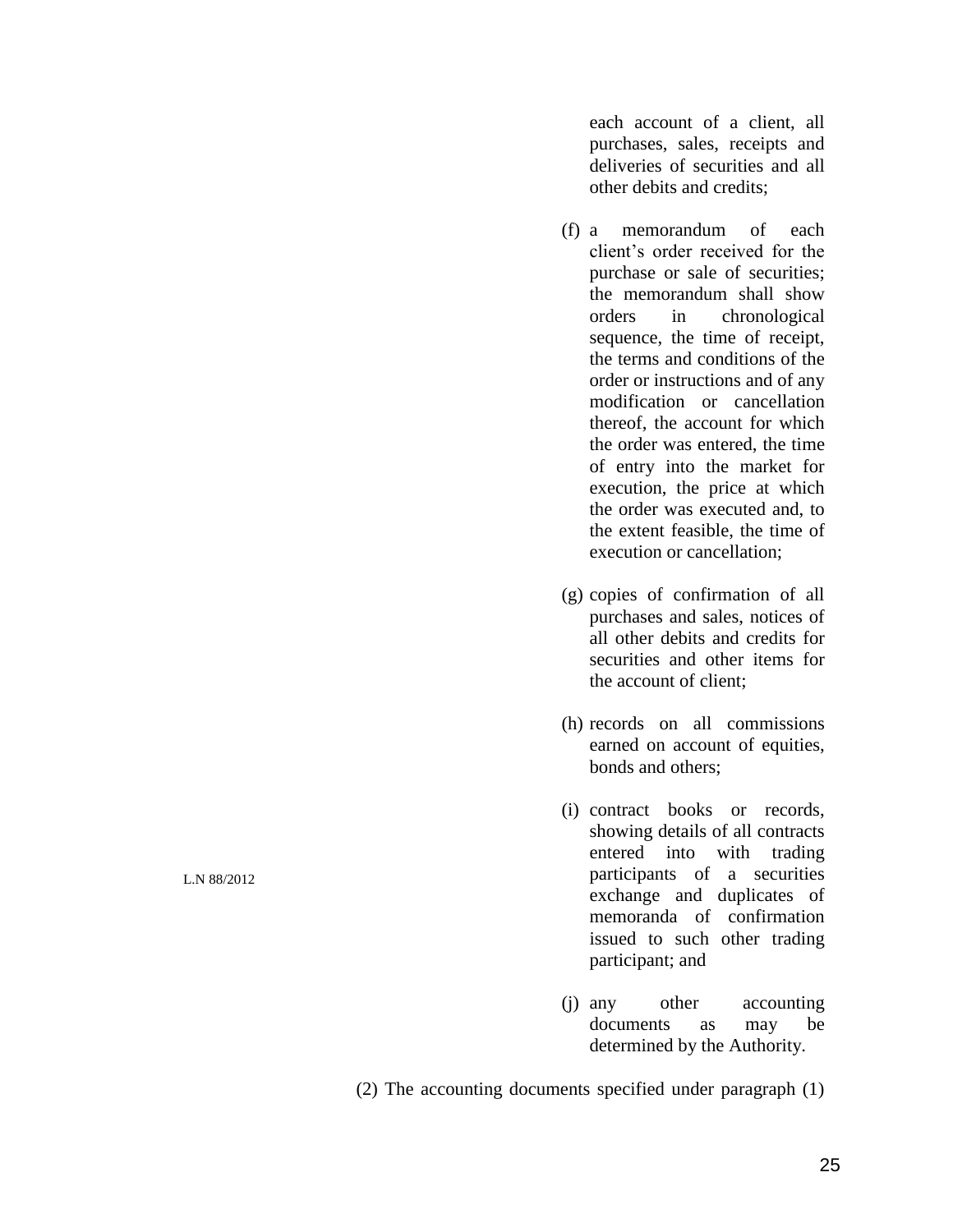each account of a client, all purchases, sales, receipts and deliveries of securities and all other debits and credits;

(f) a memorandum of each client's order received for the purchase or sale of securities; the memorandum shall show orders in chronological sequence, the time of receipt, the terms and conditions of the order or instructions and of any modification or cancellation thereof, the account for which the order was entered, the time of entry into the market for execution, the price at which the order was executed and, to the extent feasible, the time of execution or cancellation;

(g) copies of confirmation of all purchases and sales, notices of all other debits and credits for securities and other items for the account of client;

(h) records on all commissions earned on account of equities, bonds and others;

L.N 88/2012

(i) contract books or records, showing details of all contracts entered into with trading participants of a securities exchange and duplicates of memoranda of confirmation issued to such other trading participant; and

(j) any other accounting documents as may be determined by the Authority.

(2) The accounting documents specified under paragraph (1)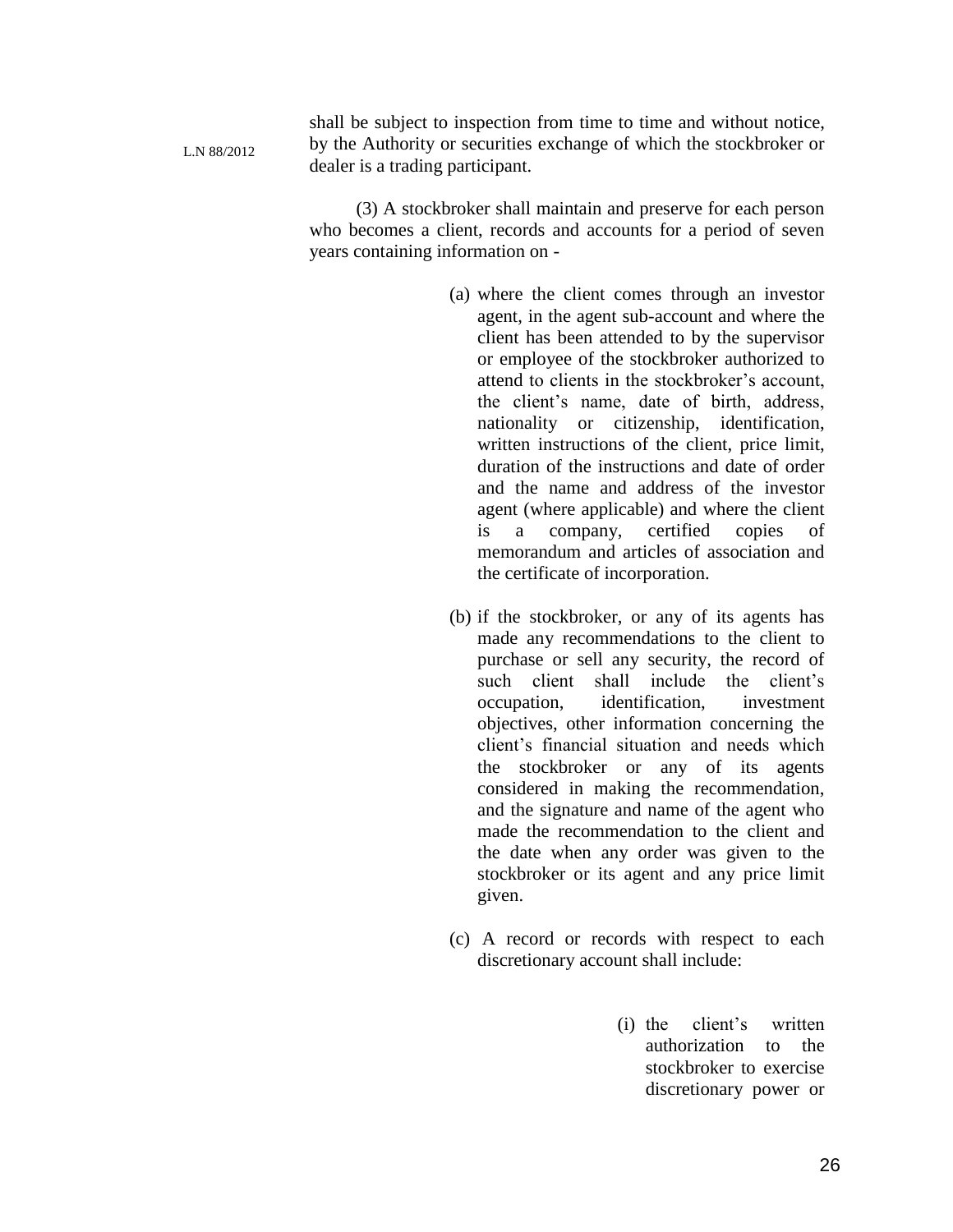L.N 88/2012

shall be subject to inspection from time to time and without notice, by the Authority or securities exchange of which the stockbroker or dealer is a trading participant.

(3) A stockbroker shall maintain and preserve for each person who becomes a client, records and accounts for a period of seven years containing information on -

(a) where the client comes through an investor agent, in the agent sub-account and where the client has been attended to by the supervisor or employee of the stockbroker authorized to attend to clients in the stockbroker's account, the client's name, date of birth, address, nationality or citizenship, identification, written instructions of the client, price limit, duration of the instructions and date of order and the name and address of the investor agent (where applicable) and where the client is a company, certified copies of memorandum and articles of association and the certificate of incorporation.

(b) if the stockbroker, or any of its agents has made any recommendations to the client to purchase or sell any security, the record of such client shall include the client's occupation, identification, investment objectives, other information concerning the client's financial situation and needs which the stockbroker or any of its agents considered in making the recommendation, and the signature and name of the agent who made the recommendation to the client and the date when any order was given to the stockbroker or its agent and any price limit given.

(c) A record or records with respect to each discretionary account shall include:

(i) the client's written authorization to the stockbroker to exercise discretionary power or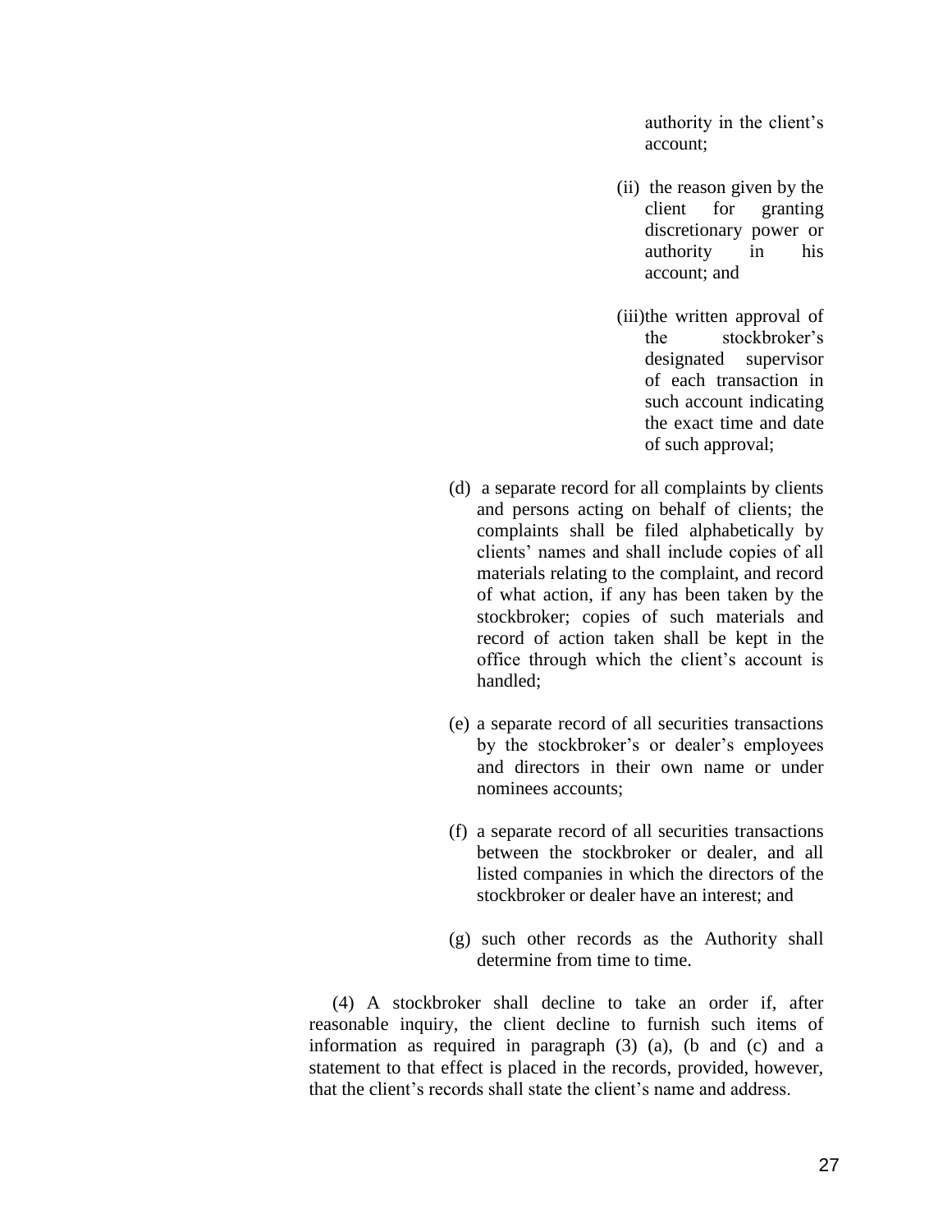authority in the client's account;

(ii) the reason given by the client for granting discretionary power or authority in his account; and

(iii)the written approval of the stockbroker's designated supervisor of each transaction in such account indicating the exact time and date of such approval;

(d) a separate record for all complaints by clients and persons acting on behalf of clients; the complaints shall be filed alphabetically by clients' names and shall include copies of all materials relating to the complaint, and record of what action, if any has been taken by the stockbroker; copies of such materials and record of action taken shall be kept in the office through which the client's account is handled;

(e) a separate record of all securities transactions by the stockbroker's or dealer's employees and directors in their own name or under nominees accounts;

(f) a separate record of all securities transactions between the stockbroker or dealer, and all listed companies in which the directors of the stockbroker or dealer have an interest; and

(g) such other records as the Authority shall determine from time to time.

(4) A stockbroker shall decline to take an order if, after reasonable inquiry, the client decline to furnish such items of information as required in paragraph (3) (a), (b and (c) and a statement to that effect is placed in the records, provided, however, that the client's records shall state the client's name and address.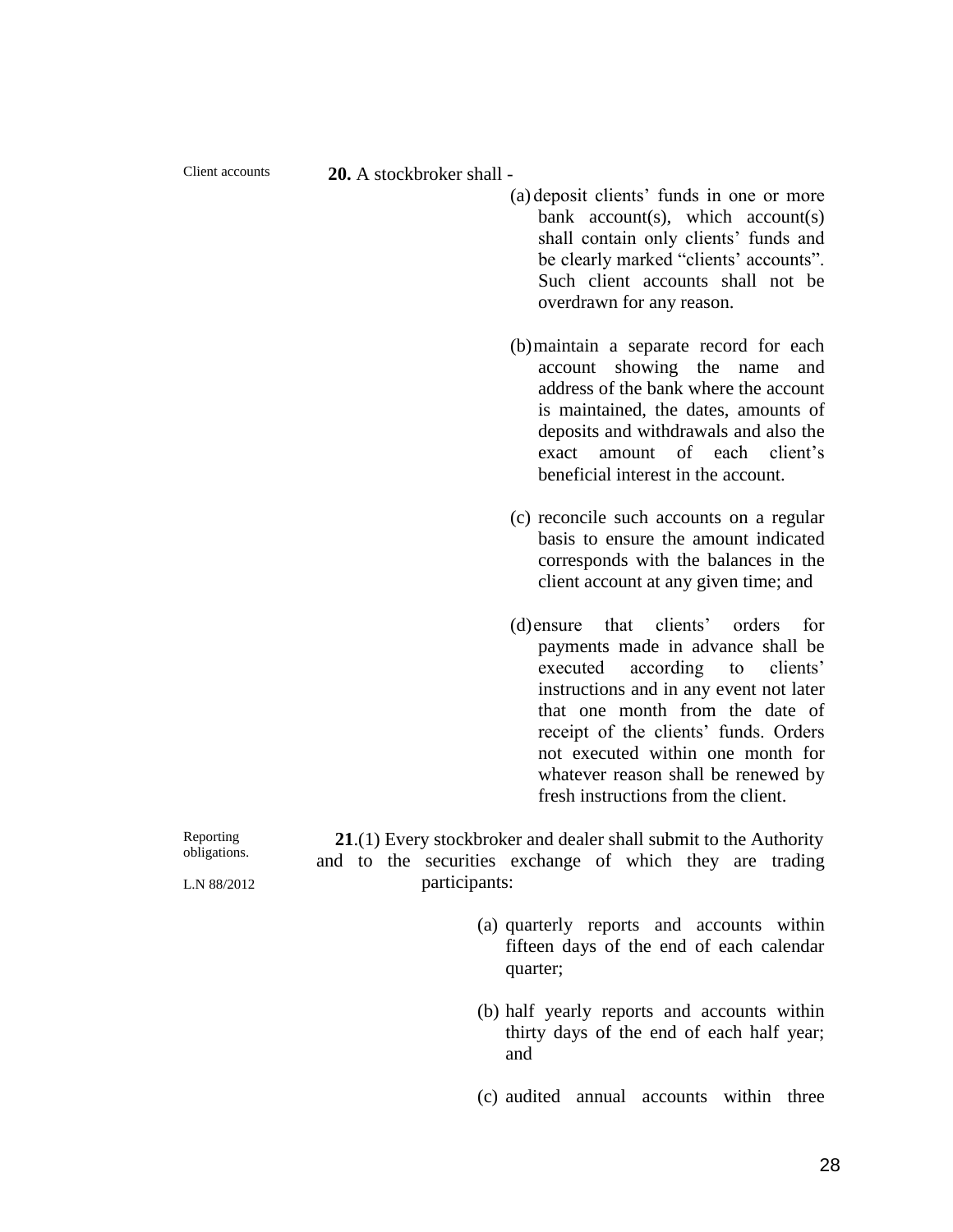Client accounts

**20.** A stockbroker shall -

(a) deposit clients' funds in one or more bank account(s), which account(s) shall contain only clients' funds and be clearly marked "clients' accounts". Such client accounts shall not be overdrawn for any reason.

(b) maintain a separate record for each account showing the name and address of the bank where the account is maintained, the dates, amounts of deposits and withdrawals and also the exact amount of each client's beneficial interest in the account.

(c) reconcile such accounts on a regular basis to ensure the amount indicated corresponds with the balances in the client account at any given time; and

(d) ensure that clients' orders for payments made in advance shall be executed according to clients' instructions and in any event not later that one month from the date of receipt of the clients' funds. Orders not executed within one month for whatever reason shall be renewed by fresh instructions from the client.

Reporting obligations.

L.N 88/2012

**21**.(1) Every stockbroker and dealer shall submit to the Authority and to the securities exchange of which they are trading participants:

(a) quarterly reports and accounts within fifteen days of the end of each calendar quarter;

(b) half yearly reports and accounts within thirty days of the end of each half year; and

(c) audited annual accounts within three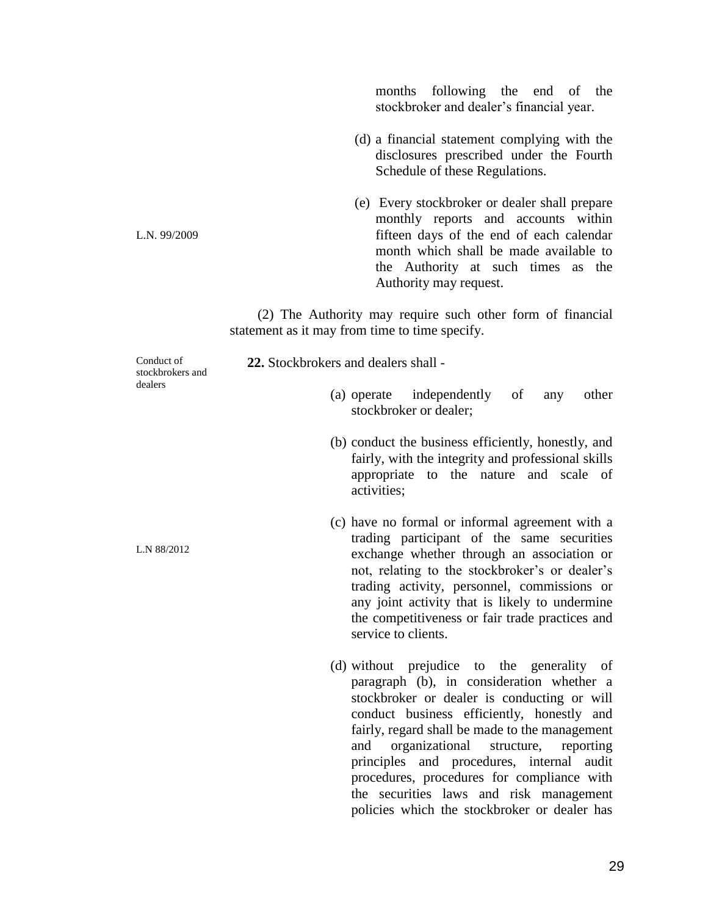months following the end of the stockbroker and dealer's financial year.

(d) a financial statement complying with the disclosures prescribed under the Fourth Schedule of these Regulations.

L.N. 99/2009

(e) Every stockbroker or dealer shall prepare monthly reports and accounts within fifteen days of the end of each calendar month which shall be made available to the Authority at such times as the Authority may request.

(2) The Authority may require such other form of financial statement as it may from time to time specify.

Conduct of stockbrokers and dealers

**22.** Stockbrokers and dealers shall -

(a) operate independently of any other stockbroker or dealer;

(b) conduct the business efficiently, honestly, and fairly, with the integrity and professional skills appropriate to the nature and scale of activities;

L.N 88/2012

(c) have no formal or informal agreement with a trading participant of the same securities exchange whether through an association or not, relating to the stockbroker's or dealer's trading activity, personnel, commissions or any joint activity that is likely to undermine the competitiveness or fair trade practices and service to clients.

(d) without prejudice to the generality of paragraph (b), in consideration whether a stockbroker or dealer is conducting or will conduct business efficiently, honestly and fairly, regard shall be made to the management and organizational structure, reporting principles and procedures, internal audit procedures, procedures for compliance with the securities laws and risk management policies which the stockbroker or dealer has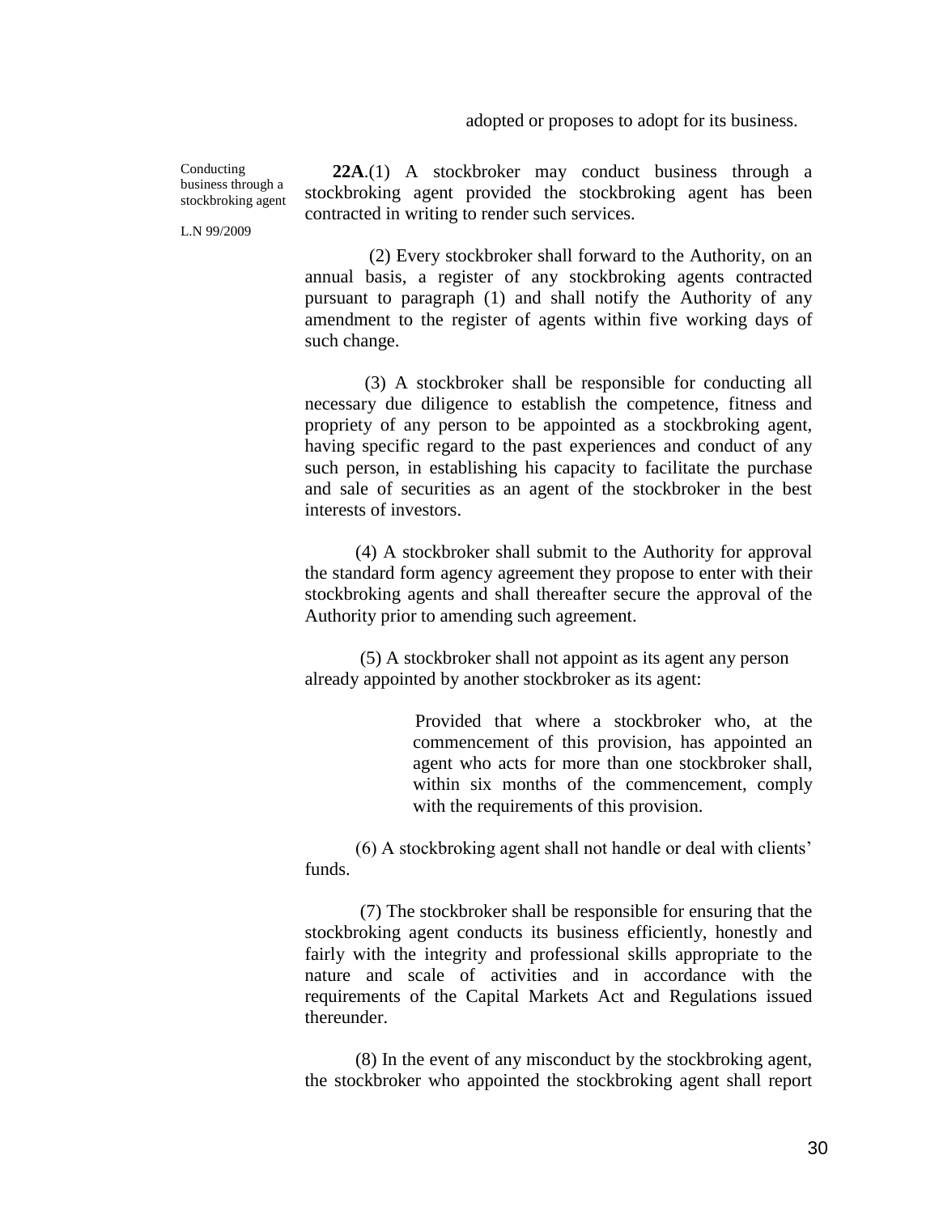adopted or proposes to adopt for its business.

Conducting business through a stockbroking agent

L.N 99/2009

**22A**.(1) A stockbroker may conduct business through a stockbroking agent provided the stockbroking agent has been contracted in writing to render such services.

(2) Every stockbroker shall forward to the Authority, on an annual basis, a register of any stockbroking agents contracted pursuant to paragraph (1) and shall notify the Authority of any amendment to the register of agents within five working days of such change.

(3) A stockbroker shall be responsible for conducting all necessary due diligence to establish the competence, fitness and propriety of any person to be appointed as a stockbroking agent, having specific regard to the past experiences and conduct of any such person, in establishing his capacity to facilitate the purchase and sale of securities as an agent of the stockbroker in the best interests of investors.

(4) A stockbroker shall submit to the Authority for approval the standard form agency agreement they propose to enter with their stockbroking agents and shall thereafter secure the approval of the Authority prior to amending such agreement.

(5) A stockbroker shall not appoint as its agent any person already appointed by another stockbroker as its agent:

> Provided that where a stockbroker who, at the commencement of this provision, has appointed an agent who acts for more than one stockbroker shall, within six months of the commencement, comply with the requirements of this provision.

(6) A stockbroking agent shall not handle or deal with clients' funds.

(7) The stockbroker shall be responsible for ensuring that the stockbroking agent conducts its business efficiently, honestly and fairly with the integrity and professional skills appropriate to the nature and scale of activities and in accordance with the requirements of the Capital Markets Act and Regulations issued thereunder.

(8) In the event of any misconduct by the stockbroking agent, the stockbroker who appointed the stockbroking agent shall report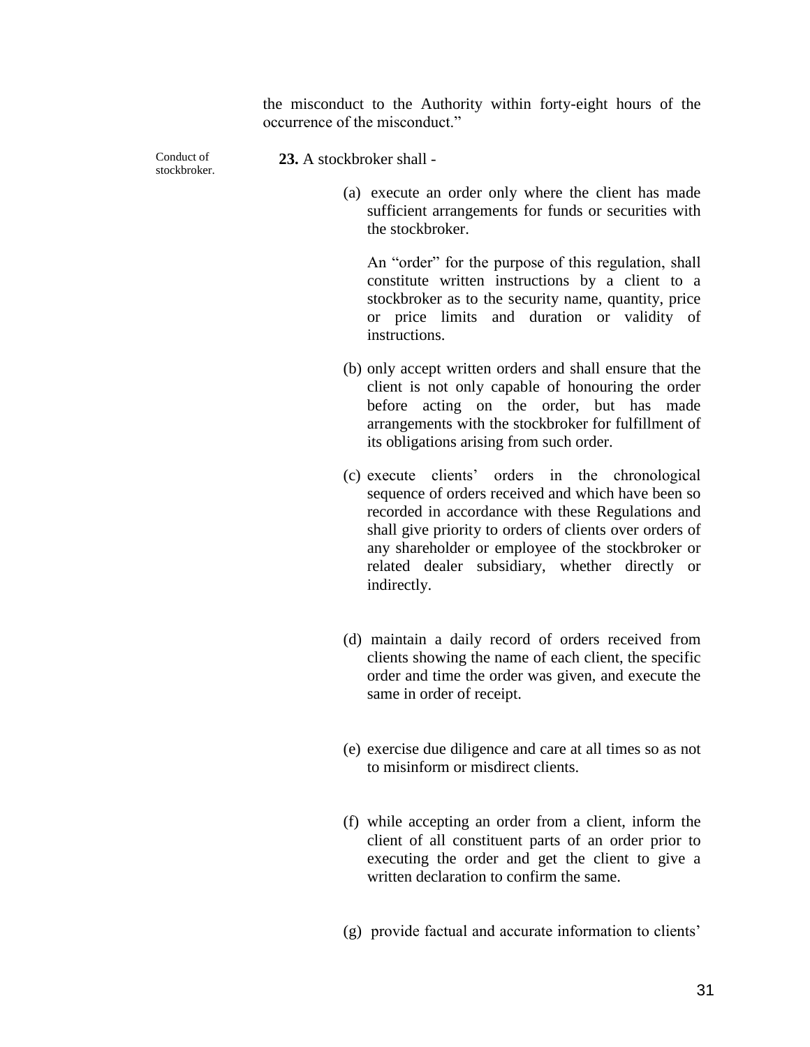the misconduct to the Authority within forty-eight hours of the occurrence of the misconduct."

Conduct of stockbroker.

**23.** A stockbroker shall -

(a) execute an order only where the client has made sufficient arrangements for funds or securities with the stockbroker.

An "order" for the purpose of this regulation, shall constitute written instructions by a client to a stockbroker as to the security name, quantity, price or price limits and duration or validity of instructions.

(b) only accept written orders and shall ensure that the client is not only capable of honouring the order before acting on the order, but has made arrangements with the stockbroker for fulfillment of its obligations arising from such order.

(c) execute clients' orders in the chronological sequence of orders received and which have been so recorded in accordance with these Regulations and shall give priority to orders of clients over orders of any shareholder or employee of the stockbroker or related dealer subsidiary, whether directly or indirectly.

(d) maintain a daily record of orders received from clients showing the name of each client, the specific order and time the order was given, and execute the same in order of receipt.

(e) exercise due diligence and care at all times so as not to misinform or misdirect clients.

(f) while accepting an order from a client, inform the client of all constituent parts of an order prior to executing the order and get the client to give a written declaration to confirm the same.

(g) provide factual and accurate information to clients'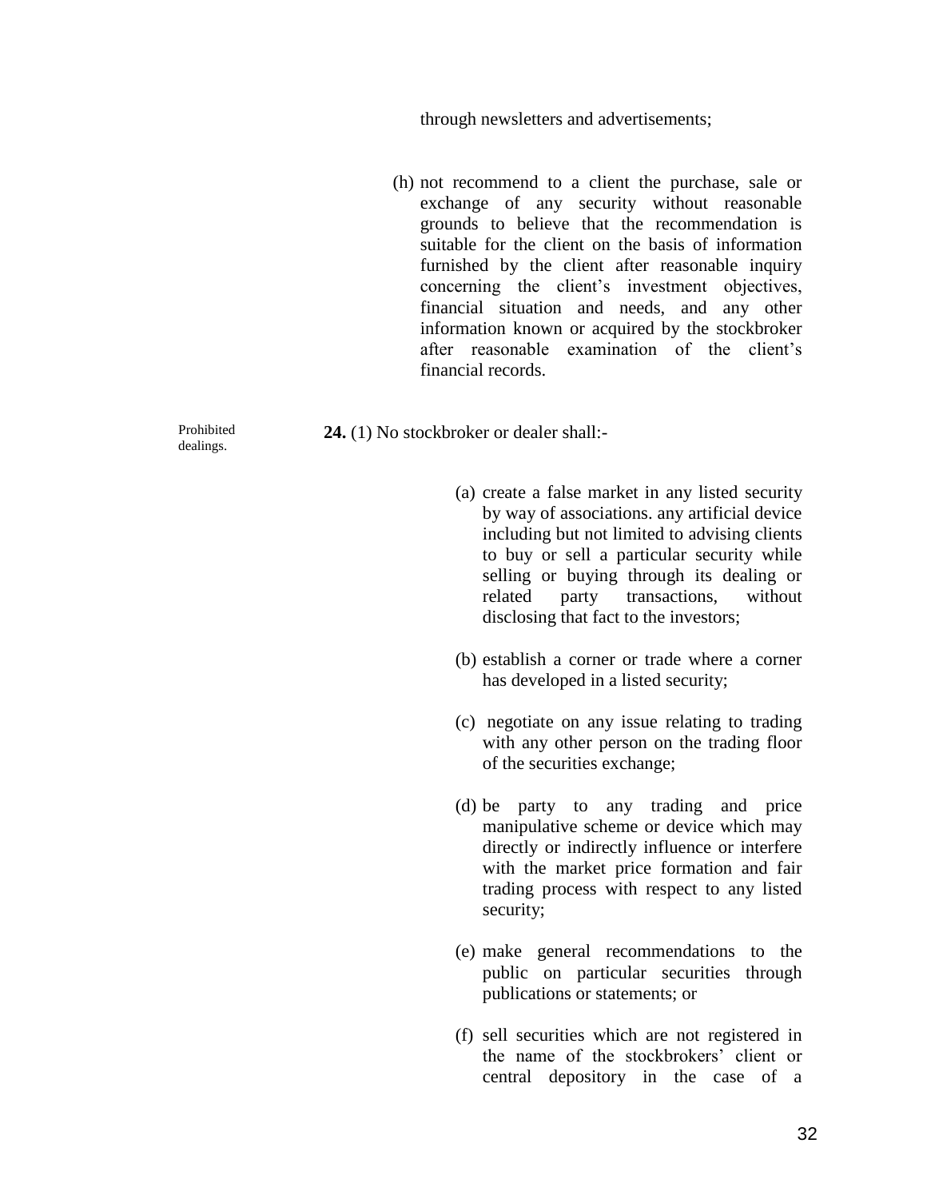through newsletters and advertisements;

(h) not recommend to a client the purchase, sale or exchange of any security without reasonable grounds to believe that the recommendation is suitable for the client on the basis of information furnished by the client after reasonable inquiry concerning the client's investment objectives, financial situation and needs, and any other information known or acquired by the stockbroker after reasonable examination of the client's financial records.

Prohibited dealings.

**24.** (1) No stockbroker or dealer shall:-

(a) create a false market in any listed security by way of associations. any artificial device including but not limited to advising clients to buy or sell a particular security while selling or buying through its dealing or related party transactions, without disclosing that fact to the investors;

(b) establish a corner or trade where a corner has developed in a listed security;

(c) negotiate on any issue relating to trading with any other person on the trading floor of the securities exchange;

(d) be party to any trading and price manipulative scheme or device which may directly or indirectly influence or interfere with the market price formation and fair trading process with respect to any listed security;

(e) make general recommendations to the public on particular securities through publications or statements; or

(f) sell securities which are not registered in the name of the stockbrokers' client or central depository in the case of a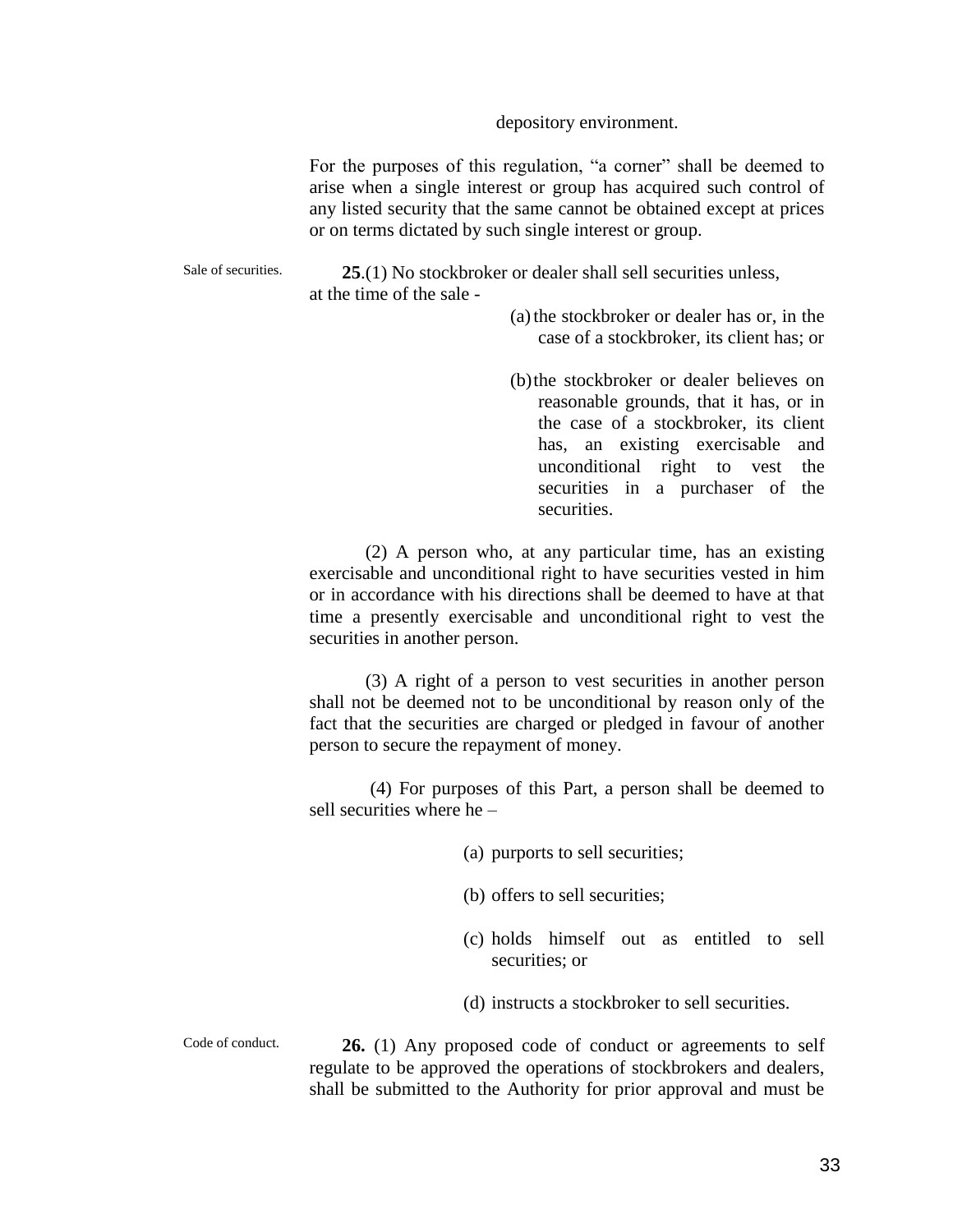depository environment.

For the purposes of this regulation, "a corner" shall be deemed to arise when a single interest or group has acquired such control of any listed security that the same cannot be obtained except at prices or on terms dictated by such single interest or group.

Sale of securities.

**25**.(1) No stockbroker or dealer shall sell securities unless, at the time of the sale -

(a) the stockbroker or dealer has or, in the case of a stockbroker, its client has; or

(b) the stockbroker or dealer believes on reasonable grounds, that it has, or in the case of a stockbroker, its client has, an existing exercisable and unconditional right to vest the securities in a purchaser of the securities.

(2) A person who, at any particular time, has an existing exercisable and unconditional right to have securities vested in him or in accordance with his directions shall be deemed to have at that time a presently exercisable and unconditional right to vest the securities in another person.

(3) A right of a person to vest securities in another person shall not be deemed not to be unconditional by reason only of the fact that the securities are charged or pledged in favour of another person to secure the repayment of money.

(4) For purposes of this Part, a person shall be deemed to sell securities where he –

(a) purports to sell securities;

(b) offers to sell securities;

(c) holds himself out as entitled to sell securities; or

(d) instructs a stockbroker to sell securities.

Code of conduct.

**26.** (1) Any proposed code of conduct or agreements to self regulate to be approved the operations of stockbrokers and dealers, shall be submitted to the Authority for prior approval and must be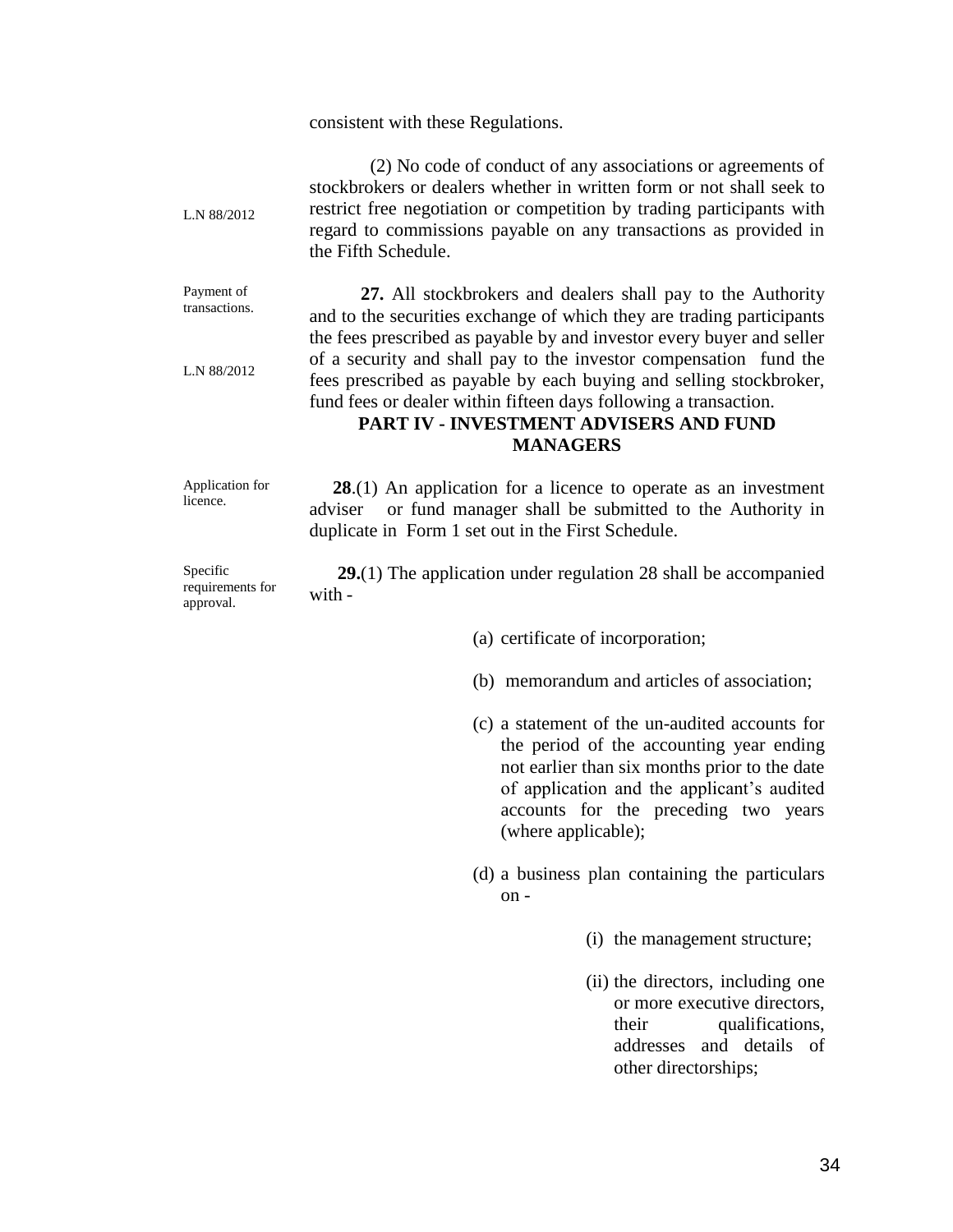consistent with these Regulations.

L.N 88/2012

(2) No code of conduct of any associations or agreements of stockbrokers or dealers whether in written form or not shall seek to restrict free negotiation or competition by trading participants with regard to commissions payable on any transactions as provided in the Fifth Schedule.

Payment of transactions.

L.N 88/2012

**27.** All stockbrokers and dealers shall pay to the Authority and to the securities exchange of which they are trading participants the fees prescribed as payable by and investor every buyer and seller of a security and shall pay to the investor compensation fund the fees prescribed as payable by each buying and selling stockbroker, fund fees or dealer within fifteen days following a transaction.

## PART IV - INVESTMENT ADVISERS AND FUND MANAGERS

Application for licence.

**28**.(1) An application for a licence to operate as an investment adviser or fund manager shall be submitted to the Authority in duplicate in Form 1 set out in the First Schedule.

Specific requirements for approval.

**29.**(1) The application under regulation 28 shall be accompanied with -

(a) certificate of incorporation;

(b) memorandum and articles of association;

(c) a statement of the un-audited accounts for the period of the accounting year ending not earlier than six months prior to the date of application and the applicant's audited accounts for the preceding two years (where applicable);

(d) a business plan containing the particulars on -

(i) the management structure;

(ii) the directors, including one or more executive directors, their qualifications, addresses and details of other directorships;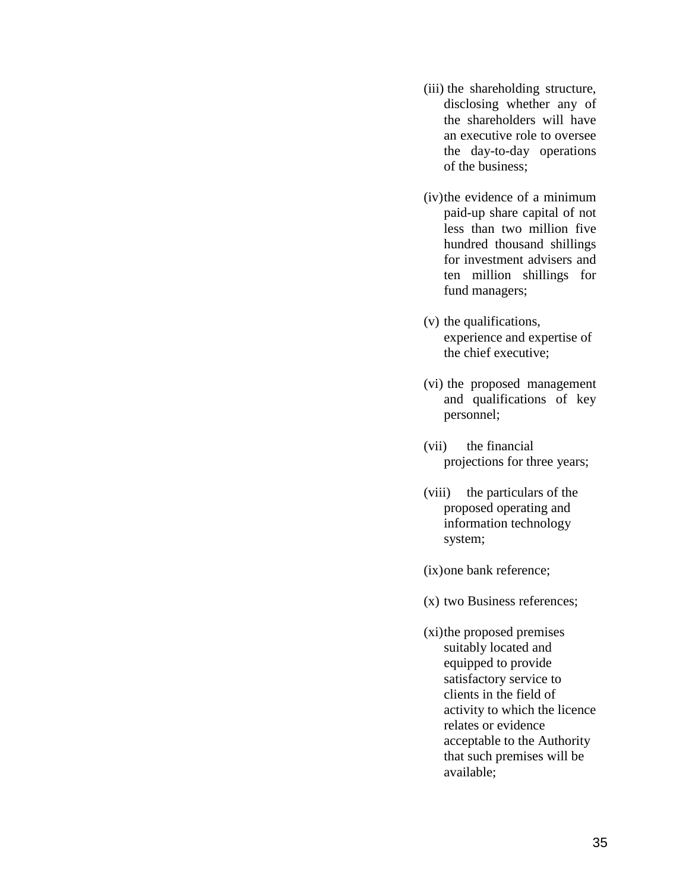(iii) the shareholding structure, disclosing whether any of the shareholders will have an executive role to oversee the day-to-day operations of the business;

(iv) the evidence of a minimum paid-up share capital of not less than two million five hundred thousand shillings for investment advisers and ten million shillings for fund managers;

(v) the qualifications, experience and expertise of the chief executive;

(vi) the proposed management and qualifications of key personnel;

(vii) the financial projections for three years;

(viii) the particulars of the proposed operating and information technology system;

(ix) one bank reference;

(x) two Business references;

(xi) the proposed premises suitably located and equipped to provide satisfactory service to clients in the field of activity to which the licence relates or evidence acceptable to the Authority that such premises will be available;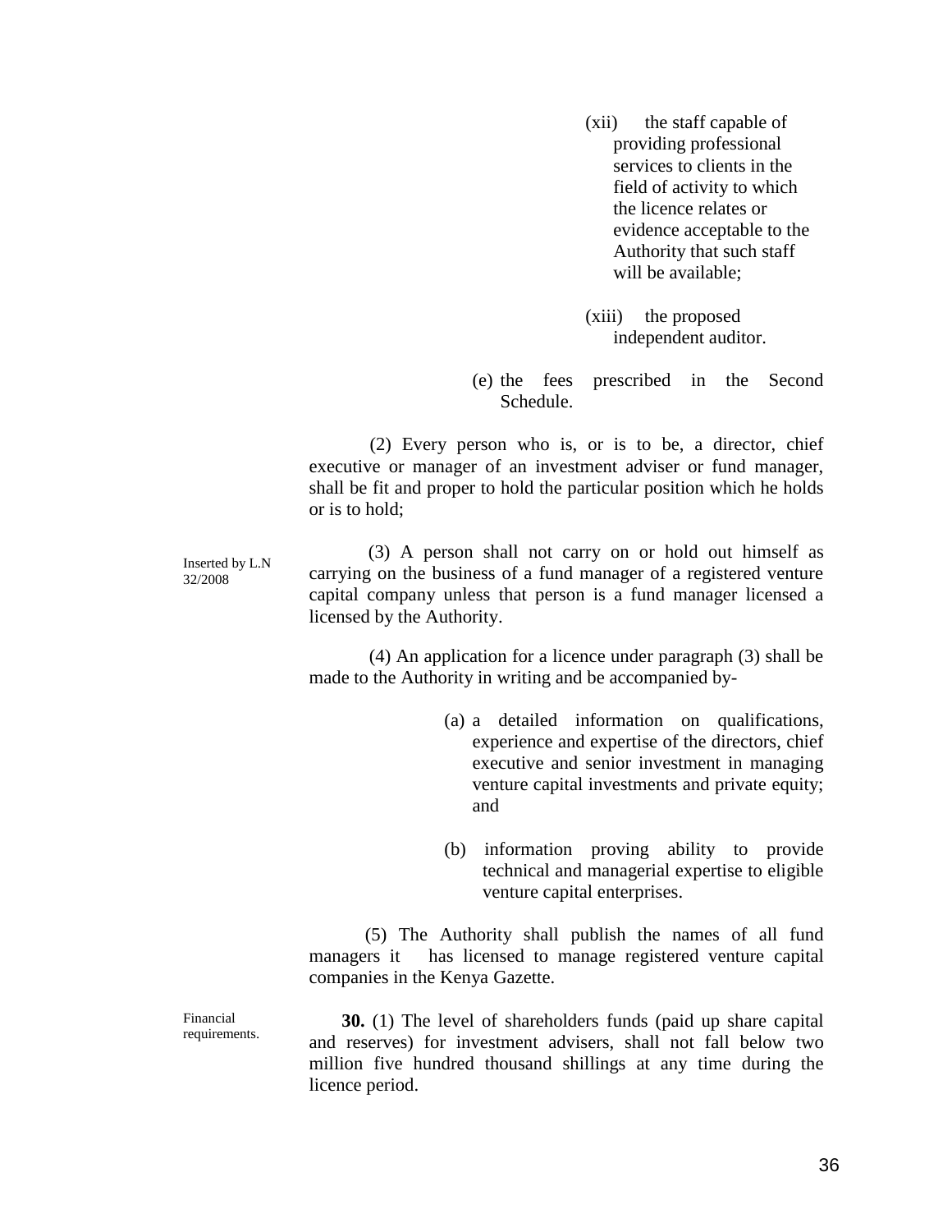(xii) the staff capable of providing professional services to clients in the field of activity to which the licence relates or evidence acceptable to the Authority that such staff will be available;

(xiii) the proposed independent auditor.

(e) the fees prescribed in the Second Schedule.

(2) Every person who is, or is to be, a director, chief executive or manager of an investment adviser or fund manager, shall be fit and proper to hold the particular position which he holds or is to hold;

Inserted by L.N 32/2008

(3) A person shall not carry on or hold out himself as carrying on the business of a fund manager of a registered venture capital company unless that person is a fund manager licensed a licensed by the Authority.

(4) An application for a licence under paragraph (3) shall be made to the Authority in writing and be accompanied by-

(a) a detailed information on qualifications, experience and expertise of the directors, chief executive and senior investment in managing venture capital investments and private equity; and

(b) information proving ability to provide technical and managerial expertise to eligible venture capital enterprises.

(5) The Authority shall publish the names of all fund managers it has licensed to manage registered venture capital companies in the Kenya Gazette.

Financial requirements.

**30.** (1) The level of shareholders funds (paid up share capital and reserves) for investment advisers, shall not fall below two million five hundred thousand shillings at any time during the licence period.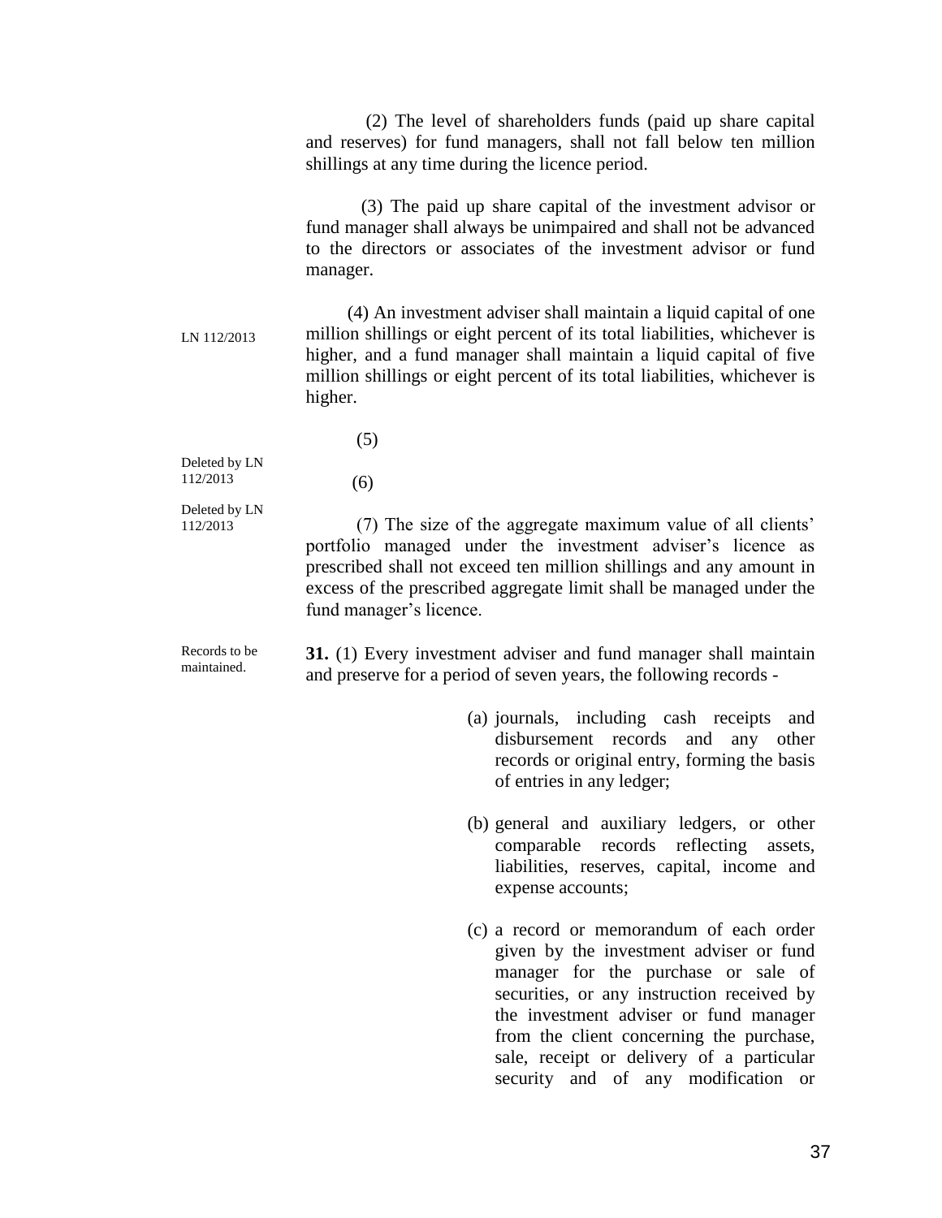(2) The level of shareholders funds (paid up share capital and reserves) for fund managers, shall not fall below ten million shillings at any time during the licence period.

(3) The paid up share capital of the investment advisor or fund manager shall always be unimpaired and shall not be advanced to the directors or associates of the investment advisor or fund manager.

LN 112/2013

(4) An investment adviser shall maintain a liquid capital of one million shillings or eight percent of its total liabilities, whichever is higher, and a fund manager shall maintain a liquid capital of five million shillings or eight percent of its total liabilities, whichever is higher.

(5) Deleted by LN 112/2013

(6) Deleted by LN 112/2013

(7) The size of the aggregate maximum value of all clients' portfolio managed under the investment adviser's licence as prescribed shall not exceed ten million shillings and any amount in excess of the prescribed aggregate limit shall be managed under the fund manager's licence.

Records to be maintained.

**31.** (1) Every investment adviser and fund manager shall maintain and preserve for a period of seven years, the following records -

(a) journals, including cash receipts and disbursement records and any other records or original entry, forming the basis of entries in any ledger;

(b) general and auxiliary ledgers, or other comparable records reflecting assets, liabilities, reserves, capital, income and expense accounts;

(c) a record or memorandum of each order given by the investment adviser or fund manager for the purchase or sale of securities, or any instruction received by the investment adviser or fund manager from the client concerning the purchase, sale, receipt or delivery of a particular security and of any modification or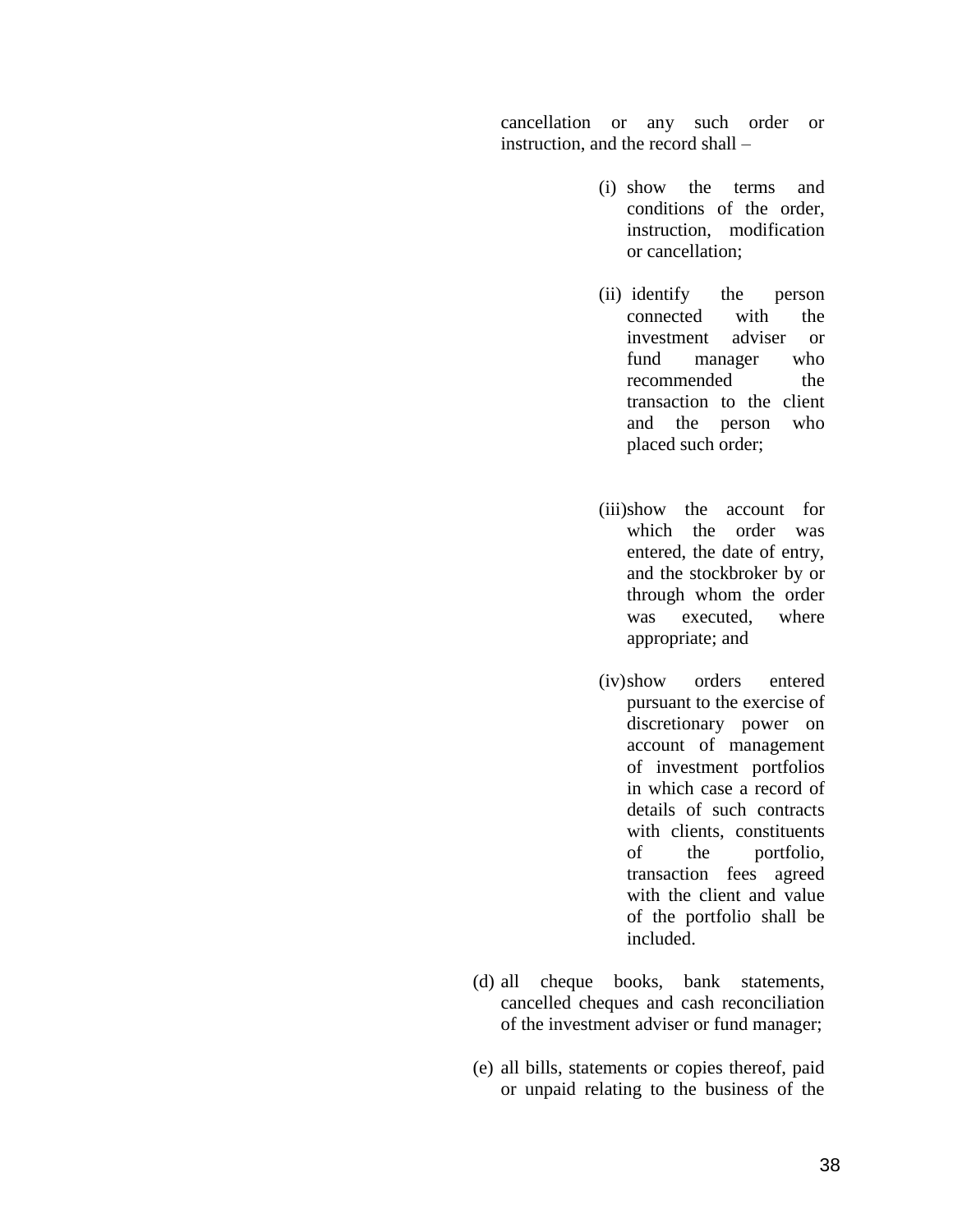cancellation or any such order or instruction, and the record shall –

(i) show the terms and conditions of the order, instruction, modification or cancellation;

(ii) identify the person connected with the investment adviser or fund manager who recommended the transaction to the client and the person who placed such order;

(iii) show the account for which the order was entered, the date of entry, and the stockbroker by or through whom the order was executed, where appropriate; and

(iv) show orders entered pursuant to the exercise of discretionary power on account of management of investment portfolios in which case a record of details of such contracts with clients, constituents of the portfolio, transaction fees agreed with the client and value of the portfolio shall be included.

(d) all cheque books, bank statements, cancelled cheques and cash reconciliation of the investment adviser or fund manager;

(e) all bills, statements or copies thereof, paid or unpaid relating to the business of the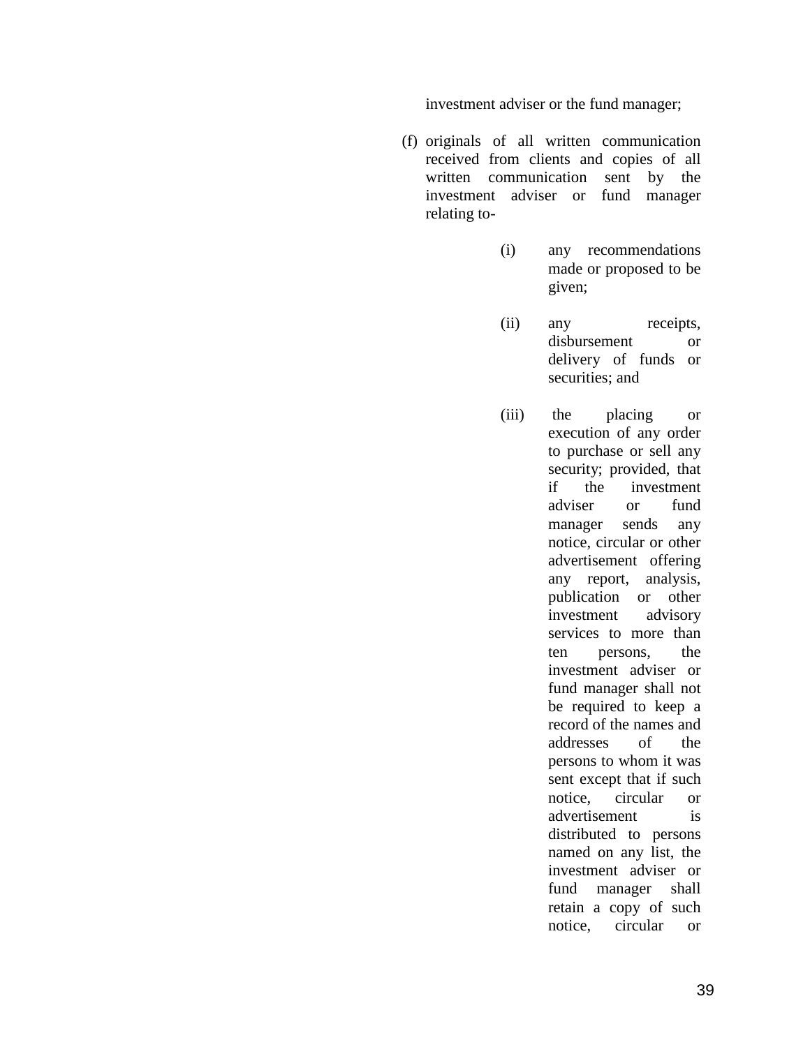investment adviser or the fund manager;

(f) originals of all written communication received from clients and copies of all written communication sent by the investment adviser or fund manager relating to-

   (i) any recommendations made or proposed to be given;

   (ii) any receipts, disbursement or delivery of funds or securities; and

   (iii) the placing or execution of any order to purchase or sell any security; provided, that if the investment adviser or fund manager sends any notice, circular or other advertisement offering any report, analysis, publication or other investment advisory services to more than ten persons, the investment adviser or fund manager shall not be required to keep a record of the names and addresses of the persons to whom it was sent except that if such notice, circular or advertisement is distributed to persons named on any list, the investment adviser or fund manager shall retain a copy of such notice, circular or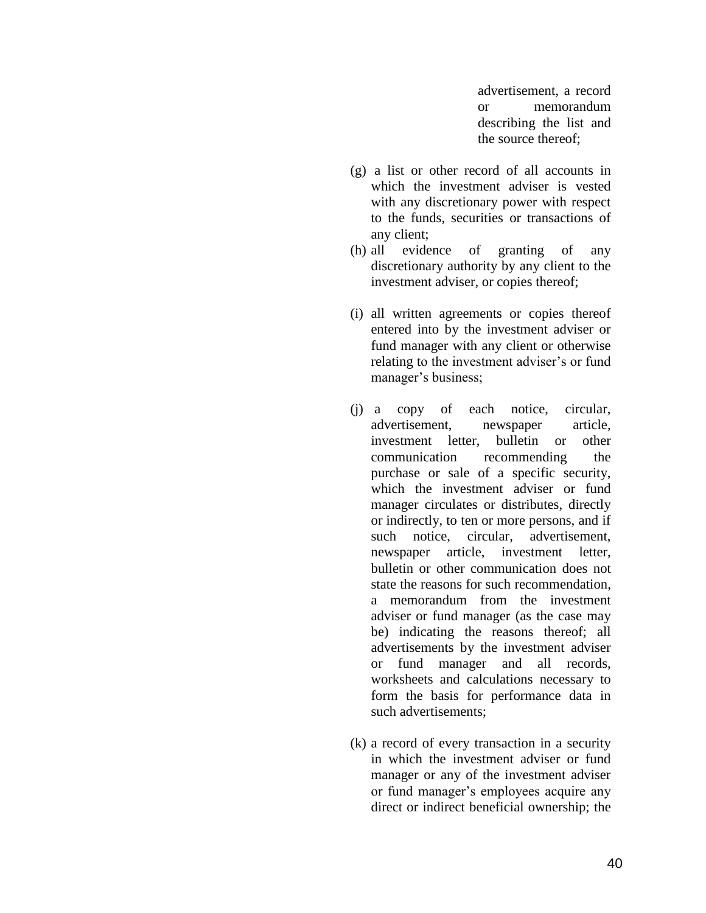advertisement, a record or memorandum describing the list and the source thereof;

(g) a list or other record of all accounts in which the investment adviser is vested with any discretionary power with respect to the funds, securities or transactions of any client;

(h) all evidence of granting of any discretionary authority by any client to the investment adviser, or copies thereof;

(i) all written agreements or copies thereof entered into by the investment adviser or fund manager with any client or otherwise relating to the investment adviser's or fund manager's business;

(j) a copy of each notice, circular, advertisement, newspaper article, investment letter, bulletin or other communication recommending the purchase or sale of a specific security, which the investment adviser or fund manager circulates or distributes, directly or indirectly, to ten or more persons, and if such notice, circular, advertisement, newspaper article, investment letter, bulletin or other communication does not state the reasons for such recommendation, a memorandum from the investment adviser or fund manager (as the case may be) indicating the reasons thereof; all advertisements by the investment adviser or fund manager and all records, worksheets and calculations necessary to form the basis for performance data in such advertisements;

(k) a record of every transaction in a security in which the investment adviser or fund manager or any of the investment adviser or fund manager's employees acquire any direct or indirect beneficial ownership; the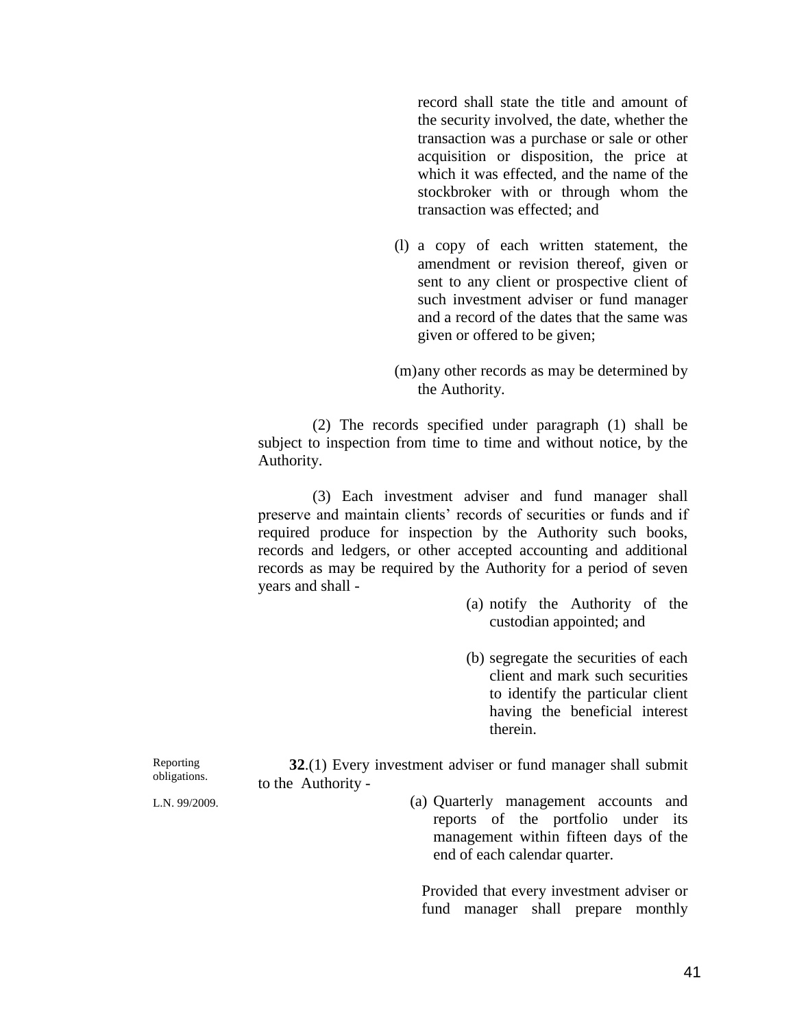record shall state the title and amount of the security involved, the date, whether the transaction was a purchase or sale or other acquisition or disposition, the price at which it was effected, and the name of the stockbroker with or through whom the transaction was effected; and

(l) a copy of each written statement, the amendment or revision thereof, given or sent to any client or prospective client of such investment adviser or fund manager and a record of the dates that the same was given or offered to be given;

(m) any other records as may be determined by the Authority.

(2) The records specified under paragraph (1) shall be subject to inspection from time to time and without notice, by the Authority.

(3) Each investment adviser and fund manager shall preserve and maintain clients' records of securities or funds and if required produce for inspection by the Authority such books, records and ledgers, or other accepted accounting and additional records as may be required by the Authority for a period of seven years and shall -

(a) notify the Authority of the custodian appointed; and

(b) segregate the securities of each client and mark such securities to identify the particular client having the beneficial interest therein.

Reporting obligations.

L.N. 99/2009.

**32**.(1) Every investment adviser or fund manager shall submit to the Authority -

(a) Quarterly management accounts and reports of the portfolio under its management within fifteen days of the end of each calendar quarter.

Provided that every investment adviser or fund manager shall prepare monthly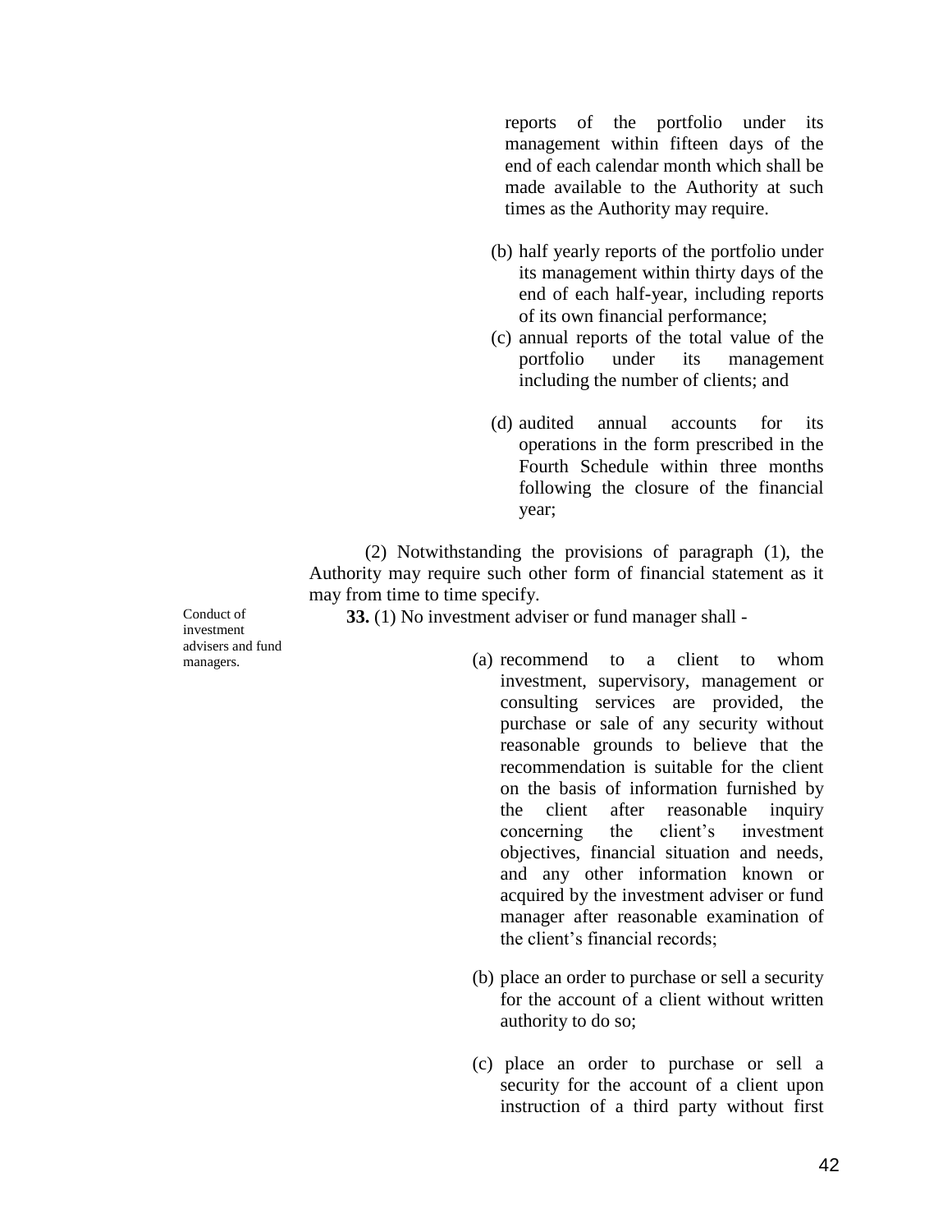reports of the portfolio under its management within fifteen days of the end of each calendar month which shall be made available to the Authority at such times as the Authority may require.

(b) half yearly reports of the portfolio under its management within thirty days of the end of each half-year, including reports of its own financial performance;

(c) annual reports of the total value of the portfolio under its management including the number of clients; and

(d) audited annual accounts for its operations in the form prescribed in the Fourth Schedule within three months following the closure of the financial year;

(2) Notwithstanding the provisions of paragraph (1), the Authority may require such other form of financial statement as it may from time to time specify.

Conduct of investment advisers and fund managers.

**33.** (1) No investment adviser or fund manager shall -

(a) recommend to a client to whom investment, supervisory, management or consulting services are provided, the purchase or sale of any security without reasonable grounds to believe that the recommendation is suitable for the client on the basis of information furnished by the client after reasonable inquiry concerning the client's investment objectives, financial situation and needs, and any other information known or acquired by the investment adviser or fund manager after reasonable examination of the client's financial records;

(b) place an order to purchase or sell a security for the account of a client without written authority to do so;

(c) place an order to purchase or sell a security for the account of a client upon instruction of a third party without first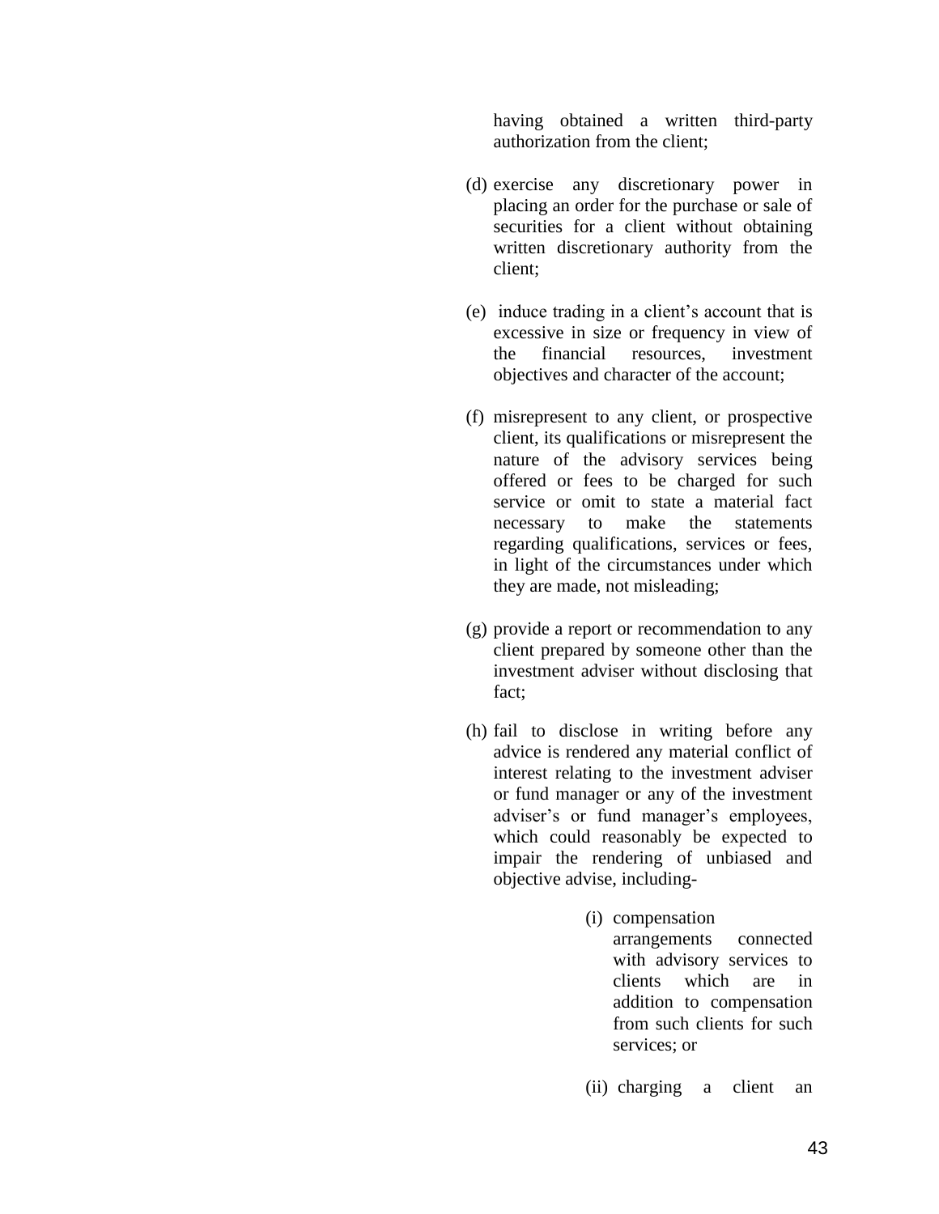having obtained a written third-party authorization from the client;

(d) exercise any discretionary power in placing an order for the purchase or sale of securities for a client without obtaining written discretionary authority from the client;

(e) induce trading in a client's account that is excessive in size or frequency in view of the financial resources, investment objectives and character of the account;

(f) misrepresent to any client, or prospective client, its qualifications or misrepresent the nature of the advisory services being offered or fees to be charged for such service or omit to state a material fact necessary to make the statements regarding qualifications, services or fees, in light of the circumstances under which they are made, not misleading;

(g) provide a report or recommendation to any client prepared by someone other than the investment adviser without disclosing that fact;

(h) fail to disclose in writing before any advice is rendered any material conflict of interest relating to the investment adviser or fund manager or any of the investment adviser's or fund manager's employees, which could reasonably be expected to impair the rendering of unbiased and objective advise, including-

    (i) compensation arrangements connected with advisory services to clients which are in addition to compensation from such clients for such services; or

    (ii) charging a client an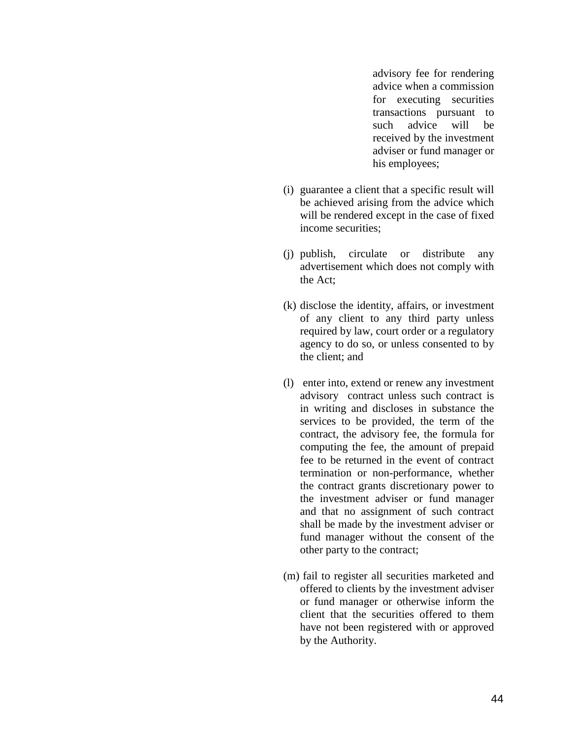advisory fee for rendering advice when a commission for executing securities transactions pursuant to such advice will be received by the investment adviser or fund manager or his employees;

(i) guarantee a client that a specific result will be achieved arising from the advice which will be rendered except in the case of fixed income securities;

(j) publish, circulate or distribute any advertisement which does not comply with the Act;

(k) disclose the identity, affairs, or investment of any client to any third party unless required by law, court order or a regulatory agency to do so, or unless consented to by the client; and

(l) enter into, extend or renew any investment advisory contract unless such contract is in writing and discloses in substance the services to be provided, the term of the contract, the advisory fee, the formula for computing the fee, the amount of prepaid fee to be returned in the event of contract termination or non-performance, whether the contract grants discretionary power to the investment adviser or fund manager and that no assignment of such contract shall be made by the investment adviser or fund manager without the consent of the other party to the contract;

(m) fail to register all securities marketed and offered to clients by the investment adviser or fund manager or otherwise inform the client that the securities offered to them have not been registered with or approved by the Authority.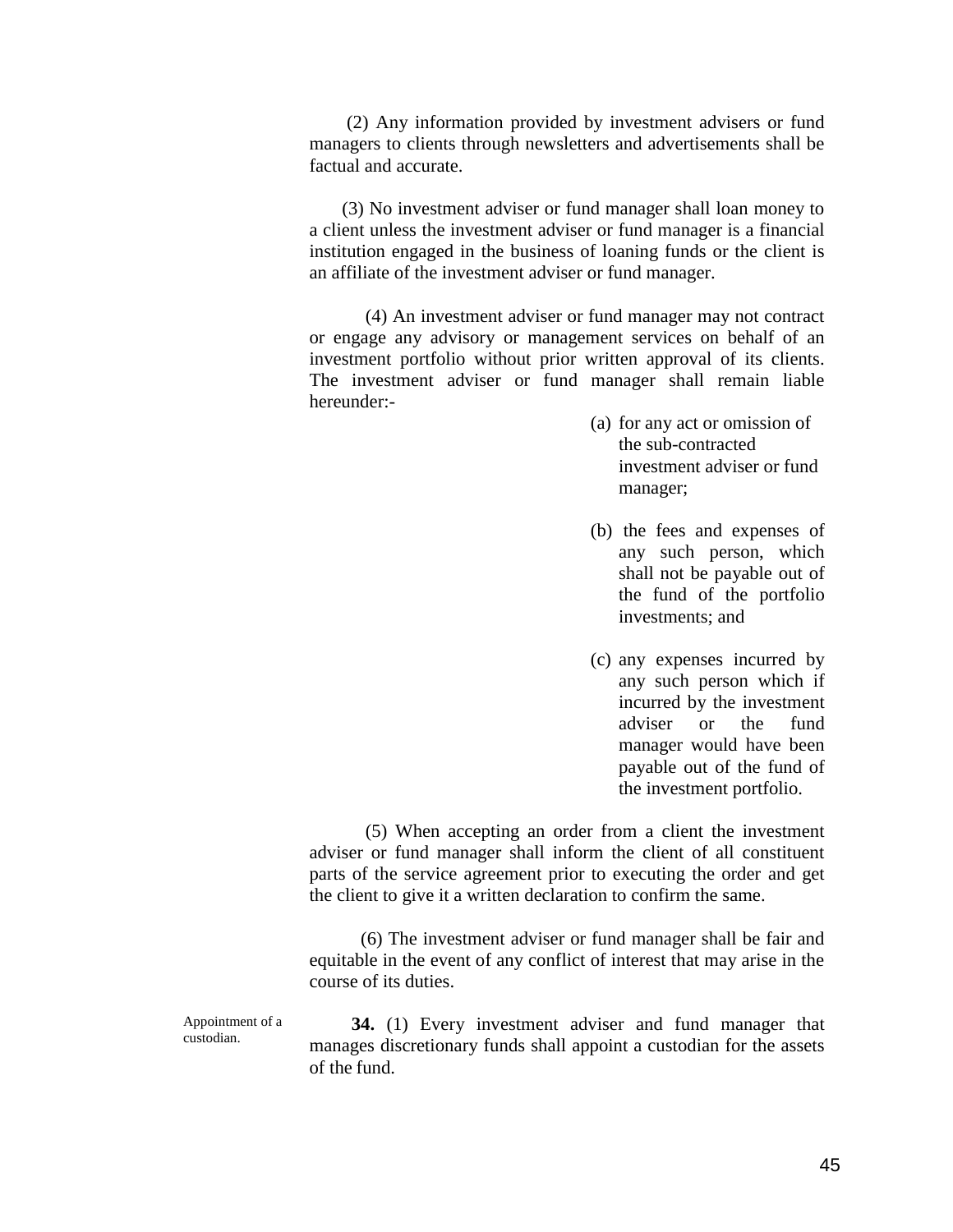(2) Any information provided by investment advisers or fund managers to clients through newsletters and advertisements shall be factual and accurate.

(3) No investment adviser or fund manager shall loan money to a client unless the investment adviser or fund manager is a financial institution engaged in the business of loaning funds or the client is an affiliate of the investment adviser or fund manager.

(4) An investment adviser or fund manager may not contract or engage any advisory or management services on behalf of an investment portfolio without prior written approval of its clients. The investment adviser or fund manager shall remain liable hereunder:-

(a) for any act or omission of the sub-contracted investment adviser or fund manager;

(b) the fees and expenses of any such person, which shall not be payable out of the fund of the portfolio investments; and

(c) any expenses incurred by any such person which if incurred by the investment adviser or the fund manager would have been payable out of the fund of the investment portfolio.

(5) When accepting an order from a client the investment adviser or fund manager shall inform the client of all constituent parts of the service agreement prior to executing the order and get the client to give it a written declaration to confirm the same.

(6) The investment adviser or fund manager shall be fair and equitable in the event of any conflict of interest that may arise in the course of its duties.

Appointment of a custodian.

**34.** (1) Every investment adviser and fund manager that manages discretionary funds shall appoint a custodian for the assets of the fund.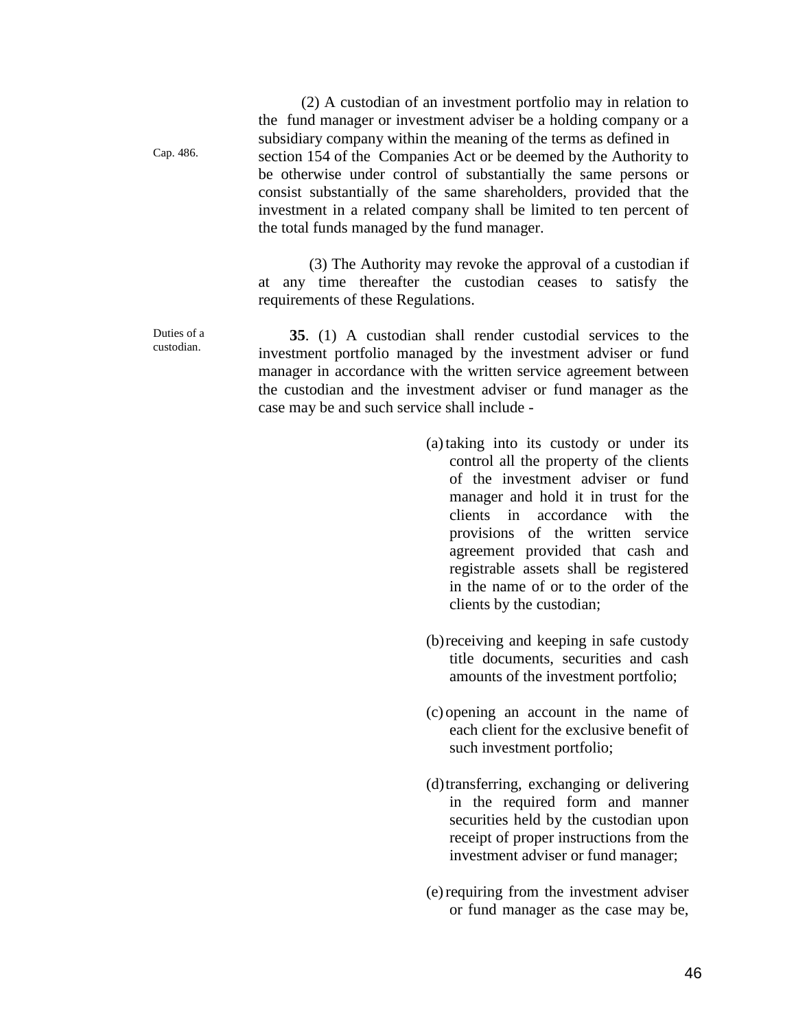(2) A custodian of an investment portfolio may in relation to the fund manager or investment adviser be a holding company or a subsidiary company within the meaning of the terms as defined in section 154 of the Companies Act or be deemed by the Authority to be otherwise under control of substantially the same persons or consist substantially of the same shareholders, provided that the investment in a related company shall be limited to ten percent of the total funds managed by the fund manager.

Cap. 486.

(3) The Authority may revoke the approval of a custodian if at any time thereafter the custodian ceases to satisfy the requirements of these Regulations.

Duties of a custodian.

**35**. (1) A custodian shall render custodial services to the investment portfolio managed by the investment adviser or fund manager in accordance with the written service agreement between the custodian and the investment adviser or fund manager as the case may be and such service shall include -

(a) taking into its custody or under its control all the property of the clients of the investment adviser or fund manager and hold it in trust for the clients in accordance with the provisions of the written service agreement provided that cash and registrable assets shall be registered in the name of or to the order of the clients by the custodian;

(b) receiving and keeping in safe custody title documents, securities and cash amounts of the investment portfolio;

(c) opening an account in the name of each client for the exclusive benefit of such investment portfolio;

(d) transferring, exchanging or delivering in the required form and manner securities held by the custodian upon receipt of proper instructions from the investment adviser or fund manager;

(e) requiring from the investment adviser or fund manager as the case may be,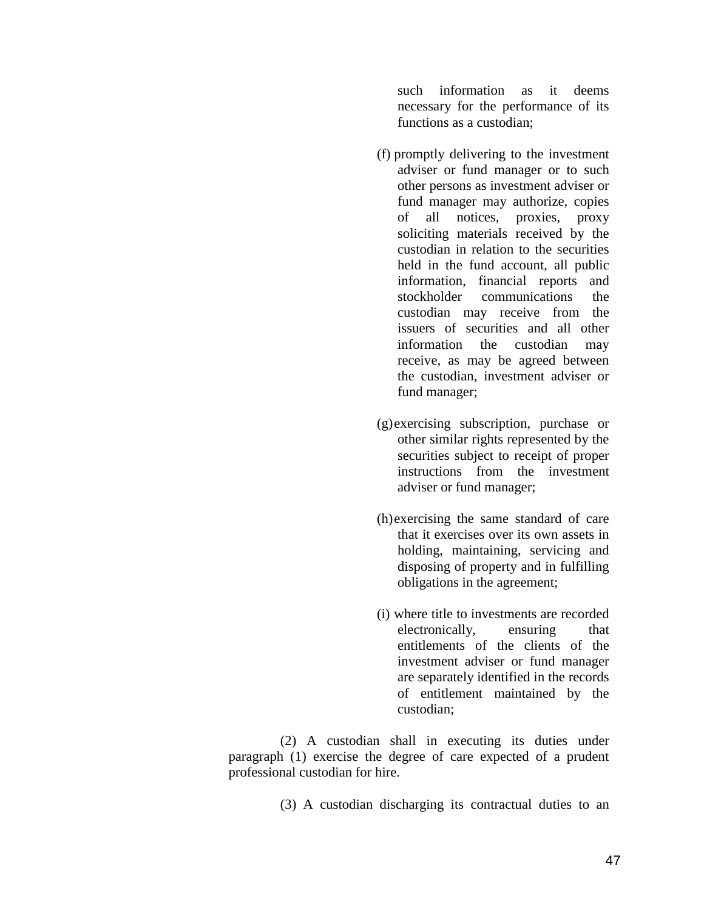such information as it deems necessary for the performance of its functions as a custodian;

(f) promptly delivering to the investment adviser or fund manager or to such other persons as investment adviser or fund manager may authorize, copies of all notices, proxies, proxy soliciting materials received by the custodian in relation to the securities held in the fund account, all public information, financial reports and stockholder communications the custodian may receive from the issuers of securities and all other information the custodian may receive, as may be agreed between the custodian, investment adviser or fund manager;

(g) exercising subscription, purchase or other similar rights represented by the securities subject to receipt of proper instructions from the investment adviser or fund manager;

(h) exercising the same standard of care that it exercises over its own assets in holding, maintaining, servicing and disposing of property and in fulfilling obligations in the agreement;

(i) where title to investments are recorded electronically, ensuring that entitlements of the clients of the investment adviser or fund manager are separately identified in the records of entitlement maintained by the custodian;

(2) A custodian shall in executing its duties under paragraph (1) exercise the degree of care expected of a prudent professional custodian for hire.

(3) A custodian discharging its contractual duties to an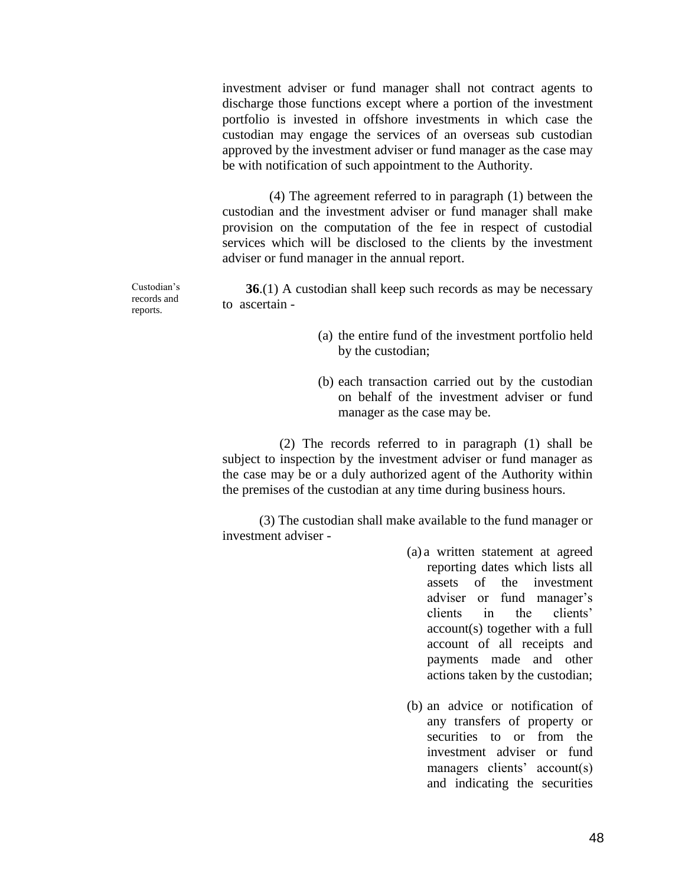investment adviser or fund manager shall not contract agents to discharge those functions except where a portion of the investment portfolio is invested in offshore investments in which case the custodian may engage the services of an overseas sub custodian approved by the investment adviser or fund manager as the case may be with notification of such appointment to the Authority.

(4) The agreement referred to in paragraph (1) between the custodian and the investment adviser or fund manager shall make provision on the computation of the fee in respect of custodial services which will be disclosed to the clients by the investment adviser or fund manager in the annual report.

Custodian's records and reports.

**36**.(1) A custodian shall keep such records as may be necessary to ascertain -

(a) the entire fund of the investment portfolio held by the custodian;

(b) each transaction carried out by the custodian on behalf of the investment adviser or fund manager as the case may be.

(2) The records referred to in paragraph (1) shall be subject to inspection by the investment adviser or fund manager as the case may be or a duly authorized agent of the Authority within the premises of the custodian at any time during business hours.

(3) The custodian shall make available to the fund manager or investment adviser -

(a) a written statement at agreed reporting dates which lists all assets of the investment adviser or fund manager's clients in the clients' account(s) together with a full account of all receipts and payments made and other actions taken by the custodian;

(b) an advice or notification of any transfers of property or securities to or from the investment adviser or fund managers clients' account(s) and indicating the securities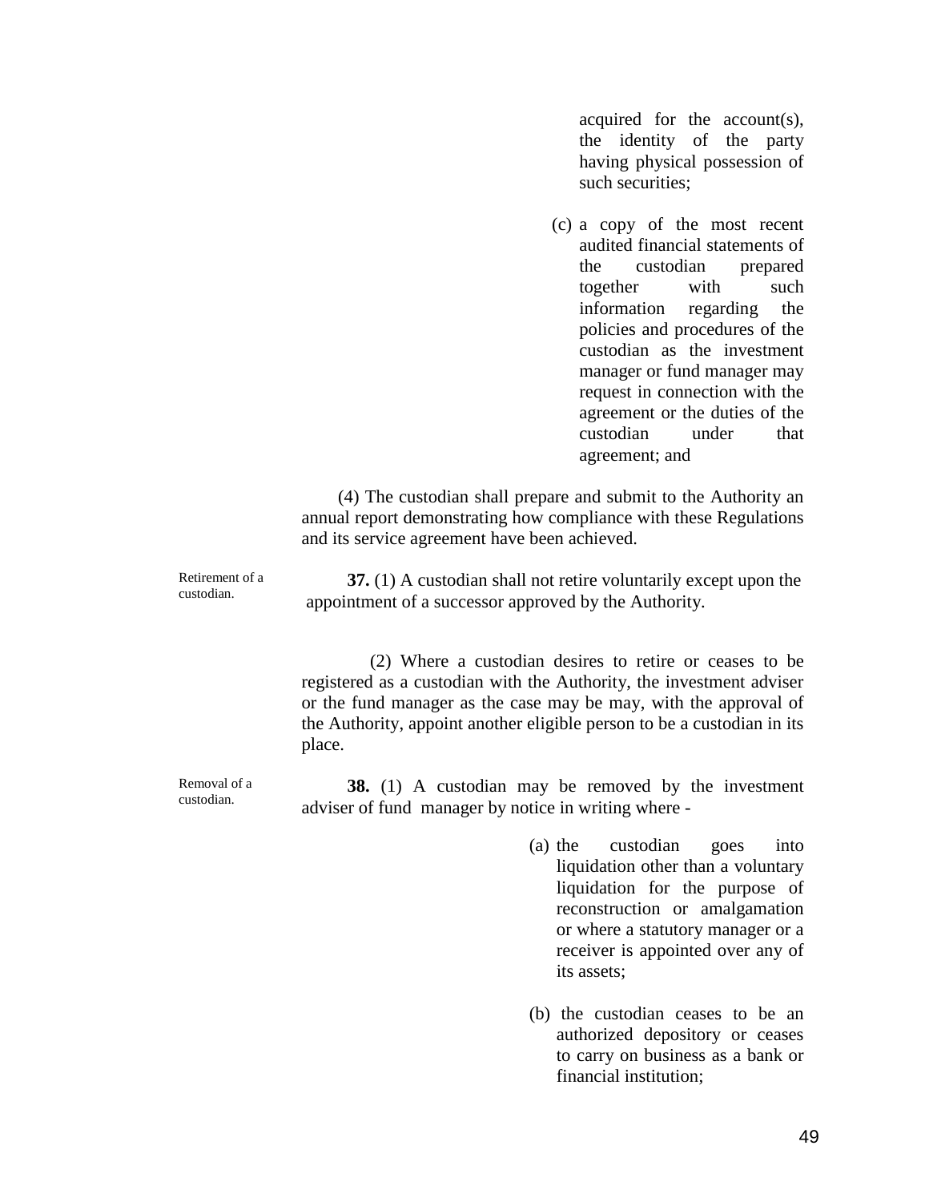acquired for the account(s), the identity of the party having physical possession of such securities;

(c) a copy of the most recent audited financial statements of the custodian prepared together with such information regarding the policies and procedures of the custodian as the investment manager or fund manager may request in connection with the agreement or the duties of the custodian under that agreement; and

(4) The custodian shall prepare and submit to the Authority an annual report demonstrating how compliance with these Regulations and its service agreement have been achieved.

Retirement of a custodian.

**37.** (1) A custodian shall not retire voluntarily except upon the appointment of a successor approved by the Authority.

(2) Where a custodian desires to retire or ceases to be registered as a custodian with the Authority, the investment adviser or the fund manager as the case may be may, with the approval of the Authority, appoint another eligible person to be a custodian in its place.

Removal of a custodian.

**38.** (1) A custodian may be removed by the investment adviser of fund manager by notice in writing where -

(a) the custodian goes into liquidation other than a voluntary liquidation for the purpose of reconstruction or amalgamation or where a statutory manager or a receiver is appointed over any of its assets;

(b) the custodian ceases to be an authorized depository or ceases to carry on business as a bank or financial institution;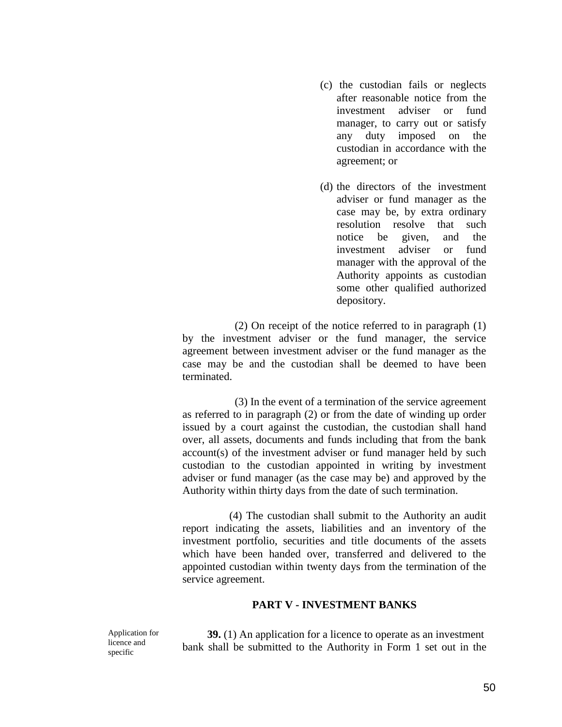(c) the custodian fails or neglects after reasonable notice from the investment adviser or fund manager, to carry out or satisfy any duty imposed on the custodian in accordance with the agreement; or

(d) the directors of the investment adviser or fund manager as the case may be, by extra ordinary resolution resolve that such notice be given, and the investment adviser or fund manager with the approval of the Authority appoints as custodian some other qualified authorized depository.

(2) On receipt of the notice referred to in paragraph (1) by the investment adviser or the fund manager, the service agreement between investment adviser or the fund manager as the case may be and the custodian shall be deemed to have been terminated.

(3) In the event of a termination of the service agreement as referred to in paragraph (2) or from the date of winding up order issued by a court against the custodian, the custodian shall hand over, all assets, documents and funds including that from the bank account(s) of the investment adviser or fund manager held by such custodian to the custodian appointed in writing by investment adviser or fund manager (as the case may be) and approved by the Authority within thirty days from the date of such termination.

(4) The custodian shall submit to the Authority an audit report indicating the assets, liabilities and an inventory of the investment portfolio, securities and title documents of the assets which have been handed over, transferred and delivered to the appointed custodian within twenty days from the termination of the service agreement.

## PART V - INVESTMENT BANKS

Application for licence and specific

**39.** (1) An application for a licence to operate as an investment bank shall be submitted to the Authority in Form 1 set out in the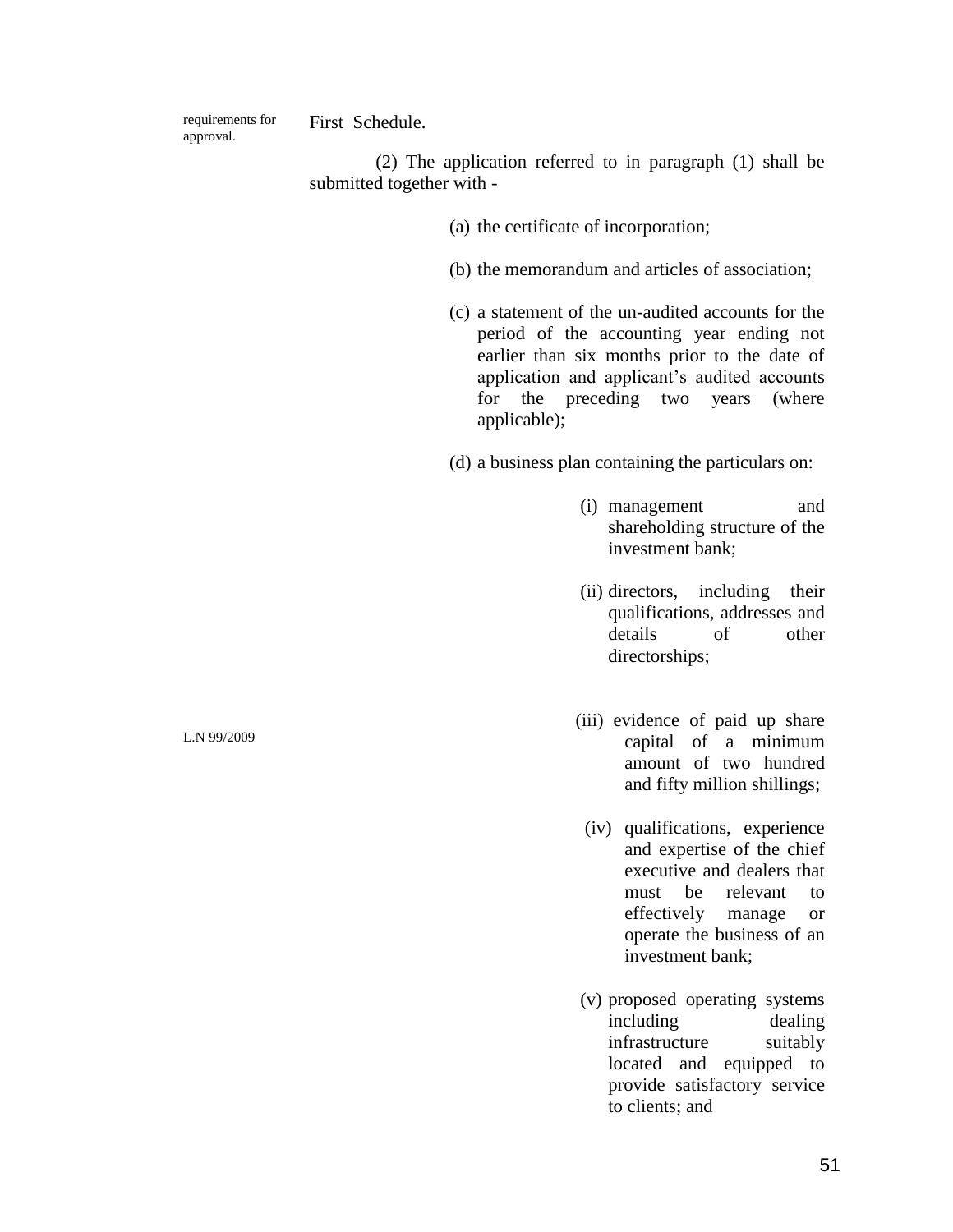requirements for approval.

First Schedule.

(2) The application referred to in paragraph (1) shall be submitted together with -

(a) the certificate of incorporation;

(b) the memorandum and articles of association;

(c) a statement of the un-audited accounts for the period of the accounting year ending not earlier than six months prior to the date of application and applicant's audited accounts for the preceding two years (where applicable);

(d) a business plan containing the particulars on:

(i) management and shareholding structure of the investment bank;

(ii) directors, including their qualifications, addresses and details of other directorships;

L.N 99/2009

(iii) evidence of paid up share capital of a minimum amount of two hundred and fifty million shillings;

(iv) qualifications, experience and expertise of the chief executive and dealers that must be relevant to effectively manage or operate the business of an investment bank;

(v) proposed operating systems including dealing infrastructure suitably located and equipped to provide satisfactory service to clients; and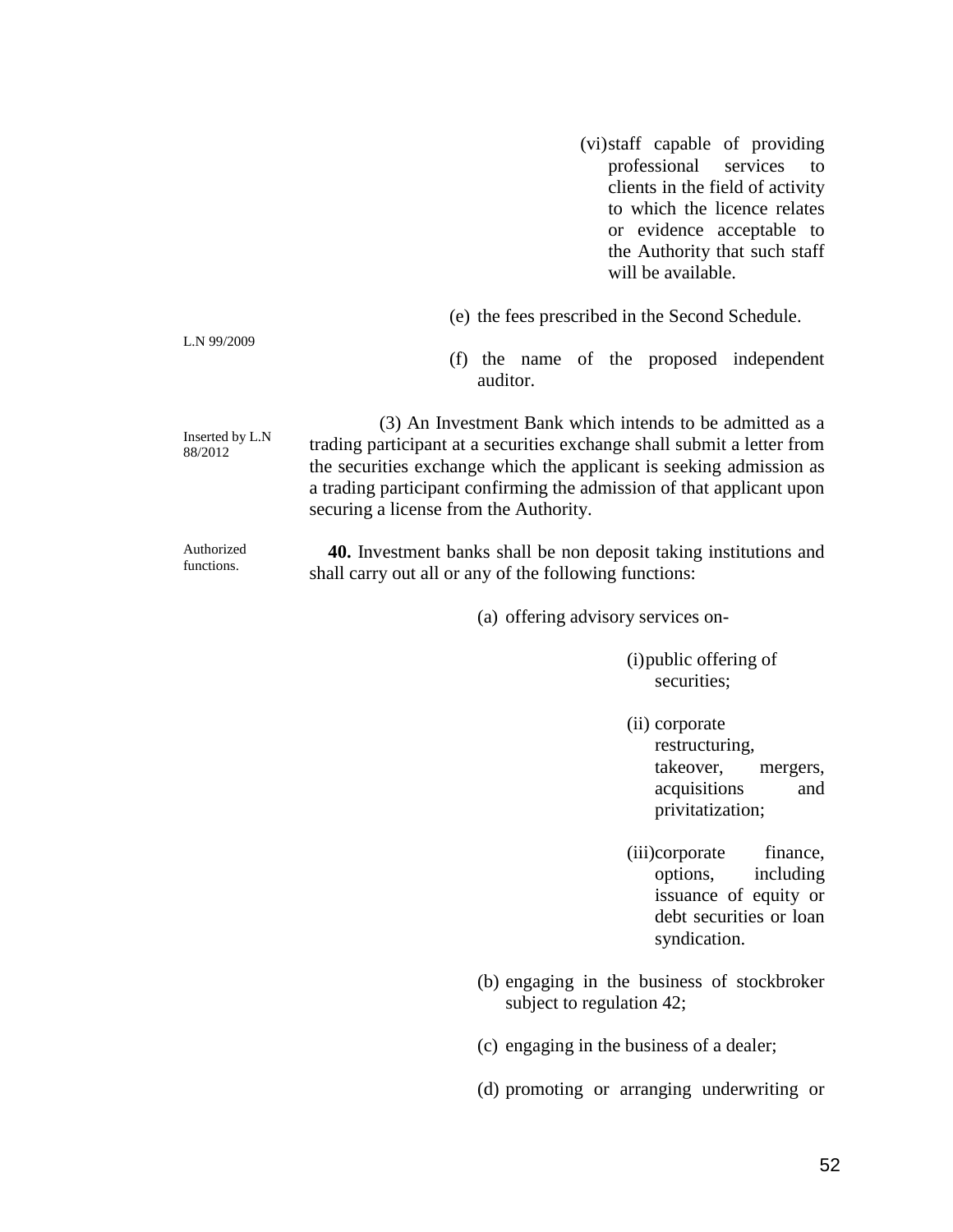(vi) staff capable of providing professional services to clients in the field of activity to which the licence relates or evidence acceptable to the Authority that such staff will be available.

(e) the fees prescribed in the Second Schedule.

L.N 99/2009

(f) the name of the proposed independent auditor.

Inserted by L.N 88/2012

(3) An Investment Bank which intends to be admitted as a trading participant at a securities exchange shall submit a letter from the securities exchange which the applicant is seeking admission as a trading participant confirming the admission of that applicant upon securing a license from the Authority.

Authorized functions.

**40.** Investment banks shall be non deposit taking institutions and shall carry out all or any of the following functions:

(a) offering advisory services on-

(i) public offering of securities;

(ii) corporate restructuring, takeover, mergers, acquisitions and privitatization;

(iii) corporate finance, options, including issuance of equity or debt securities or loan syndication.

(b) engaging in the business of stockbroker subject to regulation 42;

(c) engaging in the business of a dealer;

(d) promoting or arranging underwriting or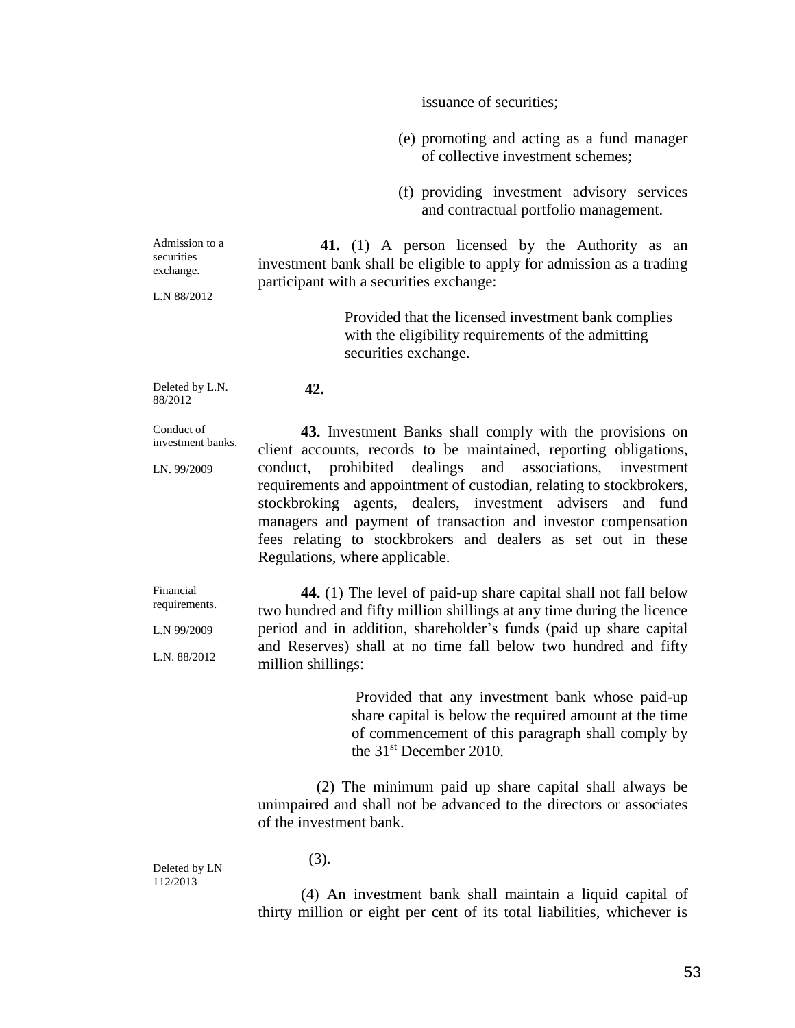issuance of securities;

(e) promoting and acting as a fund manager of collective investment schemes;

(f) providing investment advisory services and contractual portfolio management.

Admission to a securities exchange.

L.N 88/2012

**41.** (1) A person licensed by the Authority as an investment bank shall be eligible to apply for admission as a trading participant with a securities exchange:

Provided that the licensed investment bank complies with the eligibility requirements of the admitting securities exchange.

Deleted by L.N. 88/2012

**42.**

Conduct of investment banks.

LN. 99/2009

**43.** Investment Banks shall comply with the provisions on client accounts, records to be maintained, reporting obligations, conduct, prohibited dealings and associations, investment requirements and appointment of custodian, relating to stockbrokers, stockbroking agents, dealers, investment advisers and fund managers and payment of transaction and investor compensation fees relating to stockbrokers and dealers as set out in these Regulations, where applicable.

Financial requirements.

L.N 99/2009

L.N. 88/2012

**44.** (1) The level of paid-up share capital shall not fall below two hundred and fifty million shillings at any time during the licence period and in addition, shareholder's funds (paid up share capital and Reserves) shall at no time fall below two hundred and fifty million shillings:

Provided that any investment bank whose paid-up share capital is below the required amount at the time of commencement of this paragraph shall comply by the 31st December 2010.

(2) The minimum paid up share capital shall always be unimpaired and shall not be advanced to the directors or associates of the investment bank.

Deleted by LN 112/2013

(3).

(4) An investment bank shall maintain a liquid capital of thirty million or eight per cent of its total liabilities, whichever is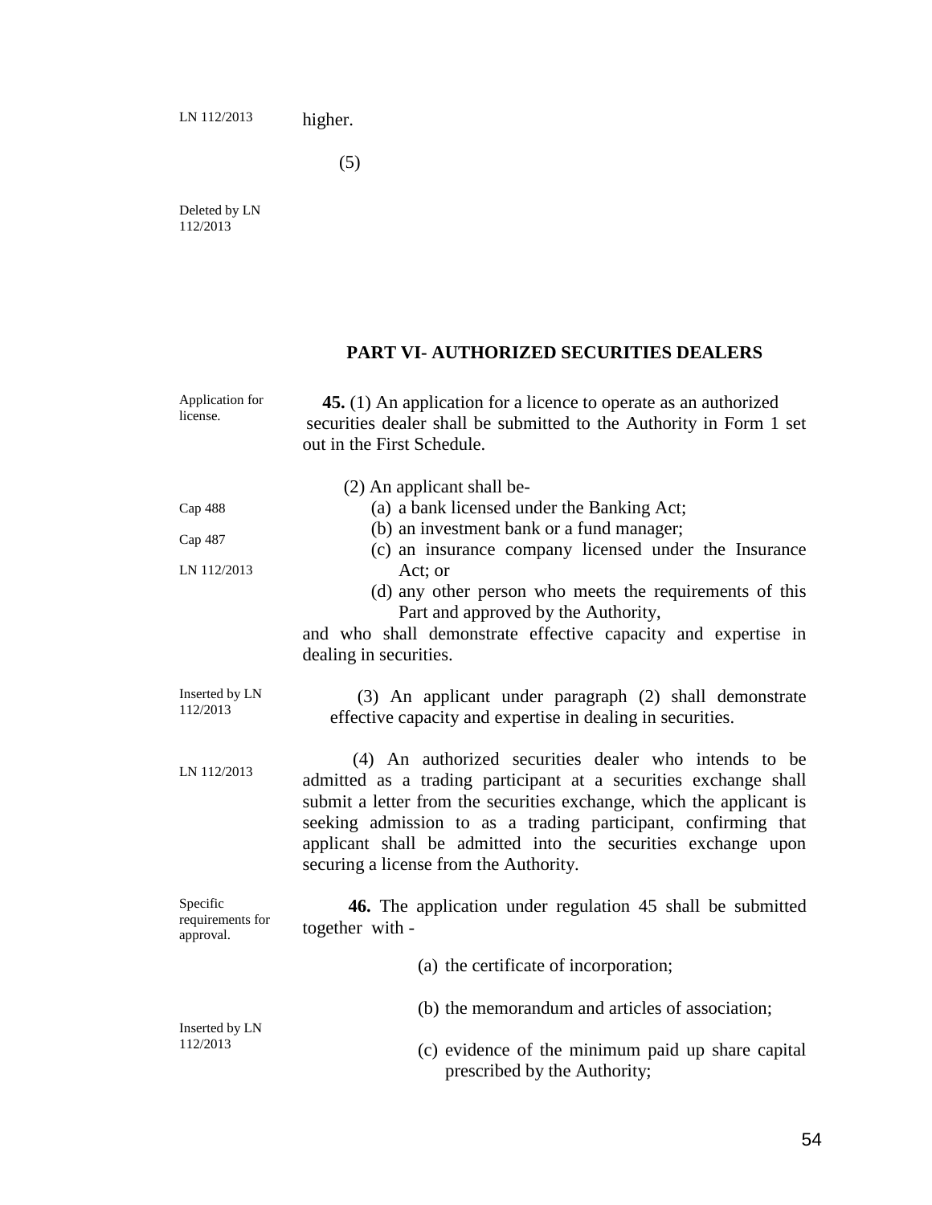LN 112/2013 higher.

(5)

Deleted by LN 112/2013

## PART VI- AUTHORIZED SECURITIES DEALERS

Application for license.

**45.** (1) An application for a licence to operate as an authorized securities dealer shall be submitted to the Authority in Form 1 set out in the First Schedule.

(2) An applicant shall be-

Cap 488

Cap 487

LN 112/2013

(a) a bank licensed under the Banking Act;

(b) an investment bank or a fund manager;

(c) an insurance company licensed under the Insurance Act; or

(d) any other person who meets the requirements of this Part and approved by the Authority,

and who shall demonstrate effective capacity and expertise in dealing in securities.

Inserted by LN 112/2013

(3) An applicant under paragraph (2) shall demonstrate effective capacity and expertise in dealing in securities.

LN 112/2013

(4) An authorized securities dealer who intends to be admitted as a trading participant at a securities exchange shall submit a letter from the securities exchange, which the applicant is seeking admission to as a trading participant, confirming that applicant shall be admitted into the securities exchange upon securing a license from the Authority.

Specific requirements for approval.

**46.** The application under regulation 45 shall be submitted together with -

(a) the certificate of incorporation;

(b) the memorandum and articles of association;

Inserted by LN 112/2013

(c) evidence of the minimum paid up share capital prescribed by the Authority;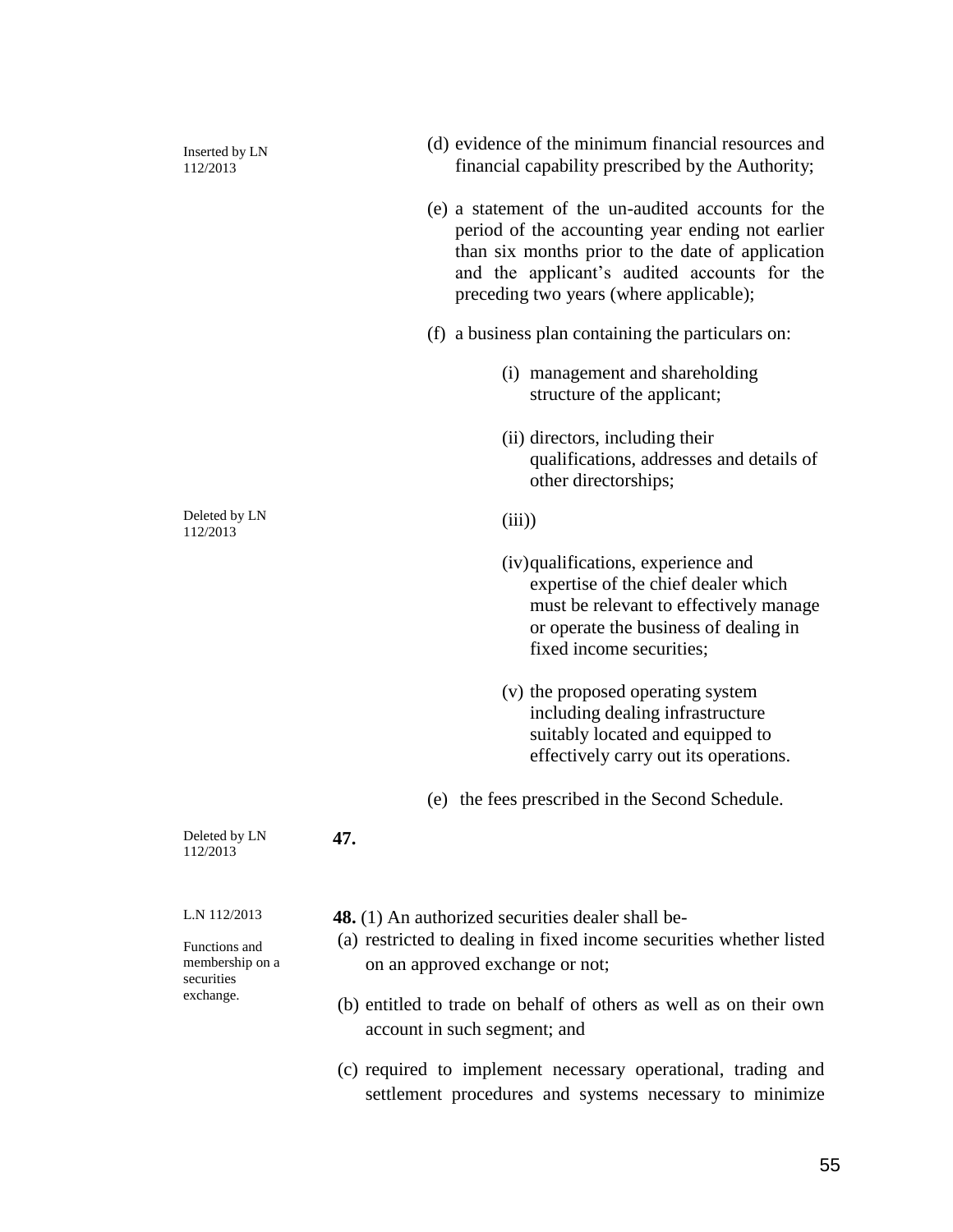Inserted by LN 112/2013

(d) evidence of the minimum financial resources and financial capability prescribed by the Authority;

(e) a statement of the un-audited accounts for the period of the accounting year ending not earlier than six months prior to the date of application and the applicant's audited accounts for the preceding two years (where applicable);

(f) a business plan containing the particulars on:

(i) management and shareholding structure of the applicant;

(ii) directors, including their qualifications, addresses and details of other directorships;

Deleted by LN 112/2013

(iii))

(iv) qualifications, experience and expertise of the chief dealer which must be relevant to effectively manage or operate the business of dealing in fixed income securities;

(v) the proposed operating system including dealing infrastructure suitably located and equipped to effectively carry out its operations.

(e) the fees prescribed in the Second Schedule.

Deleted by LN 112/2013

**47.**

L.N 112/2013

Functions and membership on a securities exchange.

**48.** (1) An authorized securities dealer shall be-

(a) restricted to dealing in fixed income securities whether listed on an approved exchange or not;

(b) entitled to trade on behalf of others as well as on their own account in such segment; and

(c) required to implement necessary operational, trading and settlement procedures and systems necessary to minimize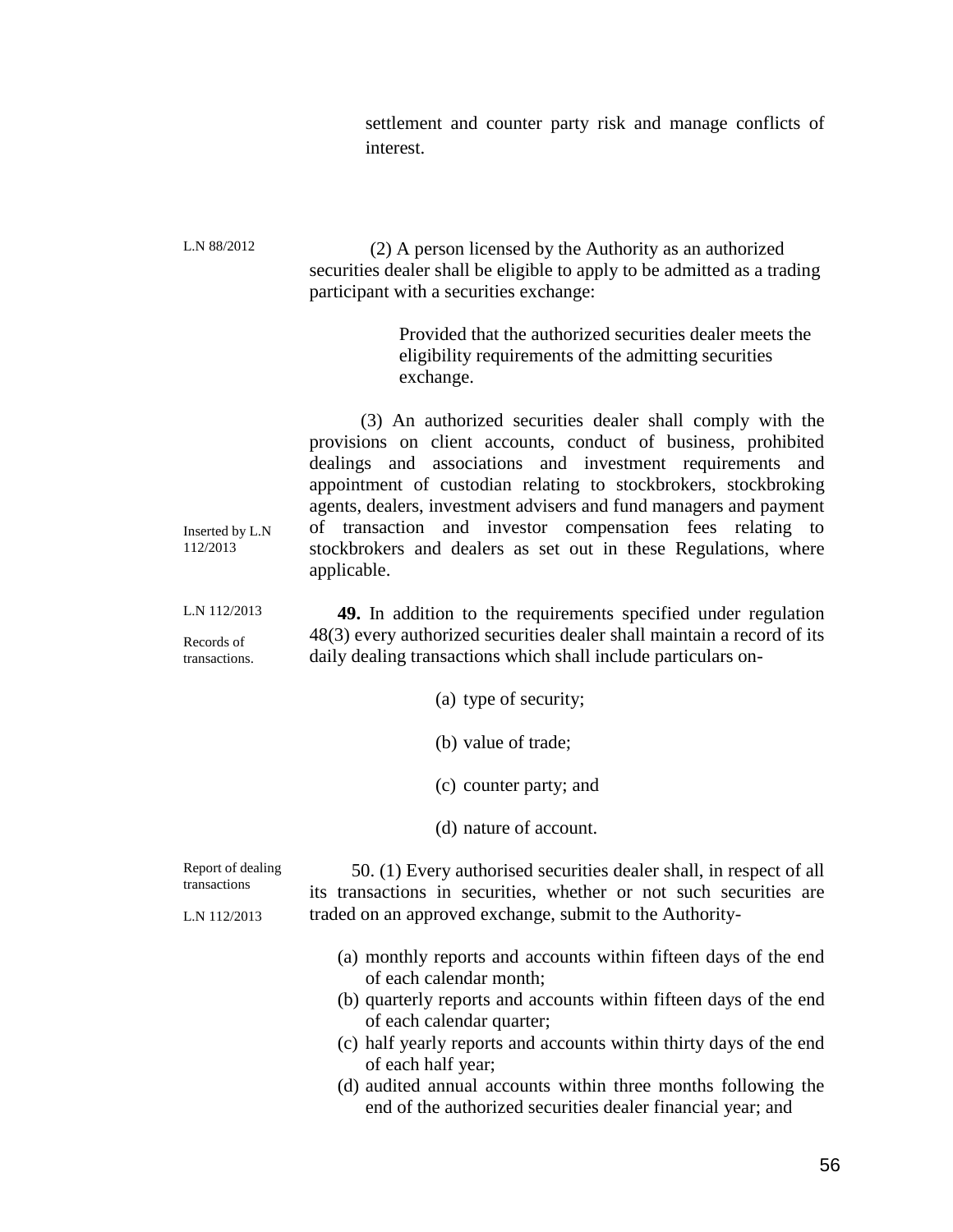settlement and counter party risk and manage conflicts of interest.

L.N 88/2012

(2) A person licensed by the Authority as an authorized securities dealer shall be eligible to apply to be admitted as a trading participant with a securities exchange:

Provided that the authorized securities dealer meets the eligibility requirements of the admitting securities exchange.

Inserted by L.N 112/2013

(3) An authorized securities dealer shall comply with the provisions on client accounts, conduct of business, prohibited dealings and associations and investment requirements and appointment of custodian relating to stockbrokers, stockbroking agents, dealers, investment advisers and fund managers and payment of transaction and investor compensation fees relating to stockbrokers and dealers as set out in these Regulations, where applicable.

L.N 112/2013

Records of transactions.

**49.** In addition to the requirements specified under regulation 48(3) every authorized securities dealer shall maintain a record of its daily dealing transactions which shall include particulars on-

(a) type of security;

(b) value of trade;

(c) counter party; and

(d) nature of account.

Report of dealing transactions

L.N 112/2013

50. (1) Every authorised securities dealer shall, in respect of all its transactions in securities, whether or not such securities are traded on an approved exchange, submit to the Authority-

(a) monthly reports and accounts within fifteen days of the end of each calendar month;
(b) quarterly reports and accounts within fifteen days of the end of each calendar quarter;
(c) half yearly reports and accounts within thirty days of the end of each half year;
(d) audited annual accounts within three months following the end of the authorized securities dealer financial year; and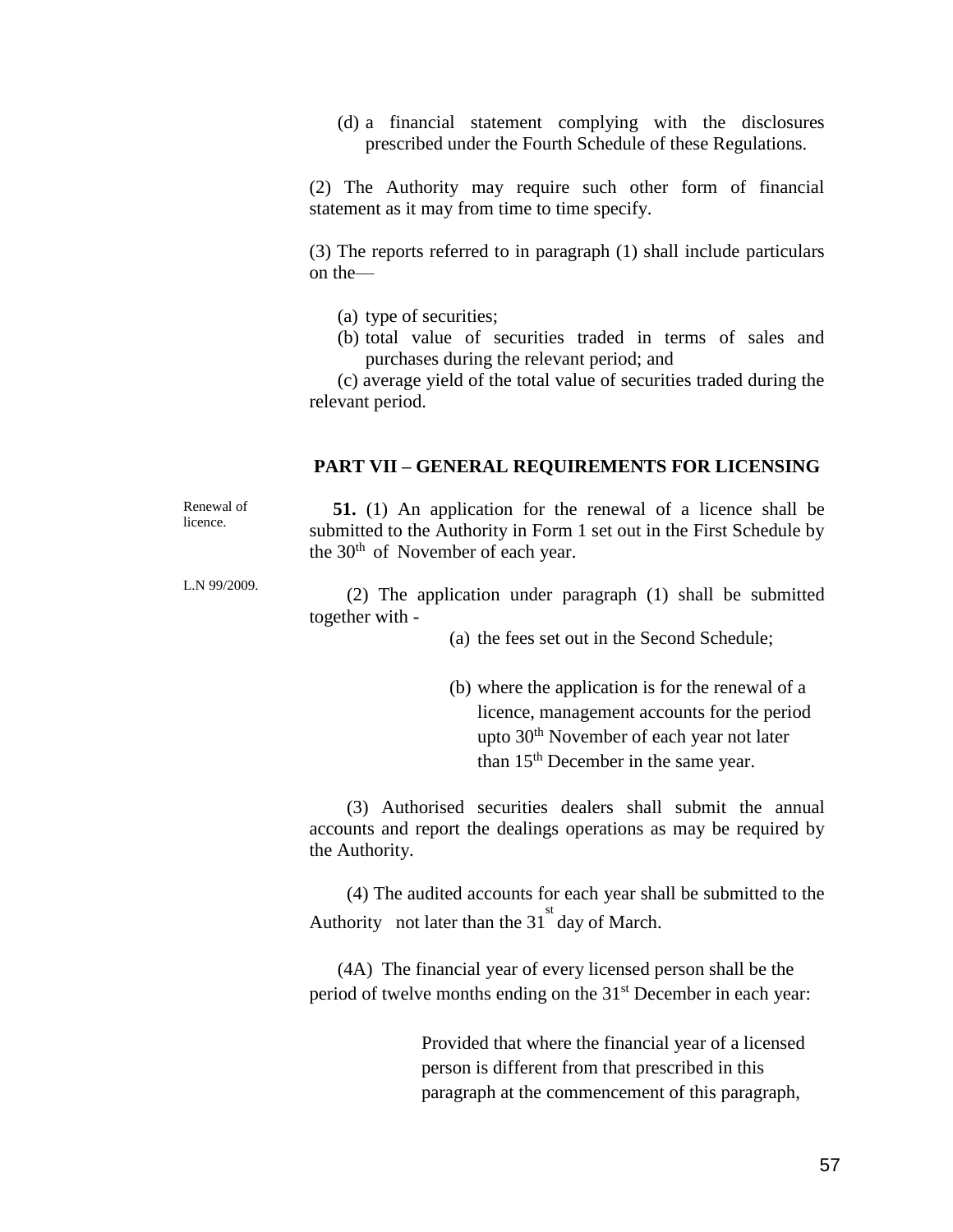(d) a financial statement complying with the disclosures prescribed under the Fourth Schedule of these Regulations.

(2) The Authority may require such other form of financial statement as it may from time to time specify.

(3) The reports referred to in paragraph (1) shall include particulars on the—

(a) type of securities;

(b) total value of securities traded in terms of sales and purchases during the relevant period; and

(c) average yield of the total value of securities traded during the relevant period.

## PART VII – GENERAL REQUIREMENTS FOR LICENSING

Renewal of licence.

**51.** (1) An application for the renewal of a licence shall be submitted to the Authority in Form 1 set out in the First Schedule by the 30th of November of each year.

L.N 99/2009.

(2) The application under paragraph (1) shall be submitted together with -

(a) the fees set out in the Second Schedule;

(b) where the application is for the renewal of a licence, management accounts for the period upto 30th November of each year not later than 15th December in the same year.

(3) Authorised securities dealers shall submit the annual accounts and report the dealings operations as may be required by the Authority.

(4) The audited accounts for each year shall be submitted to the Authority not later than the 31st day of March.

(4A) The financial year of every licensed person shall be the period of twelve months ending on the 31st December in each year:

Provided that where the financial year of a licensed person is different from that prescribed in this paragraph at the commencement of this paragraph,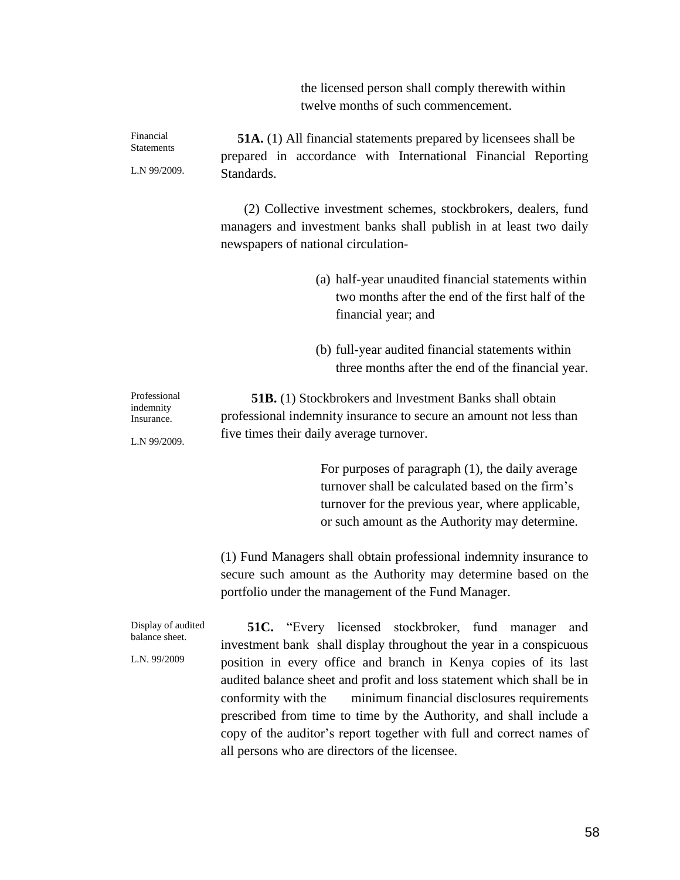the licensed person shall comply therewith within twelve months of such commencement.

Financial Statements

L.N 99/2009.

**51A.** (1) All financial statements prepared by licensees shall be prepared in accordance with International Financial Reporting Standards.

(2) Collective investment schemes, stockbrokers, dealers, fund managers and investment banks shall publish in at least two daily newspapers of national circulation-

(a) half-year unaudited financial statements within two months after the end of the first half of the financial year; and

(b) full-year audited financial statements within three months after the end of the financial year.

Professional indemnity Insurance.

L.N 99/2009.

**51B.** (1) Stockbrokers and Investment Banks shall obtain professional indemnity insurance to secure an amount not less than five times their daily average turnover.

For purposes of paragraph (1), the daily average turnover shall be calculated based on the firm's turnover for the previous year, where applicable, or such amount as the Authority may determine.

(1) Fund Managers shall obtain professional indemnity insurance to secure such amount as the Authority may determine based on the portfolio under the management of the Fund Manager.

Display of audited balance sheet.

L.N. 99/2009

**51C.** "Every licensed stockbroker, fund manager and investment bank shall display throughout the year in a conspicuous position in every office and branch in Kenya copies of its last audited balance sheet and profit and loss statement which shall be in conformity with the minimum financial disclosures requirements prescribed from time to time by the Authority, and shall include a copy of the auditor's report together with full and correct names of all persons who are directors of the licensee.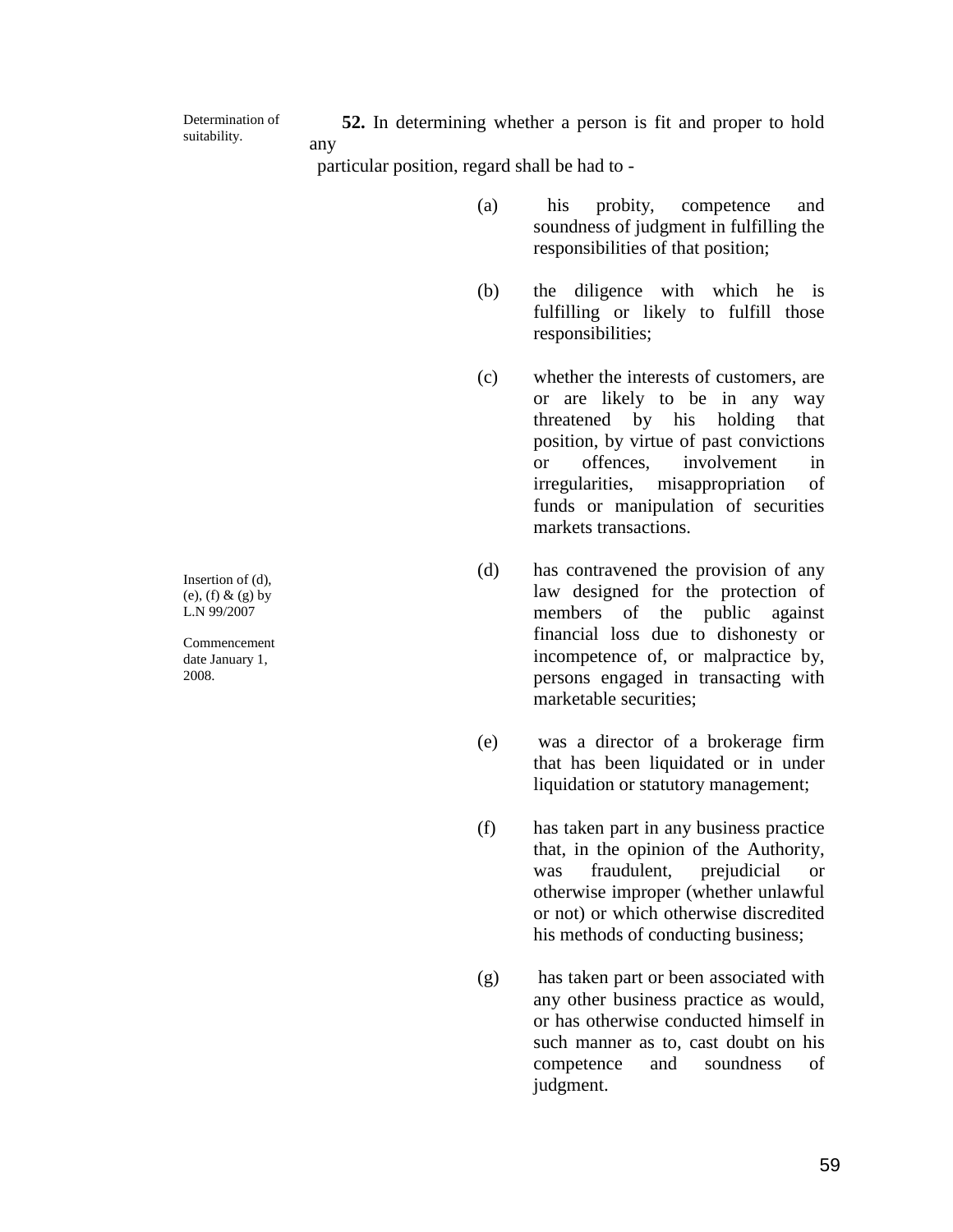Determination of suitability.

**52.** In determining whether a person is fit and proper to hold any particular position, regard shall be had to -

(a) his probity, competence and soundness of judgment in fulfilling the responsibilities of that position;

(b) the diligence with which he is fulfilling or likely to fulfill those responsibilities;

(c) whether the interests of customers, are or are likely to be in any way threatened by his holding that position, by virtue of past convictions or offences, involvement in irregularities, misappropriation of funds or manipulation of securities markets transactions.

Insertion of (d), (e), (f) & (g) by L.N 99/2007

Commencement date January 1, 2008.

(d) has contravened the provision of any law designed for the protection of members of the public against financial loss due to dishonesty or incompetence of, or malpractice by, persons engaged in transacting with marketable securities;

(e) was a director of a brokerage firm that has been liquidated or in under liquidation or statutory management;

(f) has taken part in any business practice that, in the opinion of the Authority, was fraudulent, prejudicial or otherwise improper (whether unlawful or not) or which otherwise discredited his methods of conducting business;

(g) has taken part or been associated with any other business practice as would, or has otherwise conducted himself in such manner as to, cast doubt on his competence and soundness of judgment.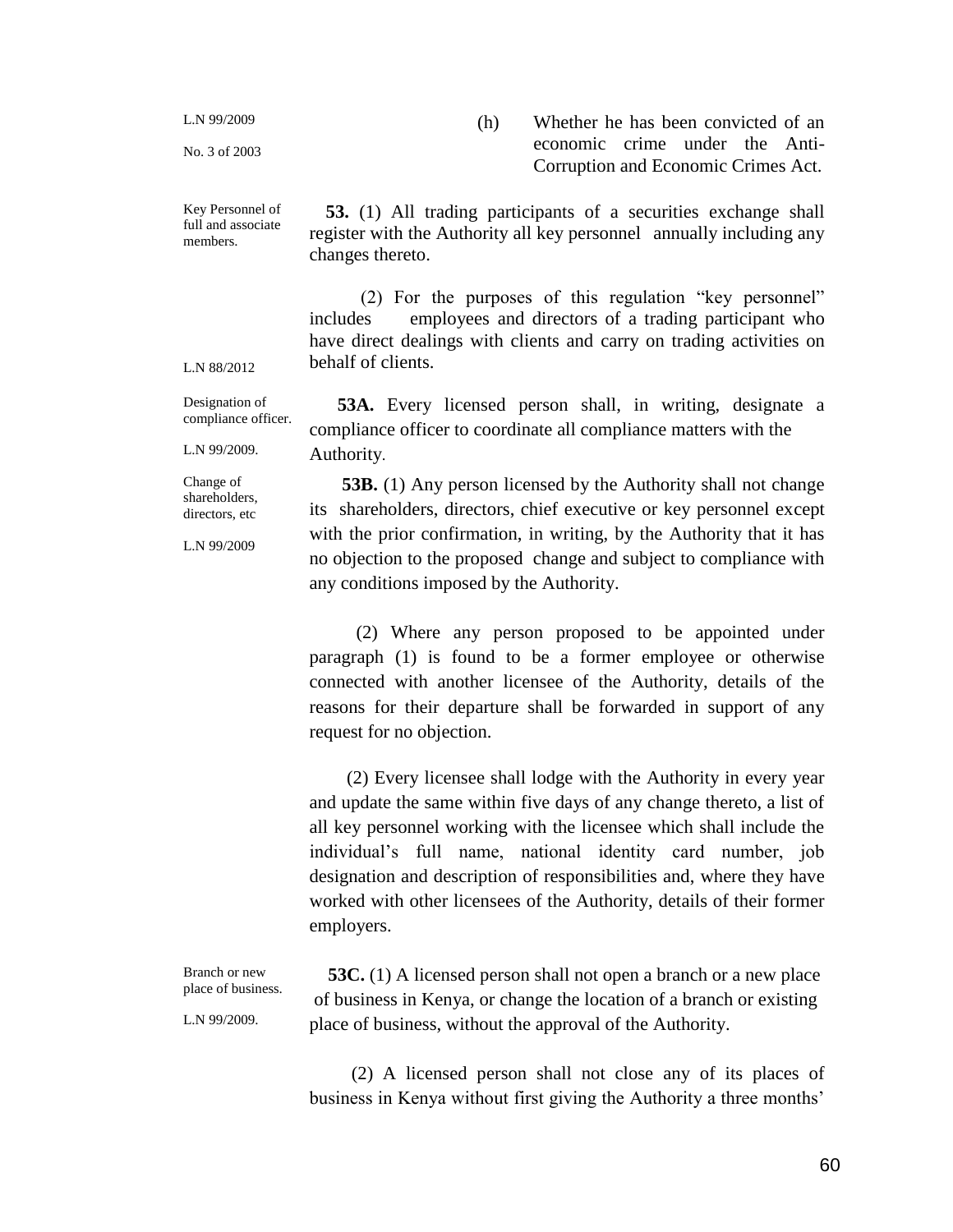L.N 99/2009

No. 3 of 2003

(h) Whether he has been convicted of an economic crime under the Anti-Corruption and Economic Crimes Act.

Key Personnel of full and associate members.

**53.** (1) All trading participants of a securities exchange shall register with the Authority all key personnel annually including any changes thereto.

(2) For the purposes of this regulation "key personnel" includes employees and directors of a trading participant who have direct dealings with clients and carry on trading activities on behalf of clients.

L.N 88/2012

Designation of compliance officer.

L.N 99/2009.

**53A.** Every licensed person shall, in writing, designate a compliance officer to coordinate all compliance matters with the Authority.

Change of shareholders, directors, etc

L.N 99/2009

**53B.** (1) Any person licensed by the Authority shall not change its shareholders, directors, chief executive or key personnel except with the prior confirmation, in writing, by the Authority that it has no objection to the proposed change and subject to compliance with any conditions imposed by the Authority.

(2) Where any person proposed to be appointed under paragraph (1) is found to be a former employee or otherwise connected with another licensee of the Authority, details of the reasons for their departure shall be forwarded in support of any request for no objection.

(2) Every licensee shall lodge with the Authority in every year and update the same within five days of any change thereto, a list of all key personnel working with the licensee which shall include the individual's full name, national identity card number, job designation and description of responsibilities and, where they have worked with other licensees of the Authority, details of their former employers.

Branch or new place of business.

L.N 99/2009.

**53C.** (1) A licensed person shall not open a branch or a new place of business in Kenya, or change the location of a branch or existing place of business, without the approval of the Authority.

(2) A licensed person shall not close any of its places of business in Kenya without first giving the Authority a three months'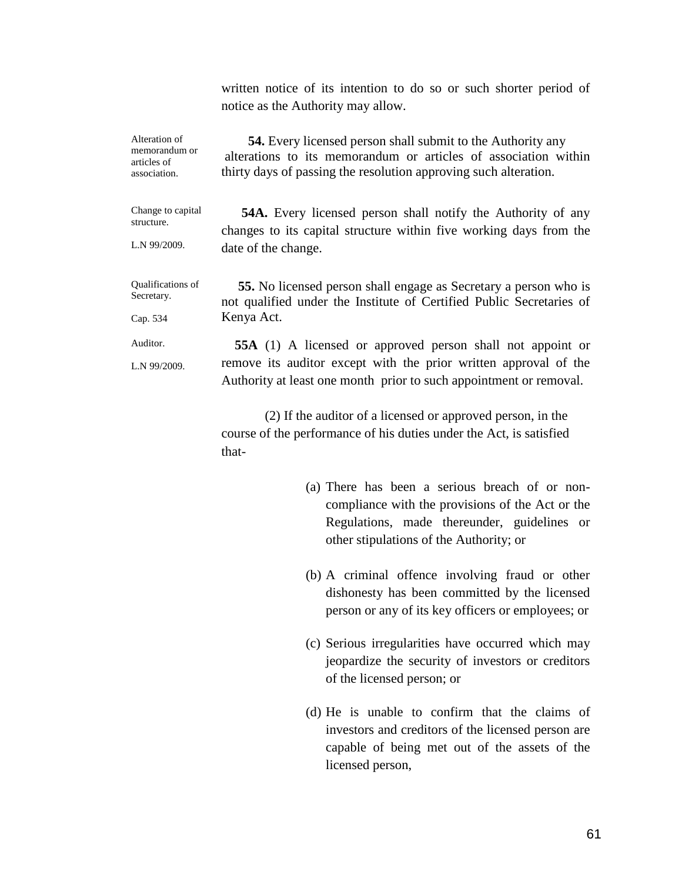written notice of its intention to do so or such shorter period of notice as the Authority may allow.

Alteration of memorandum or articles of association.

**54.** Every licensed person shall submit to the Authority any alterations to its memorandum or articles of association within thirty days of passing the resolution approving such alteration.

Change to capital structure.

L.N 99/2009.

**54A.** Every licensed person shall notify the Authority of any changes to its capital structure within five working days from the date of the change.

Qualifications of Secretary.

Cap. 534

**55.** No licensed person shall engage as Secretary a person who is not qualified under the Institute of Certified Public Secretaries of Kenya Act.

Auditor.

L.N 99/2009.

**55A** (1) A licensed or approved person shall not appoint or remove its auditor except with the prior written approval of the Authority at least one month prior to such appointment or removal.

(2) If the auditor of a licensed or approved person, in the course of the performance of his duties under the Act, is satisfied that-

(a) There has been a serious breach of or non-compliance with the provisions of the Act or the Regulations, made thereunder, guidelines or other stipulations of the Authority; or

(b) A criminal offence involving fraud or other dishonesty has been committed by the licensed person or any of its key officers or employees; or

(c) Serious irregularities have occurred which may jeopardize the security of investors or creditors of the licensed person; or

(d) He is unable to confirm that the claims of investors and creditors of the licensed person are capable of being met out of the assets of the licensed person,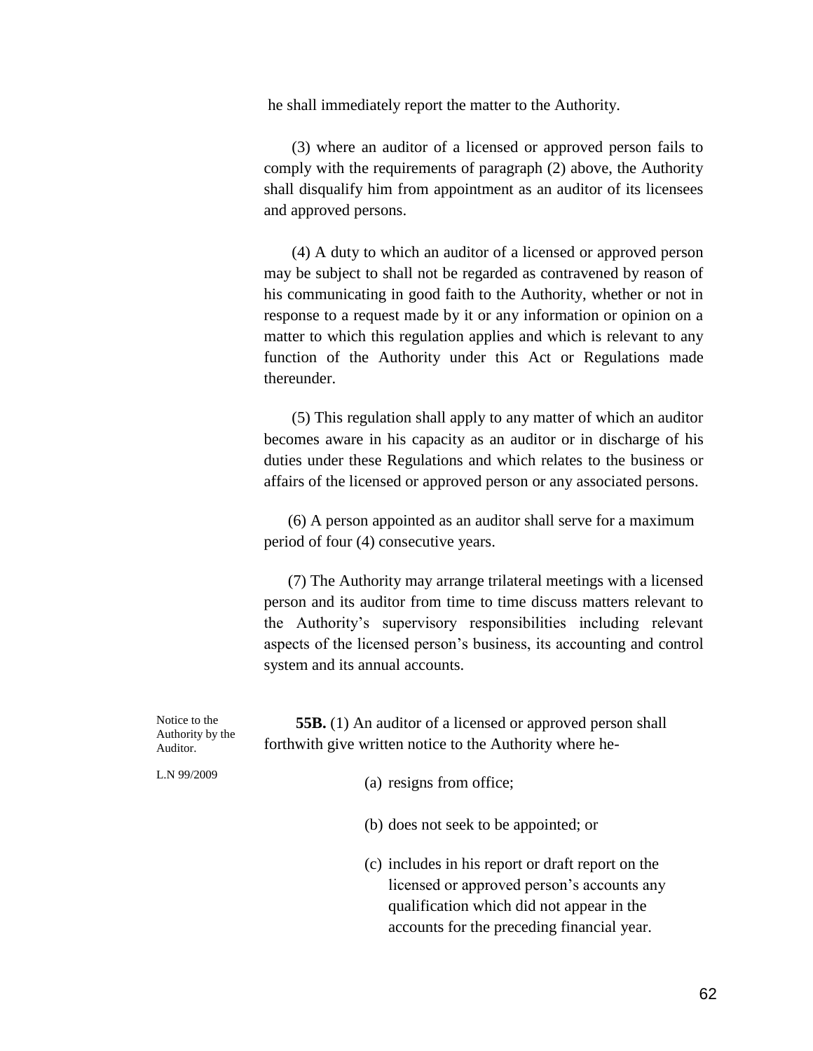he shall immediately report the matter to the Authority.

(3) where an auditor of a licensed or approved person fails to comply with the requirements of paragraph (2) above, the Authority shall disqualify him from appointment as an auditor of its licensees and approved persons.

(4) A duty to which an auditor of a licensed or approved person may be subject to shall not be regarded as contravened by reason of his communicating in good faith to the Authority, whether or not in response to a request made by it or any information or opinion on a matter to which this regulation applies and which is relevant to any function of the Authority under this Act or Regulations made thereunder.

(5) This regulation shall apply to any matter of which an auditor becomes aware in his capacity as an auditor or in discharge of his duties under these Regulations and which relates to the business or affairs of the licensed or approved person or any associated persons.

(6) A person appointed as an auditor shall serve for a maximum period of four (4) consecutive years.

(7) The Authority may arrange trilateral meetings with a licensed person and its auditor from time to time discuss matters relevant to the Authority's supervisory responsibilities including relevant aspects of the licensed person's business, its accounting and control system and its annual accounts.

Notice to the Authority by the Auditor.

L.N 99/2009

**55B.** (1) An auditor of a licensed or approved person shall forthwith give written notice to the Authority where he-

(a) resigns from office;

(b) does not seek to be appointed; or

(c) includes in his report or draft report on the licensed or approved person's accounts any qualification which did not appear in the accounts for the preceding financial year.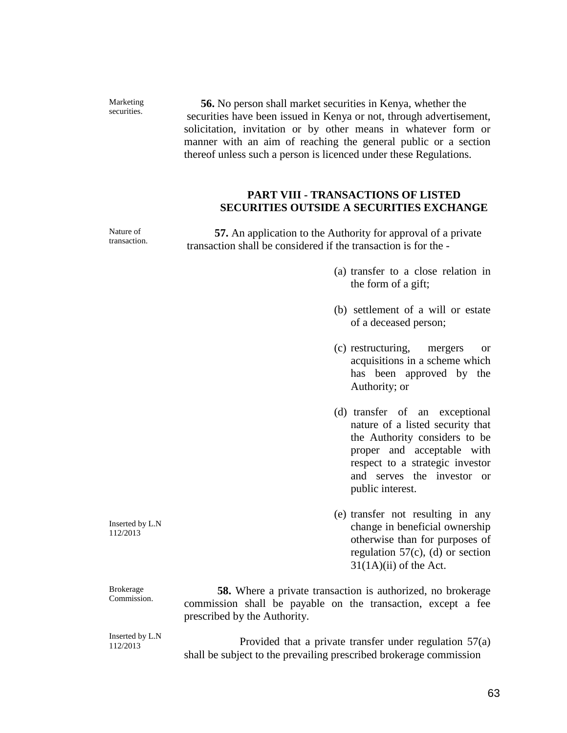Marketing securities.

**56.** No person shall market securities in Kenya, whether the securities have been issued in Kenya or not, through advertisement, solicitation, invitation or by other means in whatever form or manner with an aim of reaching the general public or a section thereof unless such a person is licenced under these Regulations.

## PART VIII - TRANSACTIONS OF LISTED SECURITIES OUTSIDE A SECURITIES EXCHANGE

Nature of transaction.

**57.** An application to the Authority for approval of a private transaction shall be considered if the transaction is for the -

(a) transfer to a close relation in the form of a gift;

(b) settlement of a will or estate of a deceased person;

(c) restructuring, mergers or acquisitions in a scheme which has been approved by the Authority; or

(d) transfer of an exceptional nature of a listed security that the Authority considers to be proper and acceptable with respect to a strategic investor and serves the investor or public interest.

Inserted by L.N 112/2013

(e) transfer not resulting in any change in beneficial ownership otherwise than for purposes of regulation 57(c), (d) or section 31(1A)(ii) of the Act.

Brokerage Commission.

**58.** Where a private transaction is authorized, no brokerage commission shall be payable on the transaction, except a fee prescribed by the Authority.

Inserted by L.N 112/2013

Provided that a private transfer under regulation 57(a) shall be subject to the prevailing prescribed brokerage commission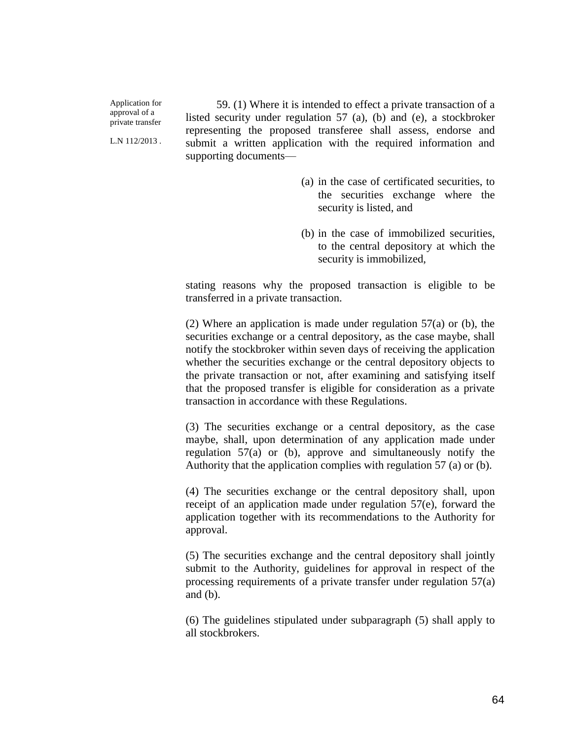Application for approval of a private transfer

L.N 112/2013 .

59. (1) Where it is intended to effect a private transaction of a listed security under regulation 57 (a), (b) and (e), a stockbroker representing the proposed transferee shall assess, endorse and submit a written application with the required information and supporting documents—

(a) in the case of certificated securities, to the securities exchange where the security is listed, and

(b) in the case of immobilized securities, to the central depository at which the security is immobilized,

stating reasons why the proposed transaction is eligible to be transferred in a private transaction.

(2) Where an application is made under regulation 57(a) or (b), the securities exchange or a central depository, as the case maybe, shall notify the stockbroker within seven days of receiving the application whether the securities exchange or the central depository objects to the private transaction or not, after examining and satisfying itself that the proposed transfer is eligible for consideration as a private transaction in accordance with these Regulations.

(3) The securities exchange or a central depository, as the case maybe, shall, upon determination of any application made under regulation 57(a) or (b), approve and simultaneously notify the Authority that the application complies with regulation 57 (a) or (b).

(4) The securities exchange or the central depository shall, upon receipt of an application made under regulation 57(e), forward the application together with its recommendations to the Authority for approval.

(5) The securities exchange and the central depository shall jointly submit to the Authority, guidelines for approval in respect of the processing requirements of a private transfer under regulation 57(a) and (b).

(6) The guidelines stipulated under subparagraph (5) shall apply to all stockbrokers.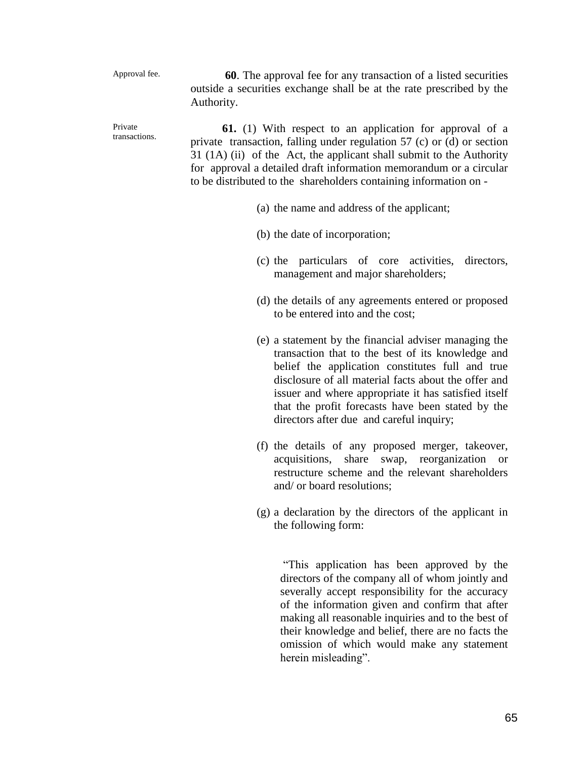Approval fee.

**60**. The approval fee for any transaction of a listed securities outside a securities exchange shall be at the rate prescribed by the Authority.

Private transactions.

**61.** (1) With respect to an application for approval of a private transaction, falling under regulation 57 (c) or (d) or section 31 (1A) (ii) of the Act, the applicant shall submit to the Authority for approval a detailed draft information memorandum or a circular to be distributed to the shareholders containing information on -

(a) the name and address of the applicant;

(b) the date of incorporation;

(c) the particulars of core activities, directors, management and major shareholders;

(d) the details of any agreements entered or proposed to be entered into and the cost;

(e) a statement by the financial adviser managing the transaction that to the best of its knowledge and belief the application constitutes full and true disclosure of all material facts about the offer and issuer and where appropriate it has satisfied itself that the profit forecasts have been stated by the directors after due and careful inquiry;

(f) the details of any proposed merger, takeover, acquisitions, share swap, reorganization or restructure scheme and the relevant shareholders and/ or board resolutions;

(g) a declaration by the directors of the applicant in the following form:

"This application has been approved by the directors of the company all of whom jointly and severally accept responsibility for the accuracy of the information given and confirm that after making all reasonable inquiries and to the best of their knowledge and belief, there are no facts the omission of which would make any statement herein misleading".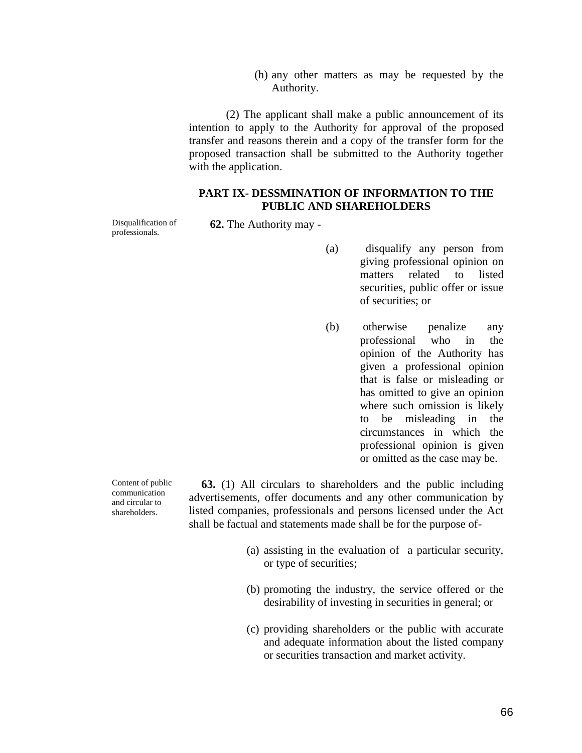(h) any other matters as may be requested by the Authority.

(2) The applicant shall make a public announcement of its intention to apply to the Authority for approval of the proposed transfer and reasons therein and a copy of the transfer form for the proposed transaction shall be submitted to the Authority together with the application.

## PART IX- DESSMINATION OF INFORMATION TO THE PUBLIC AND SHAREHOLDERS

Disqualification of professionals.

**62.** The Authority may -

(a) disqualify any person from giving professional opinion on matters related to listed securities, public offer or issue of securities; or

(b) otherwise penalize any professional who in the opinion of the Authority has given a professional opinion that is false or misleading or has omitted to give an opinion where such omission is likely to be misleading in the circumstances in which the professional opinion is given or omitted as the case may be.

Content of public communication and circular to shareholders.

**63.** (1) All circulars to shareholders and the public including advertisements, offer documents and any other communication by listed companies, professionals and persons licensed under the Act shall be factual and statements made shall be for the purpose of-

(a) assisting in the evaluation of a particular security, or type of securities;

(b) promoting the industry, the service offered or the desirability of investing in securities in general; or

(c) providing shareholders or the public with accurate and adequate information about the listed company or securities transaction and market activity.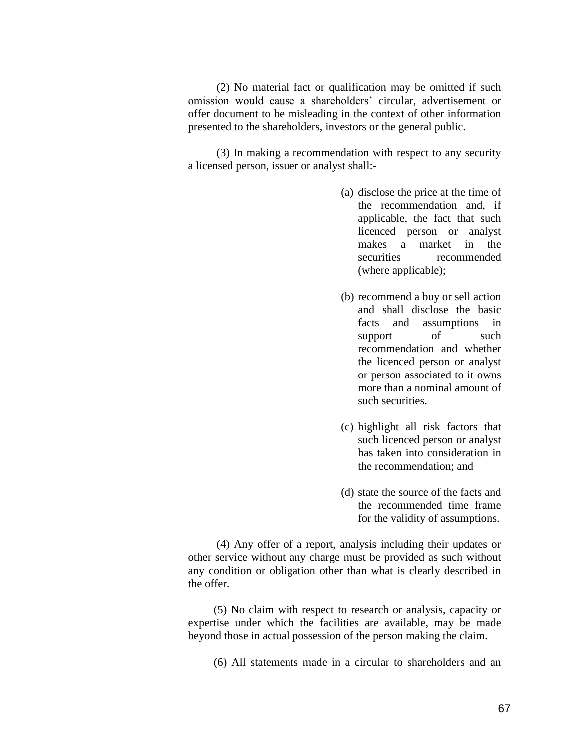(2) No material fact or qualification may be omitted if such omission would cause a shareholders' circular, advertisement or offer document to be misleading in the context of other information presented to the shareholders, investors or the general public.

(3) In making a recommendation with respect to any security a licensed person, issuer or analyst shall:-

(a) disclose the price at the time of the recommendation and, if applicable, the fact that such licenced person or analyst makes a market in the securities recommended (where applicable);

(b) recommend a buy or sell action and shall disclose the basic facts and assumptions in support of such recommendation and whether the licenced person or analyst or person associated to it owns more than a nominal amount of such securities.

(c) highlight all risk factors that such licenced person or analyst has taken into consideration in the recommendation; and

(d) state the source of the facts and the recommended time frame for the validity of assumptions.

(4) Any offer of a report, analysis including their updates or other service without any charge must be provided as such without any condition or obligation other than what is clearly described in the offer.

(5) No claim with respect to research or analysis, capacity or expertise under which the facilities are available, may be made beyond those in actual possession of the person making the claim.

(6) All statements made in a circular to shareholders and an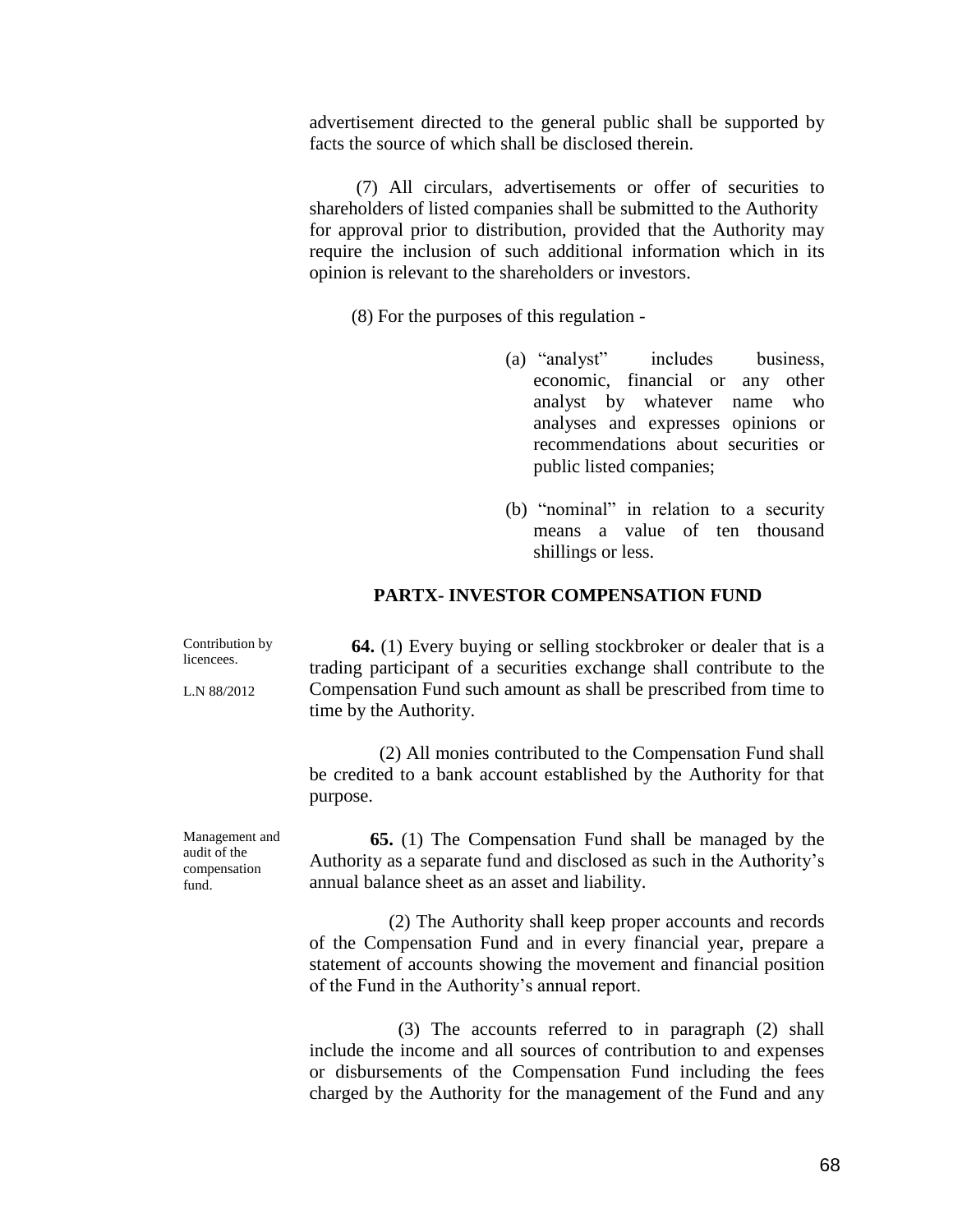advertisement directed to the general public shall be supported by facts the source of which shall be disclosed therein.

(7) All circulars, advertisements or offer of securities to shareholders of listed companies shall be submitted to the Authority for approval prior to distribution, provided that the Authority may require the inclusion of such additional information which in its opinion is relevant to the shareholders or investors.

(8) For the purposes of this regulation -

(a) "analyst" includes business, economic, financial or any other analyst by whatever name who analyses and expresses opinions or recommendations about securities or public listed companies;

(b) "nominal" in relation to a security means a value of ten thousand shillings or less.

## PARTX- INVESTOR COMPENSATION FUND

Contribution by licencees.

L.N 88/2012

**64.** (1) Every buying or selling stockbroker or dealer that is a trading participant of a securities exchange shall contribute to the Compensation Fund such amount as shall be prescribed from time to time by the Authority.

(2) All monies contributed to the Compensation Fund shall be credited to a bank account established by the Authority for that purpose.

Management and audit of the compensation fund.

**65.** (1) The Compensation Fund shall be managed by the Authority as a separate fund and disclosed as such in the Authority's annual balance sheet as an asset and liability.

(2) The Authority shall keep proper accounts and records of the Compensation Fund and in every financial year, prepare a statement of accounts showing the movement and financial position of the Fund in the Authority's annual report.

(3) The accounts referred to in paragraph (2) shall include the income and all sources of contribution to and expenses or disbursements of the Compensation Fund including the fees charged by the Authority for the management of the Fund and any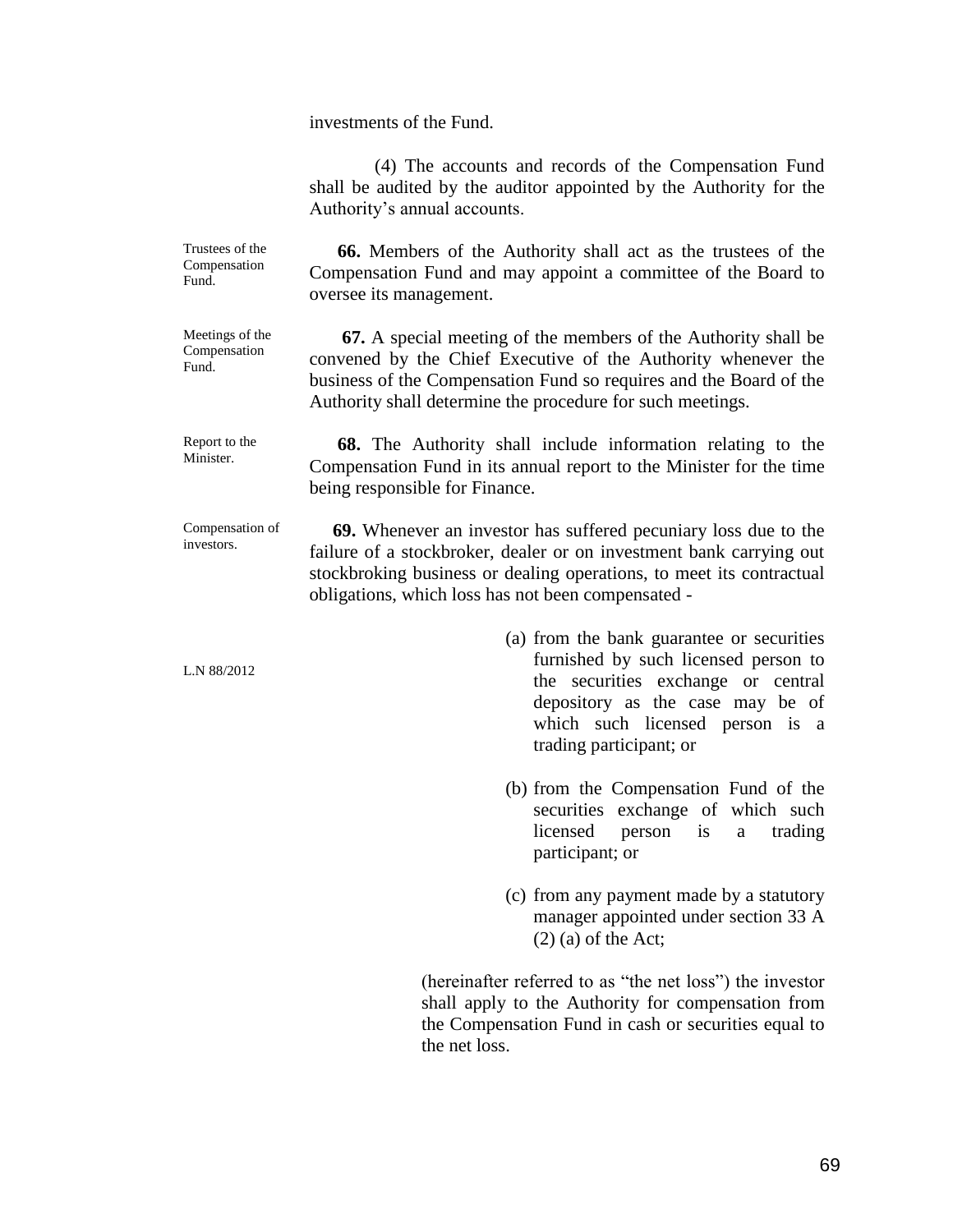investments of the Fund.

(4) The accounts and records of the Compensation Fund shall be audited by the auditor appointed by the Authority for the Authority's annual accounts.

Trustees of the Compensation Fund.

**66.** Members of the Authority shall act as the trustees of the Compensation Fund and may appoint a committee of the Board to oversee its management.

Meetings of the Compensation Fund.

**67.** A special meeting of the members of the Authority shall be convened by the Chief Executive of the Authority whenever the business of the Compensation Fund so requires and the Board of the Authority shall determine the procedure for such meetings.

Report to the Minister.

**68.** The Authority shall include information relating to the Compensation Fund in its annual report to the Minister for the time being responsible for Finance.

Compensation of investors.

**69.** Whenever an investor has suffered pecuniary loss due to the failure of a stockbroker, dealer or on investment bank carrying out stockbroking business or dealing operations, to meet its contractual obligations, which loss has not been compensated -

L.N 88/2012

(a) from the bank guarantee or securities furnished by such licensed person to the securities exchange or central depository as the case may be of which such licensed person is a trading participant; or

(b) from the Compensation Fund of the securities exchange of which such licensed person is a trading participant; or

(c) from any payment made by a statutory manager appointed under section 33 A (2) (a) of the Act;

(hereinafter referred to as "the net loss") the investor shall apply to the Authority for compensation from the Compensation Fund in cash or securities equal to the net loss.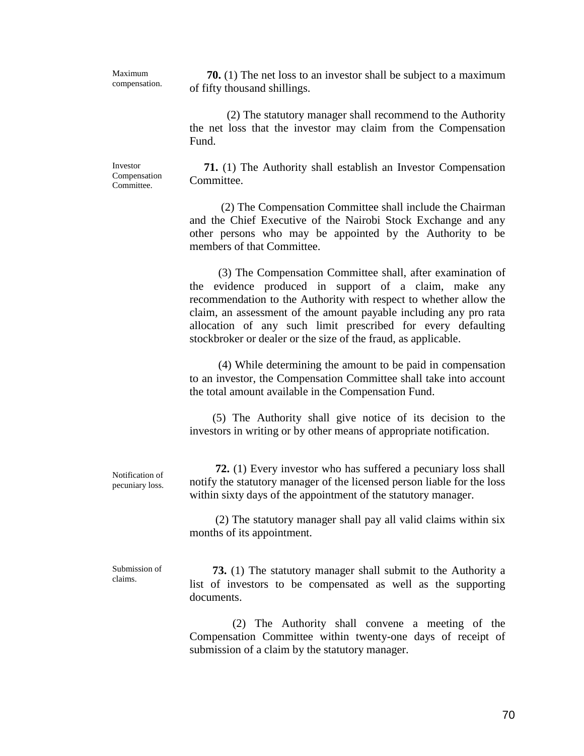Maximum compensation.

**70.** (1) The net loss to an investor shall be subject to a maximum of fifty thousand shillings.

(2) The statutory manager shall recommend to the Authority the net loss that the investor may claim from the Compensation Fund.

Investor Compensation Committee.

**71.** (1) The Authority shall establish an Investor Compensation Committee.

(2) The Compensation Committee shall include the Chairman and the Chief Executive of the Nairobi Stock Exchange and any other persons who may be appointed by the Authority to be members of that Committee.

(3) The Compensation Committee shall, after examination of the evidence produced in support of a claim, make any recommendation to the Authority with respect to whether allow the claim, an assessment of the amount payable including any pro rata allocation of any such limit prescribed for every defaulting stockbroker or dealer or the size of the fraud, as applicable.

(4) While determining the amount to be paid in compensation to an investor, the Compensation Committee shall take into account the total amount available in the Compensation Fund.

(5) The Authority shall give notice of its decision to the investors in writing or by other means of appropriate notification.

Notification of pecuniary loss.

**72.** (1) Every investor who has suffered a pecuniary loss shall notify the statutory manager of the licensed person liable for the loss within sixty days of the appointment of the statutory manager.

(2) The statutory manager shall pay all valid claims within six months of its appointment.

Submission of claims.

**73.** (1) The statutory manager shall submit to the Authority a list of investors to be compensated as well as the supporting documents.

(2) The Authority shall convene a meeting of the Compensation Committee within twenty-one days of receipt of submission of a claim by the statutory manager.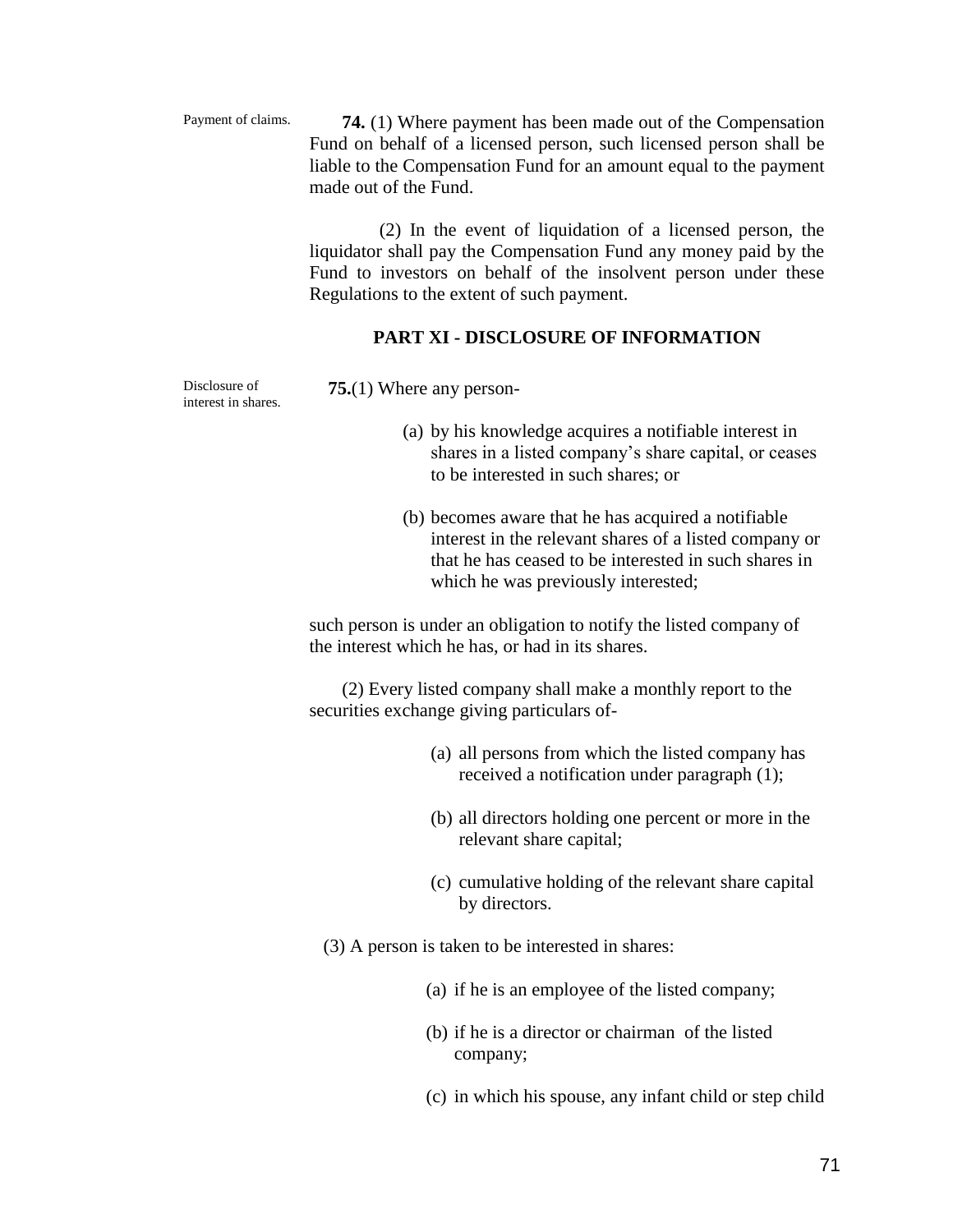Payment of claims.

**74.** (1) Where payment has been made out of the Compensation Fund on behalf of a licensed person, such licensed person shall be liable to the Compensation Fund for an amount equal to the payment made out of the Fund.

(2) In the event of liquidation of a licensed person, the liquidator shall pay the Compensation Fund any money paid by the Fund to investors on behalf of the insolvent person under these Regulations to the extent of such payment.

## PART XI - DISCLOSURE OF INFORMATION

Disclosure of interest in shares.

**75.**(1) Where any person-

(a) by his knowledge acquires a notifiable interest in shares in a listed company's share capital, or ceases to be interested in such shares; or

(b) becomes aware that he has acquired a notifiable interest in the relevant shares of a listed company or that he has ceased to be interested in such shares in which he was previously interested;

such person is under an obligation to notify the listed company of the interest which he has, or had in its shares.

(2) Every listed company shall make a monthly report to the securities exchange giving particulars of-

(a) all persons from which the listed company has received a notification under paragraph (1);

(b) all directors holding one percent or more in the relevant share capital;

(c) cumulative holding of the relevant share capital by directors.

(3) A person is taken to be interested in shares:

(a) if he is an employee of the listed company;

(b) if he is a director or chairman of the listed company;

(c) in which his spouse, any infant child or step child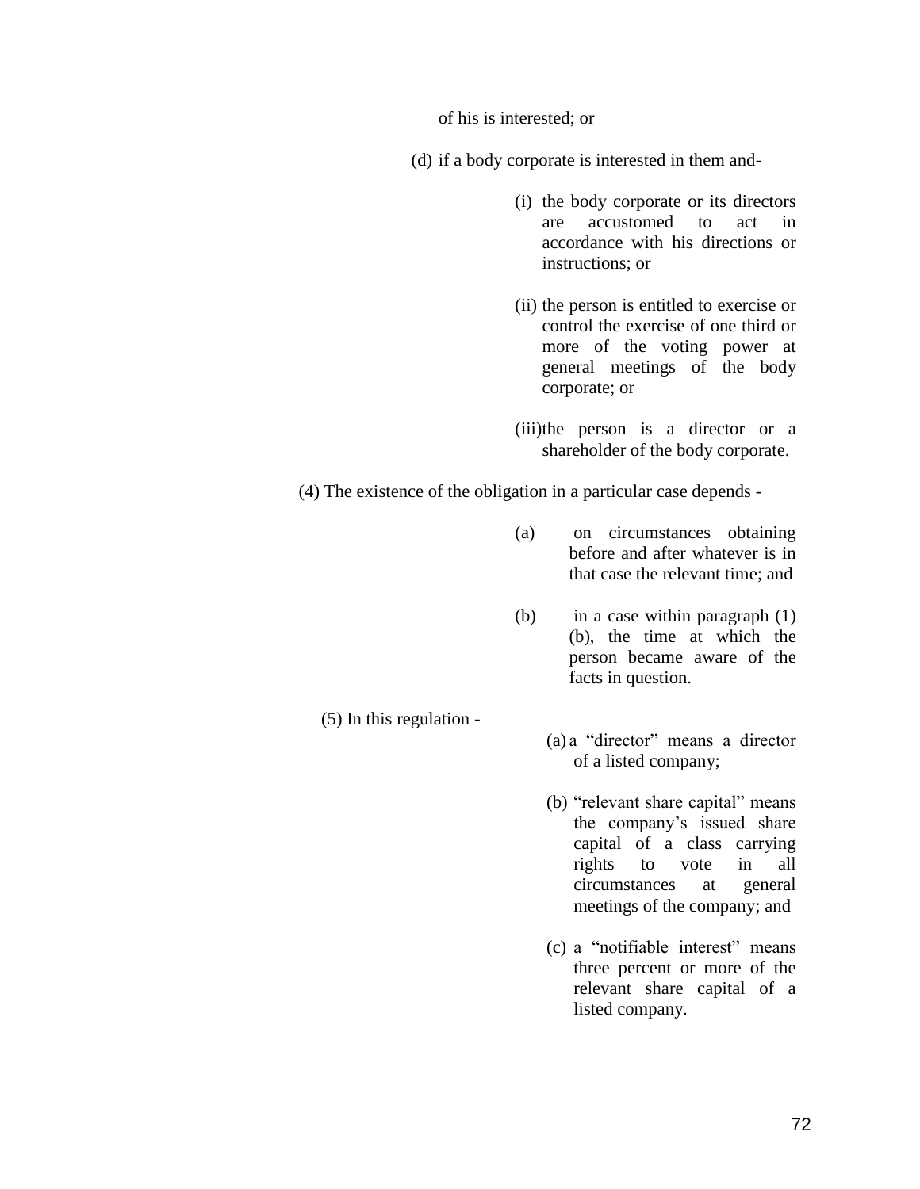of his is interested; or

(d) if a body corporate is interested in them and-

(i) the body corporate or its directors are accustomed to act in accordance with his directions or instructions; or

(ii) the person is entitled to exercise or control the exercise of one third or more of the voting power at general meetings of the body corporate; or

(iii) the person is a director or a shareholder of the body corporate.

(4) The existence of the obligation in a particular case depends -

(a) on circumstances obtaining before and after whatever is in that case the relevant time; and

(b) in a case within paragraph (1) (b), the time at which the person became aware of the facts in question.

(5) In this regulation -

(a) a "director" means a director of a listed company;

(b) "relevant share capital" means the company's issued share capital of a class carrying rights to vote in all circumstances at general meetings of the company; and

(c) a "notifiable interest" means three percent or more of the relevant share capital of a listed company.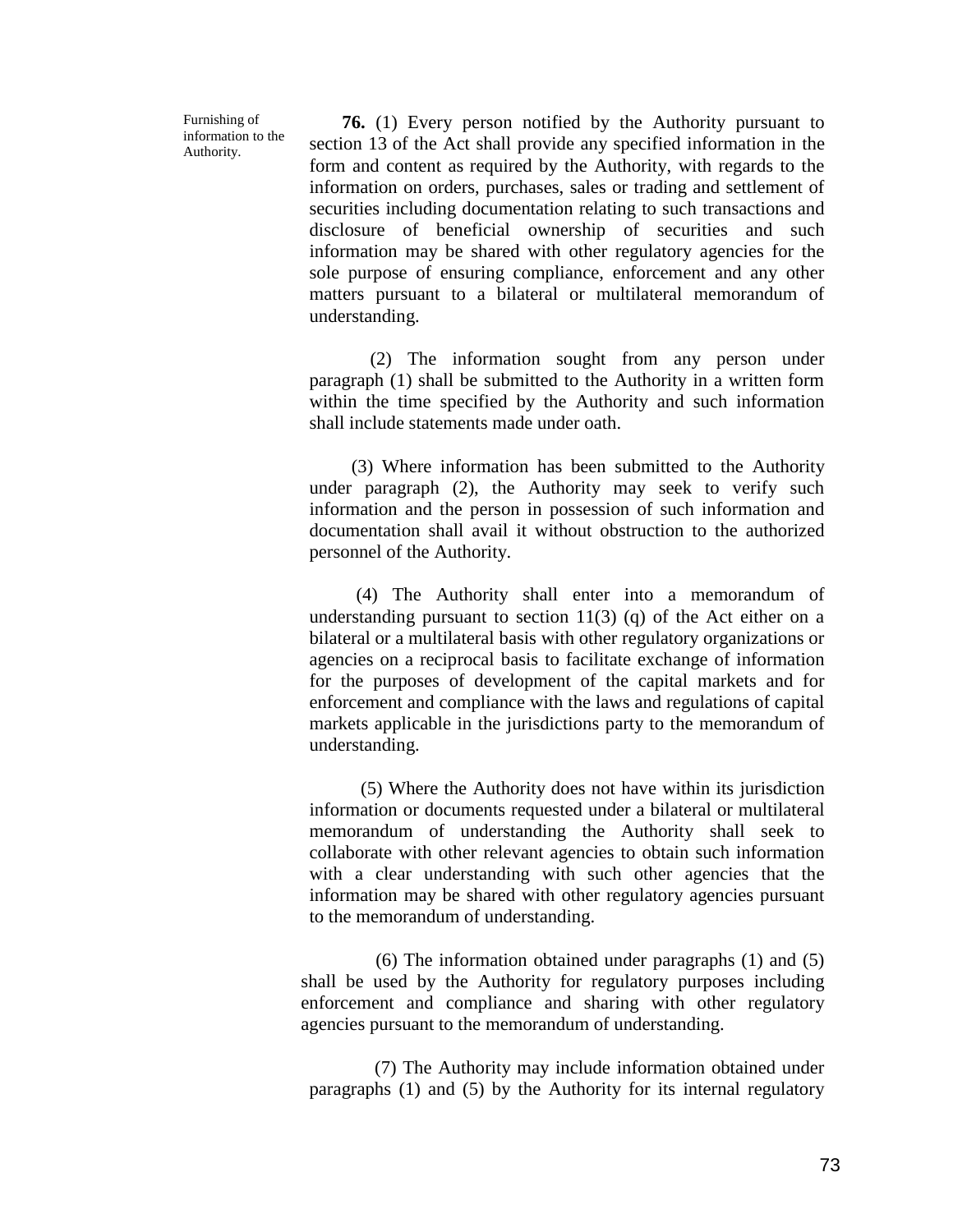Furnishing of information to the Authority.

**76.** (1) Every person notified by the Authority pursuant to section 13 of the Act shall provide any specified information in the form and content as required by the Authority, with regards to the information on orders, purchases, sales or trading and settlement of securities including documentation relating to such transactions and disclosure of beneficial ownership of securities and such information may be shared with other regulatory agencies for the sole purpose of ensuring compliance, enforcement and any other matters pursuant to a bilateral or multilateral memorandum of understanding.

(2) The information sought from any person under paragraph (1) shall be submitted to the Authority in a written form within the time specified by the Authority and such information shall include statements made under oath.

(3) Where information has been submitted to the Authority under paragraph (2), the Authority may seek to verify such information and the person in possession of such information and documentation shall avail it without obstruction to the authorized personnel of the Authority.

(4) The Authority shall enter into a memorandum of understanding pursuant to section 11(3) (q) of the Act either on a bilateral or a multilateral basis with other regulatory organizations or agencies on a reciprocal basis to facilitate exchange of information for the purposes of development of the capital markets and for enforcement and compliance with the laws and regulations of capital markets applicable in the jurisdictions party to the memorandum of understanding.

(5) Where the Authority does not have within its jurisdiction information or documents requested under a bilateral or multilateral memorandum of understanding the Authority shall seek to collaborate with other relevant agencies to obtain such information with a clear understanding with such other agencies that the information may be shared with other regulatory agencies pursuant to the memorandum of understanding.

(6) The information obtained under paragraphs (1) and (5) shall be used by the Authority for regulatory purposes including enforcement and compliance and sharing with other regulatory agencies pursuant to the memorandum of understanding.

(7) The Authority may include information obtained under paragraphs (1) and (5) by the Authority for its internal regulatory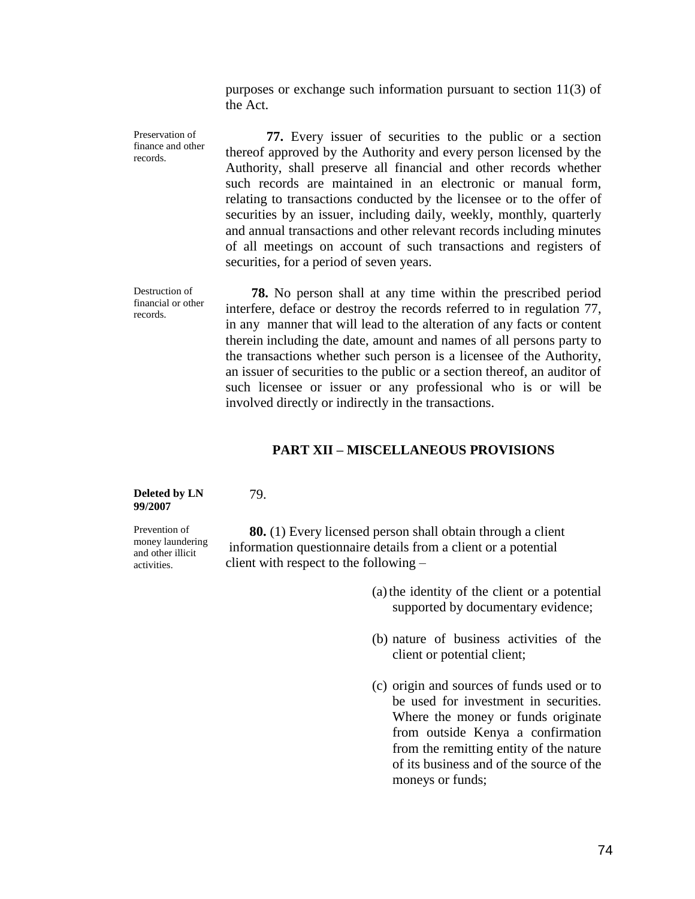purposes or exchange such information pursuant to section 11(3) of the Act.

Preservation of finance and other records.

**77.** Every issuer of securities to the public or a section thereof approved by the Authority and every person licensed by the Authority, shall preserve all financial and other records whether such records are maintained in an electronic or manual form, relating to transactions conducted by the licensee or to the offer of securities by an issuer, including daily, weekly, monthly, quarterly and annual transactions and other relevant records including minutes of all meetings on account of such transactions and registers of securities, for a period of seven years.

Destruction of financial or other records.

**78.** No person shall at any time within the prescribed period interfere, deface or destroy the records referred to in regulation 77, in any manner that will lead to the alteration of any facts or content therein including the date, amount and names of all persons party to the transactions whether such person is a licensee of the Authority, an issuer of securities to the public or a section thereof, an auditor of such licensee or issuer or any professional who is or will be involved directly or indirectly in the transactions.

## PART XII – MISCELLANEOUS PROVISIONS

**Deleted by LN 99/2007**

79.

Prevention of money laundering and other illicit activities.

**80.** (1) Every licensed person shall obtain through a client information questionnaire details from a client or a potential client with respect to the following –

(a) the identity of the client or a potential supported by documentary evidence;

(b) nature of business activities of the client or potential client;

(c) origin and sources of funds used or to be used for investment in securities. Where the money or funds originate from outside Kenya a confirmation from the remitting entity of the nature of its business and of the source of the moneys or funds;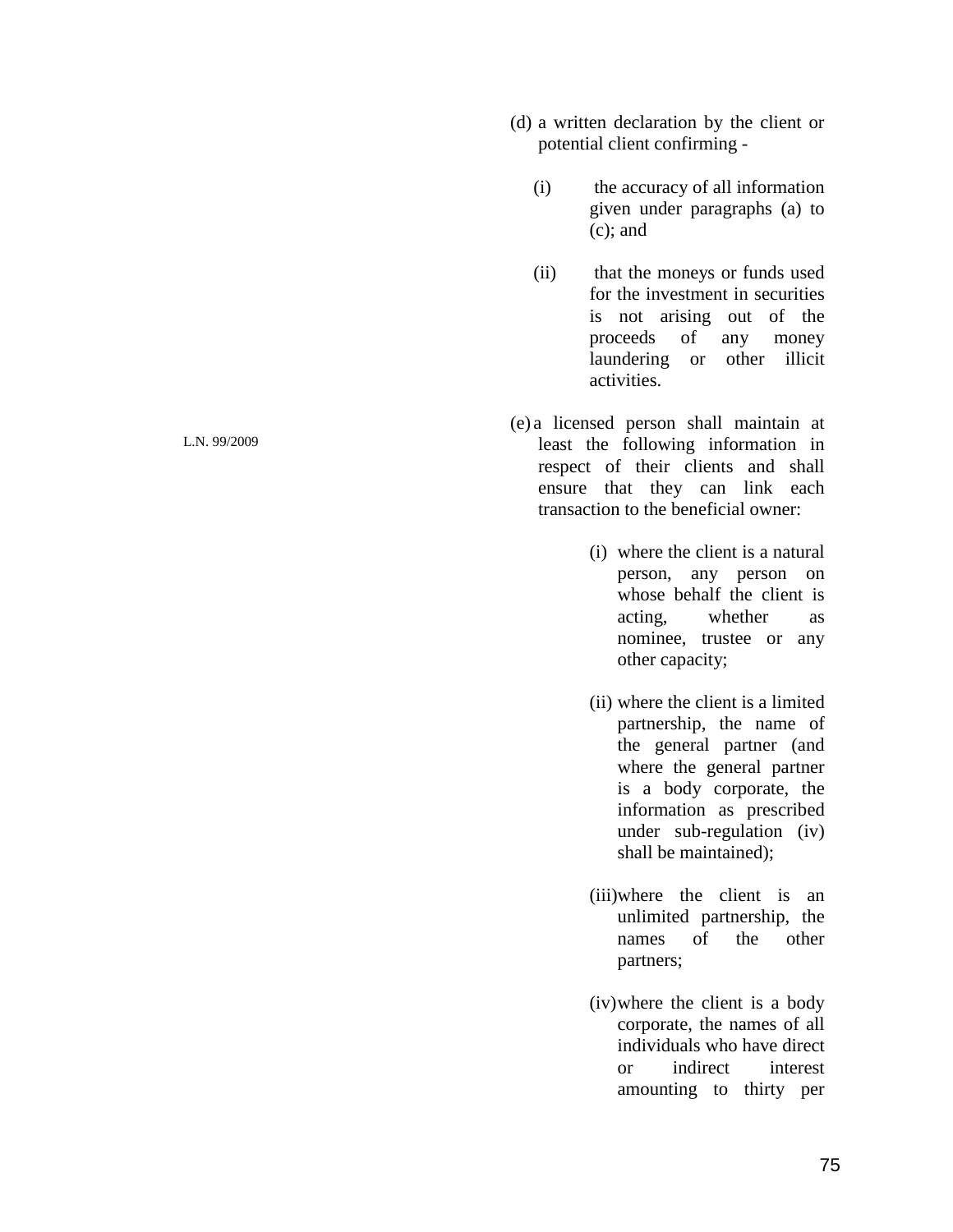(d) a written declaration by the client or potential client confirming -

- (i) the accuracy of all information given under paragraphs (a) to (c); and
- (ii) that the moneys or funds used for the investment in securities is not arising out of the proceeds of any money laundering or other illicit activities.

L.N. 99/2009

(e) a licensed person shall maintain at least the following information in respect of their clients and shall ensure that they can link each transaction to the beneficial owner:

- (i) where the client is a natural person, any person on whose behalf the client is acting, whether as nominee, trustee or any other capacity;
- (ii) where the client is a limited partnership, the name of the general partner (and where the general partner is a body corporate, the information as prescribed under sub-regulation (iv) shall be maintained);
- (iii) where the client is an unlimited partnership, the names of the other partners;
- (iv) where the client is a body corporate, the names of all individuals who have direct or indirect interest amounting to thirty per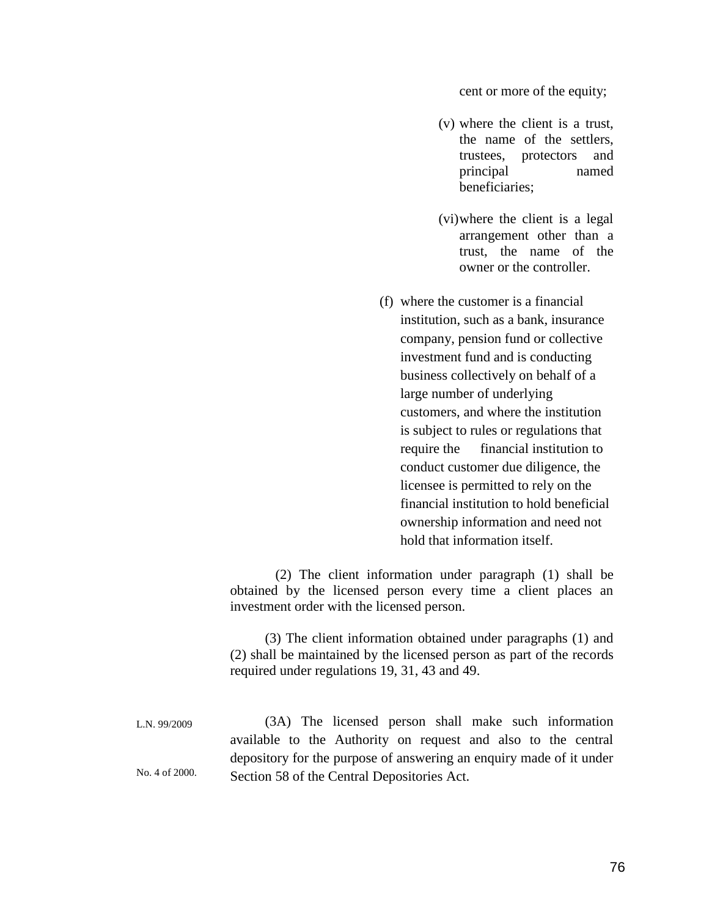cent or more of the equity;

(v) where the client is a trust, the name of the settlers, trustees, protectors and principal named beneficiaries;

(vi) where the client is a legal arrangement other than a trust, the name of the owner or the controller.

(f) where the customer is a financial institution, such as a bank, insurance company, pension fund or collective investment fund and is conducting business collectively on behalf of a large number of underlying customers, and where the institution is subject to rules or regulations that require the financial institution to conduct customer due diligence, the licensee is permitted to rely on the financial institution to hold beneficial ownership information and need not hold that information itself.

(2) The client information under paragraph (1) shall be obtained by the licensed person every time a client places an investment order with the licensed person.

(3) The client information obtained under paragraphs (1) and (2) shall be maintained by the licensed person as part of the records required under regulations 19, 31, 43 and 49.

L.N. 99/2009

No. 4 of 2000.

(3A) The licensed person shall make such information available to the Authority on request and also to the central depository for the purpose of answering an enquiry made of it under Section 58 of the Central Depositories Act.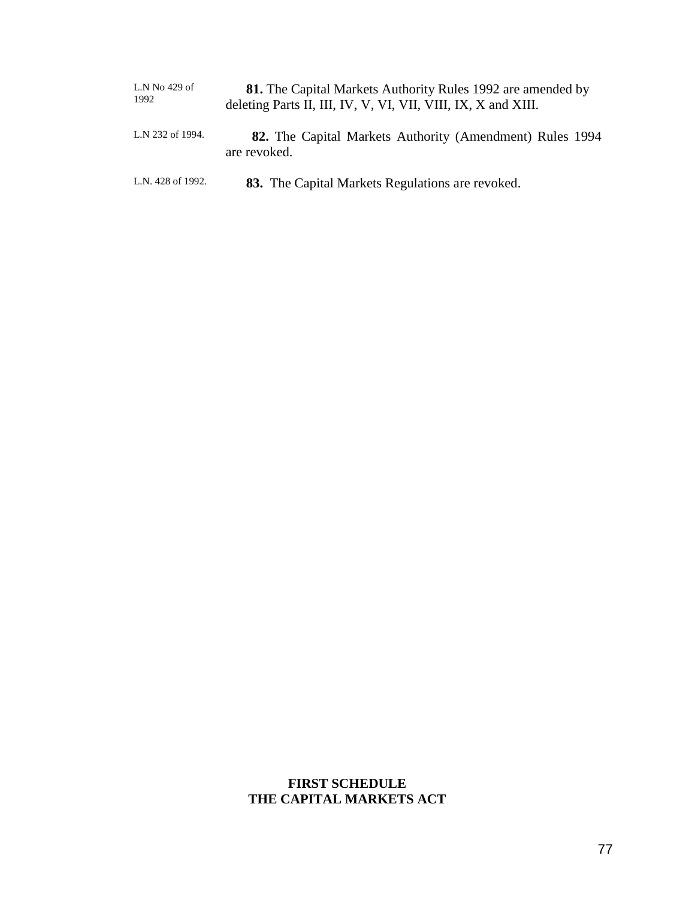L.N No 429 of 1992

**81.** The Capital Markets Authority Rules 1992 are amended by deleting Parts II, III, IV, V, VI, VII, VIII, IX, X and XIII.

L.N 232 of 1994.

**82.** The Capital Markets Authority (Amendment) Rules 1994 are revoked.

L.N. 428 of 1992.

**83.** The Capital Markets Regulations are revoked.

**FIRST SCHEDULE**
**THE CAPITAL MARKETS ACT**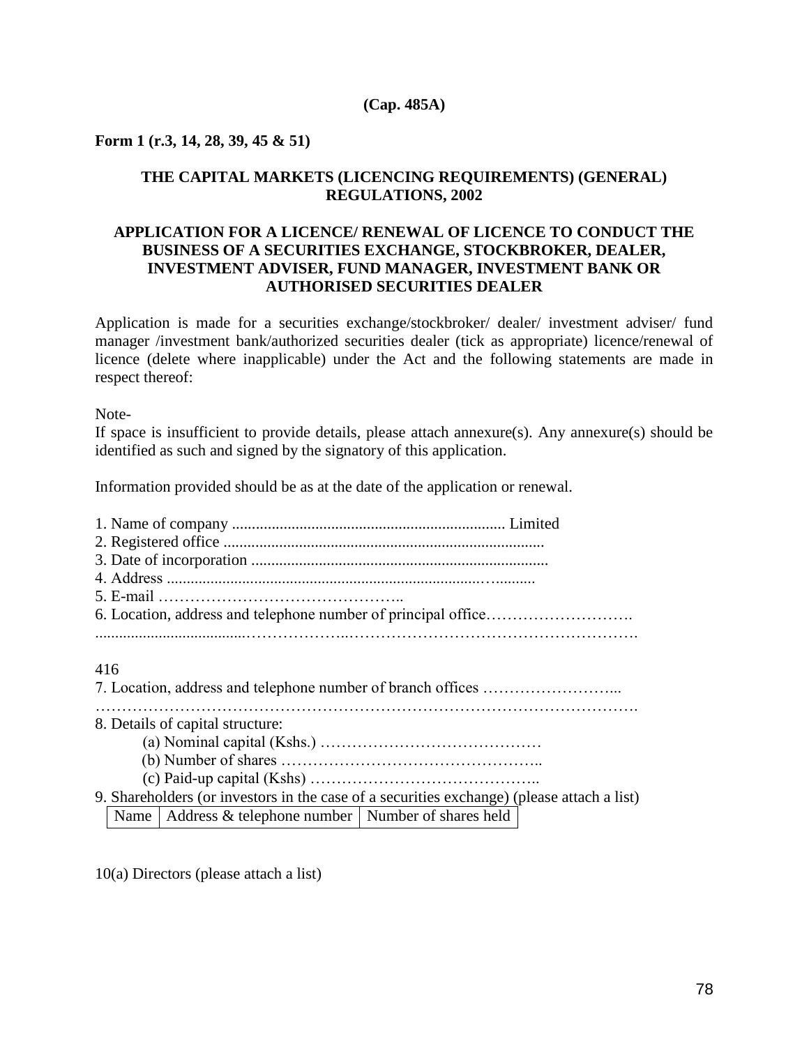**(Cap. 485A)**

**Form 1 (r.3, 14, 28, 39, 45 & 51)**

**THE CAPITAL MARKETS (LICENCING REQUIREMENTS) (GENERAL) REGULATIONS, 2002**

**APPLICATION FOR A LICENCE/ RENEWAL OF LICENCE TO CONDUCT THE BUSINESS OF A SECURITIES EXCHANGE, STOCKBROKER, DEALER, INVESTMENT ADVISER, FUND MANAGER, INVESTMENT BANK OR AUTHORISED SECURITIES DEALER**

Application is made for a securities exchange/stockbroker/ dealer/ investment adviser/ fund manager /investment bank/authorized securities dealer (tick as appropriate) licence/renewal of licence (delete where inapplicable) under the Act and the following statements are made in respect thereof:

Note-

If space is insufficient to provide details, please attach annexure(s). Any annexure(s) should be identified as such and signed by the signatory of this application.

Information provided should be as at the date of the application or renewal.

1. Name of company ..................................................................... Limited
2. Registered office .................................................................................
3. Date of incorporation ...........................................................................
4. Address ..........................................................................…..........
5. E-mail ………………………………………..
6. Location, address and telephone number of principal office……………………….
....................................………………..……………………………………………….

416

7. Location, address and telephone number of branch offices ……………………...
…………………………………………………………………………………………….
8. Details of capital structure:
   (a) Nominal capital (Kshs.) ……………………………………
   (b) Number of shares ………………………………………….
   (c) Paid-up capital (Kshs) ……………………………………..
9. Shareholders (or investors in the case of a securities exchange) (please attach a list)

| Name | Address & telephone number | Number of shares held |
|---|---|---|

10(a) Directors (please attach a list)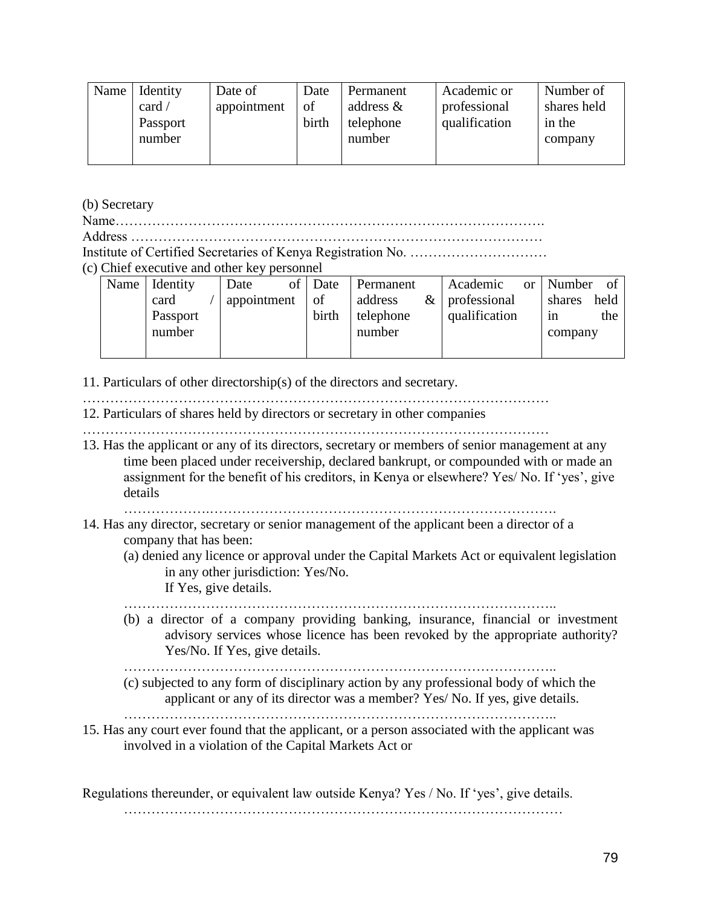| Name | Identity card / Passport number | Date of appointment | Date of birth | Permanent address & telephone number | Academic or professional qualification | Number of shares held in the company |
|---|---|---|---|---|---|---|
| | | | | | | |

(b) Secretary

Name……………………………………………………………………………….

Address ………………………………………………………………………………

Institute of Certified Secretaries of Kenya Registration No. …………………………

(c) Chief executive and other key personnel

| Name | Identity card / Passport number | Date of appointment | Date of birth | Permanent address & telephone number | Academic or professional qualification | Number of shares held in the company |
|---|---|---|---|---|---|---|
| | | | | | | |

11. Particulars of other directorship(s) of the directors and secretary.

…………………………………………………………………………………………

12. Particulars of shares held by directors or secretary in other companies

…………………………………………………………………………………………

13. Has the applicant or any of its directors, secretary or members of senior management at any time been placed under receivership, declared bankrupt, or compounded with or made an assignment for the benefit of his creditors, in Kenya or elsewhere? Yes/ No. If 'yes', give details

    ……………….……………………………………………………………….

14. Has any director, secretary or senior management of the applicant been a director of a company that has been:

    (a) denied any licence or approval under the Capital Markets Act or equivalent legislation in any other jurisdiction: Yes/No.
    If Yes, give details.

    …………………………………………………………………………………..

    (b) a director of a company providing banking, insurance, financial or investment advisory services whose licence has been revoked by the appropriate authority? Yes/No. If Yes, give details.

    …………………………………………………………………………………..

    (c) subjected to any form of disciplinary action by any professional body of which the applicant or any of its director was a member? Yes/ No. If yes, give details.

    …………………………………………………………………………………..

15. Has any court ever found that the applicant, or a person associated with the applicant was involved in a violation of the Capital Markets Act or

Regulations thereunder, or equivalent law outside Kenya? Yes / No. If 'yes', give details.

…………………………………………………………………………………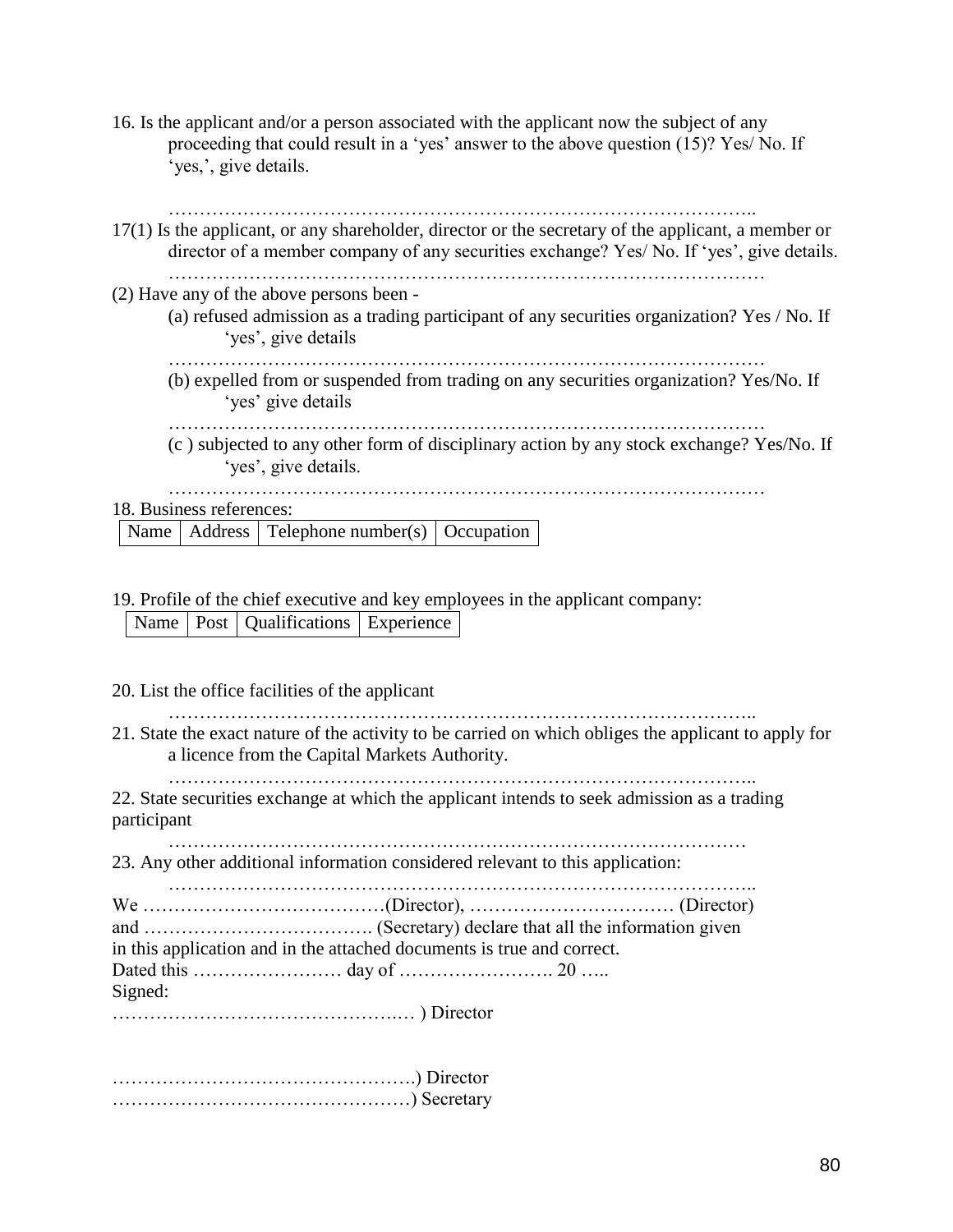16. Is the applicant and/or a person associated with the applicant now the subject of any proceeding that could result in a 'yes' answer to the above question (15)? Yes/ No. If 'yes,', give details.

………………………………………………………………………………..

17(1) Is the applicant, or any shareholder, director or the secretary of the applicant, a member or director of a member company of any securities exchange? Yes/ No. If 'yes', give details.

………………………………………………………………………………

(2) Have any of the above persons been -

(a) refused admission as a trading participant of any securities organization? Yes / No. If 'yes', give details

………………………………………………………………………………

(b) expelled from or suspended from trading on any securities organization? Yes/No. If 'yes' give details

………………………………………………………………………………

(c ) subjected to any other form of disciplinary action by any stock exchange? Yes/No. If 'yes', give details.

………………………………………………………………………………

18. Business references:

| Name | Address | Telephone number(s) | Occupation |
|---|---|---|---|

19. Profile of the chief executive and key employees in the applicant company:

| Name | Post | Qualifications | Experience |
|---|---|---|---|

20. List the office facilities of the applicant

………………………………………………………………………………..

21. State the exact nature of the activity to be carried on which obliges the applicant to apply for a licence from the Capital Markets Authority.

………………………………………………………………………………..

22. State securities exchange at which the applicant intends to seek admission as a trading participant

………………………………………………………………………………

23. Any other additional information considered relevant to this application:

………………………………………………………………………………..

We …………………………………(Director), …………………………… (Director) and ………………………………. (Secretary) declare that all the information given in this application and in the attached documents is true and correct.

Dated this …………………… day of ……………………. 20 …..

Signed:

……………………………………….… ) Director

…………………………………………….) Director

……………………………………………) Secretary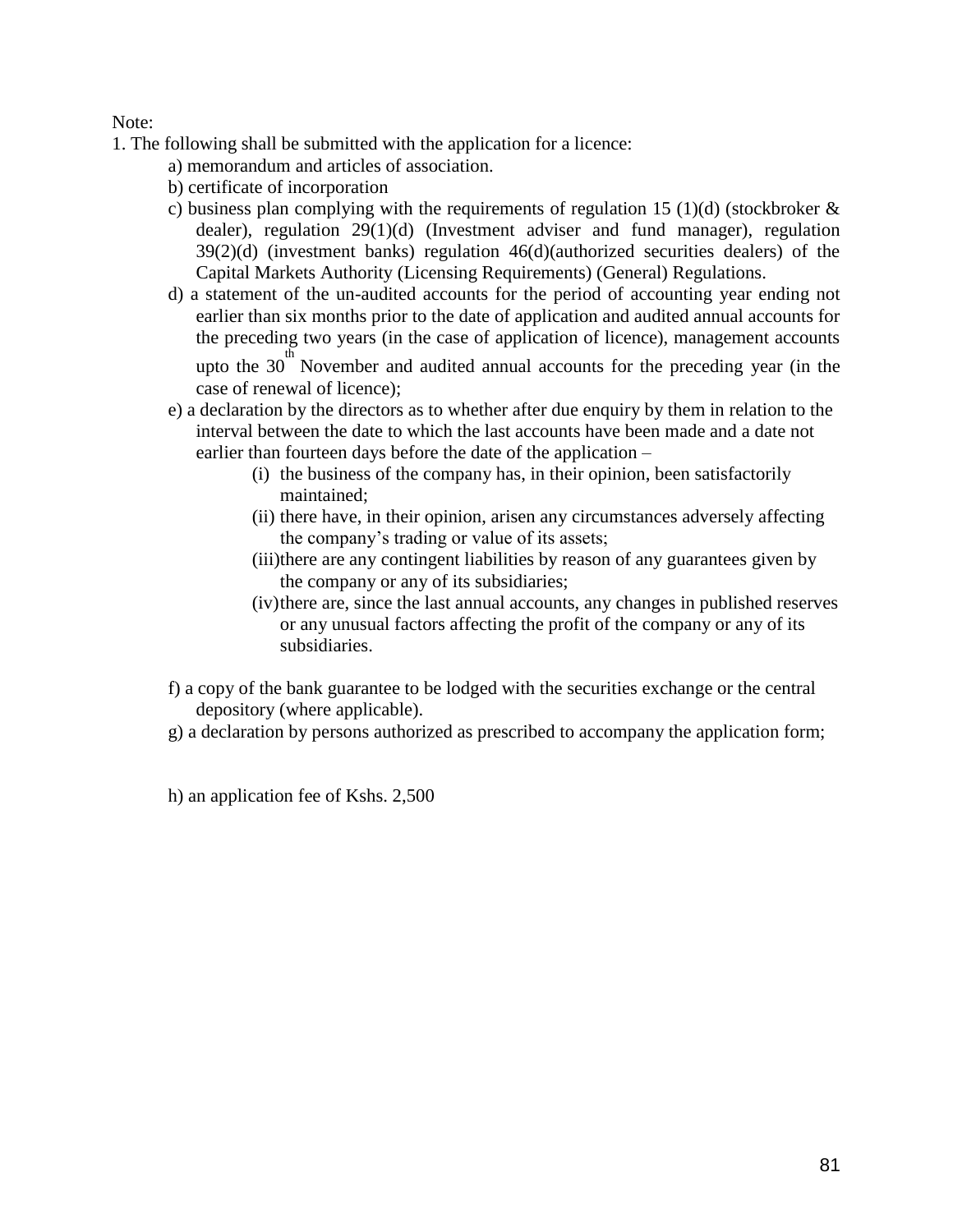Note:

1. The following shall be submitted with the application for a licence:
    - a) memorandum and articles of association.
    - b) certificate of incorporation
    - c) business plan complying with the requirements of regulation 15 (1)(d) (stockbroker & dealer), regulation 29(1)(d) (Investment adviser and fund manager), regulation 39(2)(d) (investment banks) regulation 46(d)(authorized securities dealers) of the Capital Markets Authority (Licensing Requirements) (General) Regulations.
    - d) a statement of the un-audited accounts for the period of accounting year ending not earlier than six months prior to the date of application and audited annual accounts for the preceding two years (in the case of application of licence), management accounts upto the 30th November and audited annual accounts for the preceding year (in the case of renewal of licence);
    - e) a declaration by the directors as to whether after due enquiry by them in relation to the interval between the date to which the last accounts have been made and a date not earlier than fourteen days before the date of the application –
        - (i) the business of the company has, in their opinion, been satisfactorily maintained;
        - (ii) there have, in their opinion, arisen any circumstances adversely affecting the company's trading or value of its assets;
        - (iii) there are any contingent liabilities by reason of any guarantees given by the company or any of its subsidiaries;
        - (iv) there are, since the last annual accounts, any changes in published reserves or any unusual factors affecting the profit of the company or any of its subsidiaries.
    - f) a copy of the bank guarantee to be lodged with the securities exchange or the central depository (where applicable).
    - g) a declaration by persons authorized as prescribed to accompany the application form;
    - h) an application fee of Kshs. 2,500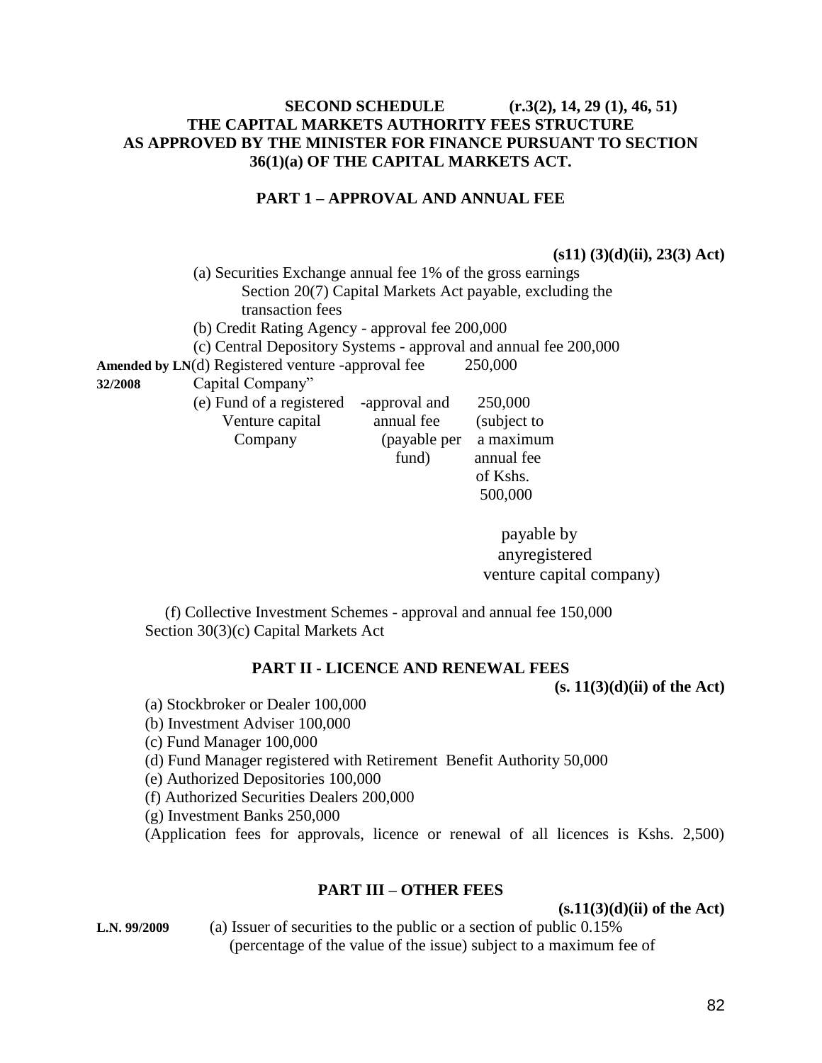**SECOND SCHEDULE (r.3(2), 14, 29 (1), 46, 51)**
**THE CAPITAL MARKETS AUTHORITY FEES STRUCTURE AS APPROVED BY THE MINISTER FOR FINANCE PURSUANT TO SECTION 36(1)(a) OF THE CAPITAL MARKETS ACT.**

## PART 1 – APPROVAL AND ANNUAL FEE

**(s11) (3)(d)(ii), 23(3) Act)**

(a) Securities Exchange annual fee 1% of the gross earnings Section 20(7) Capital Markets Act payable, excluding the transaction fees

(b) Credit Rating Agency - approval fee 200,000

(c) Central Depository Systems - approval and annual fee 200,000

**Amended by LN 32/2008** (d) Registered venture Capital Company" -approval fee 250,000

| | | |
|---|---|---|
| (e) Fund of a registered Venture capital Company | -approval and annual fee (payable per fund) | 250,000 (subject to a maximum annual fee of Kshs. 500,000 payable by anyregistered venture capital company) |

(f) Collective Investment Schemes - approval and annual fee 150,000 Section 30(3)(c) Capital Markets Act

## PART II - LICENCE AND RENEWAL FEES

**(s. 11(3)(d)(ii) of the Act)**

(a) Stockbroker or Dealer 100,000

(b) Investment Adviser 100,000

(c) Fund Manager 100,000

(d) Fund Manager registered with Retirement Benefit Authority 50,000

(e) Authorized Depositories 100,000

(f) Authorized Securities Dealers 200,000

(g) Investment Banks 250,000

(Application fees for approvals, licence or renewal of all licences is Kshs. 2,500)

## PART III – OTHER FEES

**(s.11(3)(d)(ii) of the Act)**

**L.N. 99/2009** (a) Issuer of securities to the public or a section of public 0.15% (percentage of the value of the issue) subject to a maximum fee of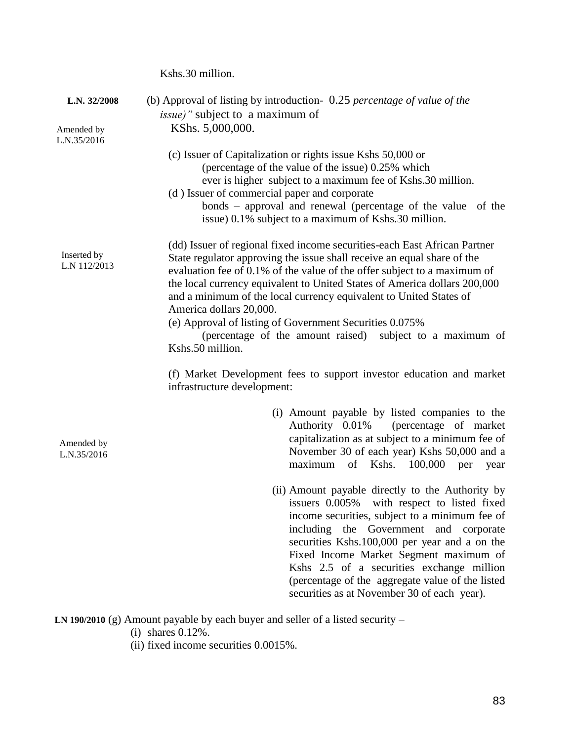Kshs.30 million.

L.N. 32/2008

Amended by L.N.35/2016

(b) Approval of listing by introduction- 0.25 *percentage of value of the issue)"* subject to a maximum of KShs. 5,000,000.

(c) Issuer of Capitalization or rights issue Kshs 50,000 or (percentage of the value of the issue) 0.25% which ever is higher subject to a maximum fee of Kshs.30 million.

(d ) Issuer of commercial paper and corporate bonds – approval and renewal (percentage of the value of the issue) 0.1% subject to a maximum of Kshs.30 million.

Inserted by L.N 112/2013

(dd) Issuer of regional fixed income securities-each East African Partner State regulator approving the issue shall receive an equal share of the evaluation fee of 0.1% of the value of the offer subject to a maximum of the local currency equivalent to United States of America dollars 200,000 and a minimum of the local currency equivalent to United States of America dollars 20,000.

(e) Approval of listing of Government Securities 0.075% (percentage of the amount raised) subject to a maximum of Kshs.50 million.

(f) Market Development fees to support investor education and market infrastructure development:

Amended by L.N.35/2016

(i) Amount payable by listed companies to the Authority 0.01% (percentage of market capitalization as at subject to a minimum fee of November 30 of each year) Kshs 50,000 and a maximum of Kshs. 100,000 per year

(ii) Amount payable directly to the Authority by issuers 0.005% with respect to listed fixed income securities, subject to a minimum fee of including the Government and corporate securities Kshs.100,000 per year and a on the Fixed Income Market Segment maximum of Kshs 2.5 of a securities exchange million (percentage of the aggregate value of the listed securities as at November 30 of each year).

**LN 190/2010** (g) Amount payable by each buyer and seller of a listed security –

(i) shares 0.12%.

(ii) fixed income securities 0.0015%.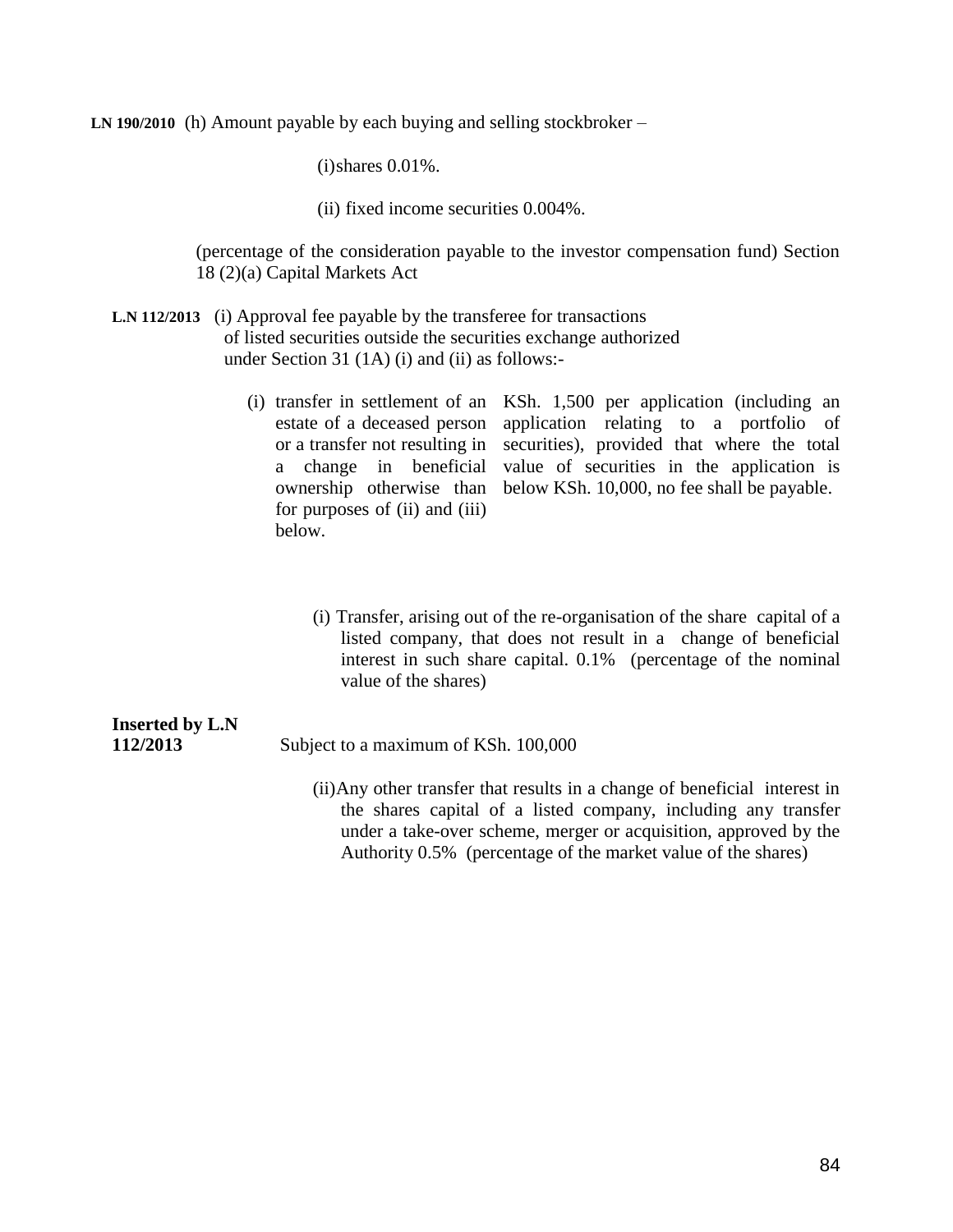**LN 190/2010** (h) Amount payable by each buying and selling stockbroker –

(i)shares 0.01%.

(ii) fixed income securities 0.004%.

(percentage of the consideration payable to the investor compensation fund) Section 18 (2)(a) Capital Markets Act

**L.N 112/2013** (i) Approval fee payable by the transferee for transactions of listed securities outside the securities exchange authorized under Section 31 (1A) (i) and (ii) as follows:-

| | |
|---|---|
| (i) transfer in settlement of an estate of a deceased person or a transfer not resulting in a change in beneficial ownership otherwise than for purposes of (ii) and (iii) below. | KSh. 1,500 per application (including an application relating to a portfolio of securities), provided that where the total value of securities in the application is below KSh. 10,000, no fee shall be payable. |

(i) Transfer, arising out of the re-organisation of the share capital of a listed company, that does not result in a change of beneficial interest in such share capital. 0.1% (percentage of the nominal value of the shares)

**Inserted by L.N 112/2013** Subject to a maximum of KSh. 100,000

(ii)Any other transfer that results in a change of beneficial interest in the shares capital of a listed company, including any transfer under a take-over scheme, merger or acquisition, approved by the Authority 0.5% (percentage of the market value of the shares)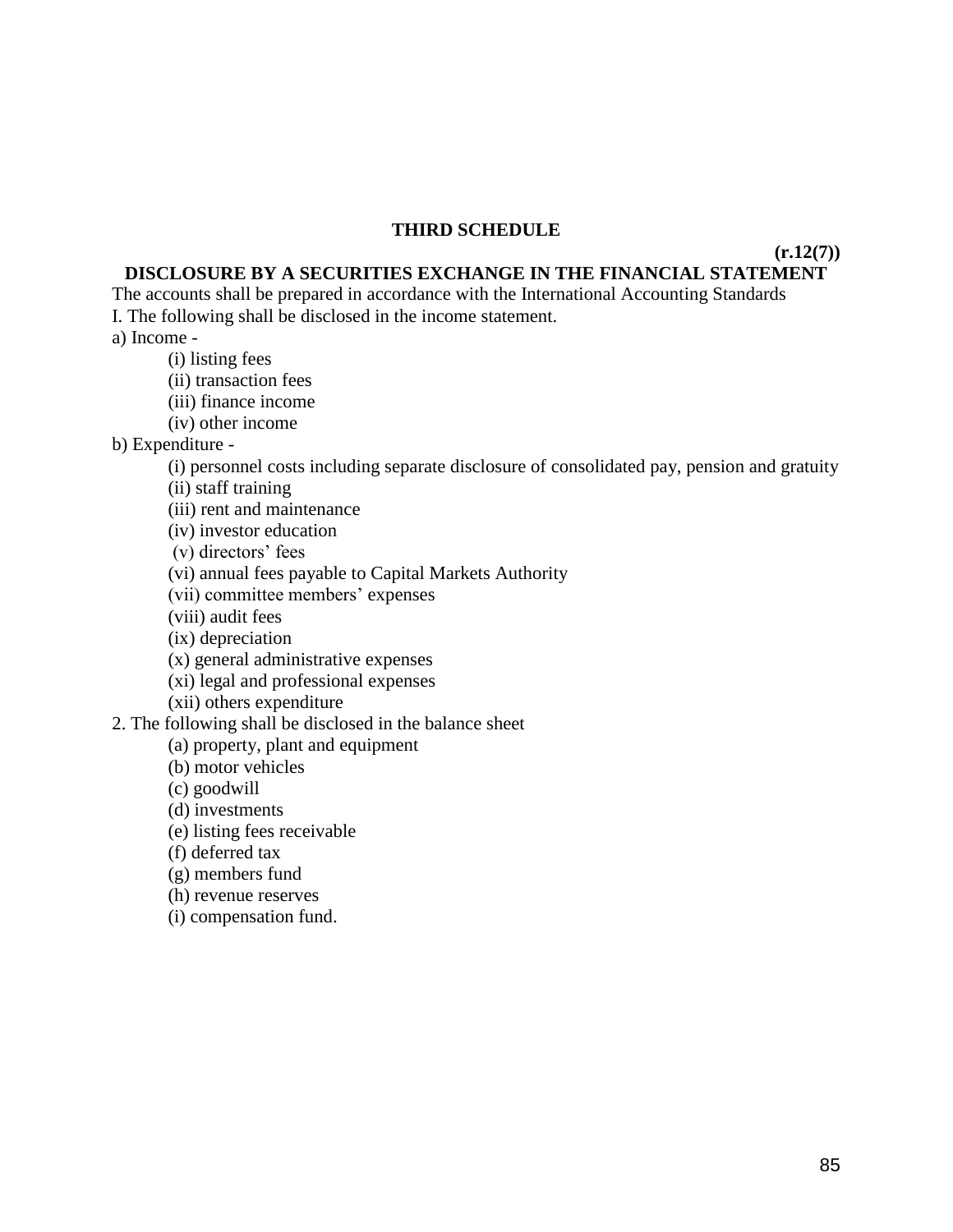## THIRD SCHEDULE

**(r.12(7))**

**DISCLOSURE BY A SECURITIES EXCHANGE IN THE FINANCIAL STATEMENT**

The accounts shall be prepared in accordance with the International Accounting Standards

I. The following shall be disclosed in the income statement.

a) Income -

(i) listing fees
(ii) transaction fees
(iii) finance income
(iv) other income

b) Expenditure -

(i) personnel costs including separate disclosure of consolidated pay, pension and gratuity
(ii) staff training
(iii) rent and maintenance
(iv) investor education
(v) directors' fees
(vi) annual fees payable to Capital Markets Authority
(vii) committee members' expenses
(viii) audit fees
(ix) depreciation
(x) general administrative expenses
(xi) legal and professional expenses
(xii) others expenditure

2. The following shall be disclosed in the balance sheet

(a) property, plant and equipment
(b) motor vehicles
(c) goodwill
(d) investments
(e) listing fees receivable
(f) deferred tax
(g) members fund
(h) revenue reserves
(i) compensation fund.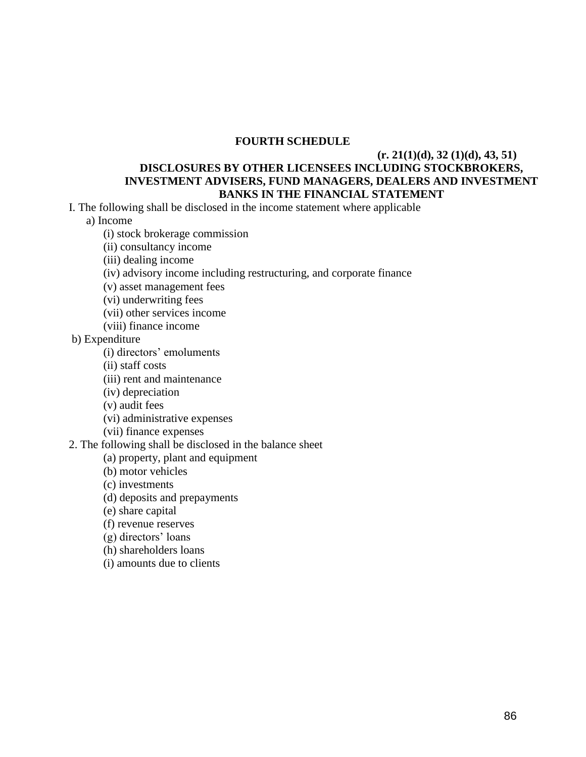# FOURTH SCHEDULE

**(r. 21(1)(d), 32 (1)(d), 43, 51)**

## DISCLOSURES BY OTHER LICENSEES INCLUDING STOCKBROKERS, INVESTMENT ADVISERS, FUND MANAGERS, DEALERS AND INVESTMENT BANKS IN THE FINANCIAL STATEMENT

I. The following shall be disclosed in the income statement where applicable

a) Income

(i) stock brokerage commission

(ii) consultancy income

(iii) dealing income

(iv) advisory income including restructuring, and corporate finance

(v) asset management fees

(vi) underwriting fees

(vii) other services income

(viii) finance income

b) Expenditure

(i) directors' emoluments

(ii) staff costs

(iii) rent and maintenance

(iv) depreciation

(v) audit fees

(vi) administrative expenses

(vii) finance expenses

2. The following shall be disclosed in the balance sheet

(a) property, plant and equipment

(b) motor vehicles

(c) investments

(d) deposits and prepayments

(e) share capital

(f) revenue reserves

(g) directors' loans

(h) shareholders loans

(i) amounts due to clients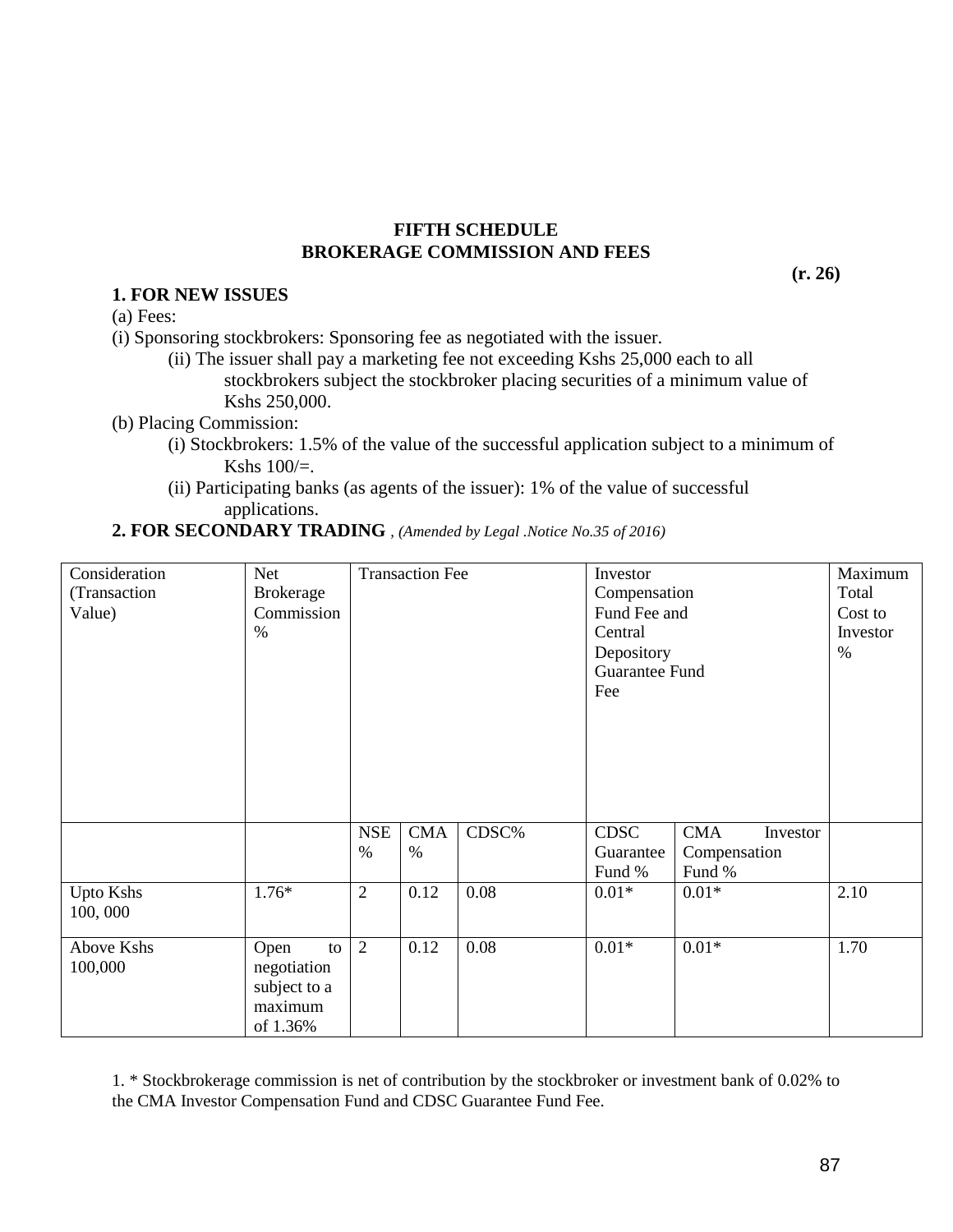**FIFTH SCHEDULE**
**BROKERAGE COMMISSION AND FEES**

**(r. 26)**

**1. FOR NEW ISSUES**

(a) Fees:

(i) Sponsoring stockbrokers: Sponsoring fee as negotiated with the issuer.

(ii) The issuer shall pay a marketing fee not exceeding Kshs 25,000 each to all stockbrokers subject the stockbroker placing securities of a minimum value of Kshs 250,000.

(b) Placing Commission:

(i) Stockbrokers: 1.5% of the value of the successful application subject to a minimum of Kshs 100/=.

(ii) Participating banks (as agents of the issuer): 1% of the value of successful applications.

**2. FOR SECONDARY TRADING** , *(Amended by Legal .Notice No.35 of 2016)*

| Consideration (Transaction Value) | Net Brokerage Commission % | Transaction Fee | | | Investor Compensation Fund Fee and Central Depository Guarantee Fund Fee | | Maximum Total Cost to Investor % |
|---|---|---|---|---|---|---|---|
| | | NSE % | CMA % | CDSC% | CDSC Guarantee Fund % | CMA Investor Compensation Fund % | |
| Upto Kshs 100, 000 | 1.76* | 2 | 0.12 | 0.08 | 0.01* | 0.01* | 2.10 |
| Above Kshs 100,000 | Open to negotiation subject to a maximum of 1.36% | 2 | 0.12 | 0.08 | 0.01* | 0.01* | 1.70 |

1. * Stockbrokerage commission is net of contribution by the stockbroker or investment bank of 0.02% to the CMA Investor Compensation Fund and CDSC Guarantee Fund Fee.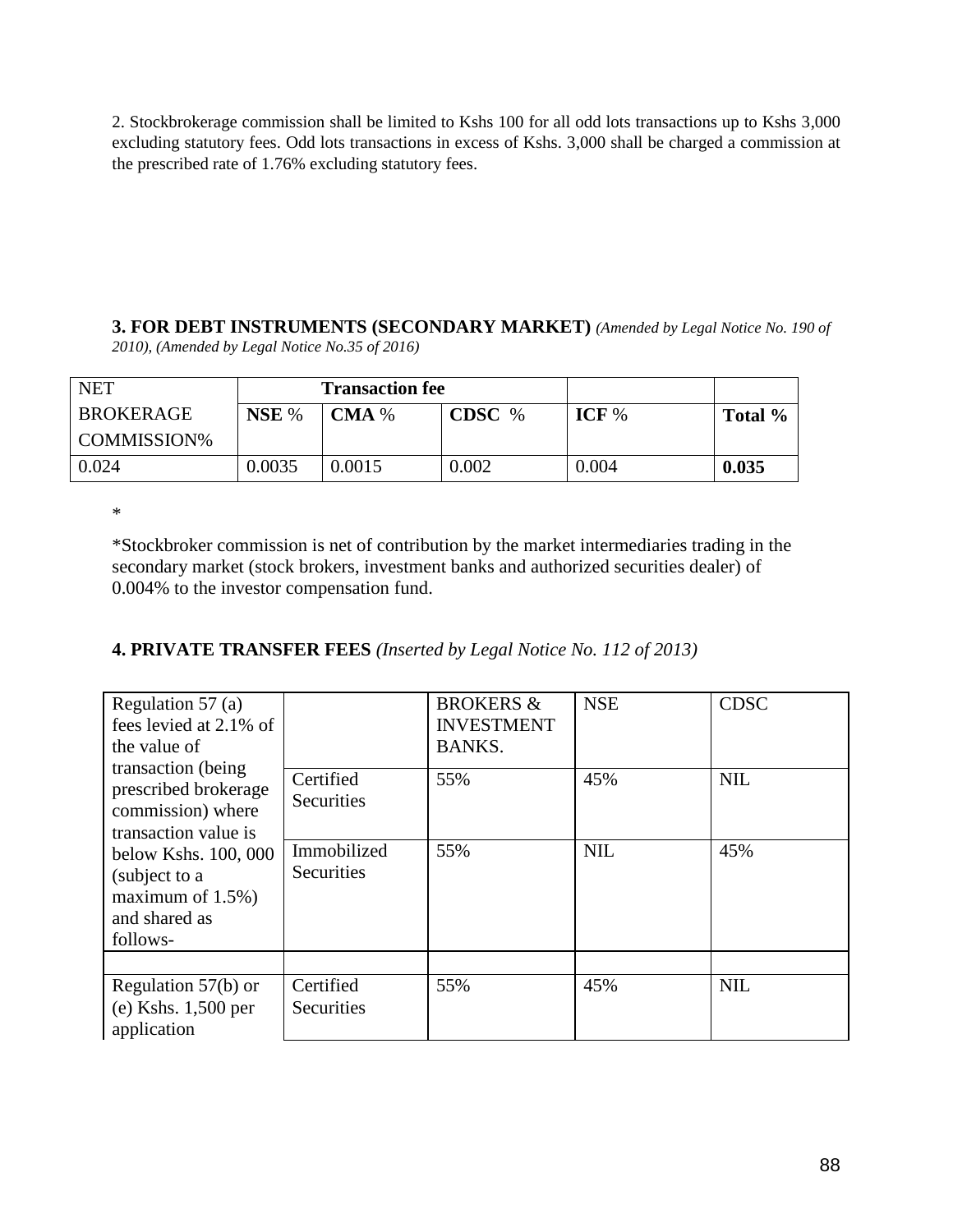2. Stockbrokerage commission shall be limited to Kshs 100 for all odd lots transactions up to Kshs 3,000 excluding statutory fees. Odd lots transactions in excess of Kshs. 3,000 shall be charged a commission at the prescribed rate of 1.76% excluding statutory fees.

**3. FOR DEBT INSTRUMENTS (SECONDARY MARKET)** *(Amended by Legal Notice No. 190 of 2010), (Amended by Legal Notice No.35 of 2016)*

| NET BROKERAGE COMMISSION% | Transaction fee | | | | |
|---|---|---|---|---|---|
| | **NSE** % | **CMA** % | **CDSC** % | **ICF** % | **Total %** |
| 0.024 | 0.0035 | 0.0015 | 0.002 | 0.004 | **0.035** |

*

*Stockbroker commission is net of contribution by the market intermediaries trading in the secondary market (stock brokers, investment banks and authorized securities dealer) of 0.004% to the investor compensation fund.

**4. PRIVATE TRANSFER FEES** *(Inserted by Legal Notice No. 112 of 2013)*

| Regulation 57 (a) fees levied at 2.1% of the value of transaction (being prescribed brokerage commission) where transaction value is below Kshs. 100, 000 (subject to a maximum of 1.5%) and shared as follows- | | BROKERS & INVESTMENT BANKS. | NSE | CDSC |
|---|---|---|---|---|
| | Certified Securities | 55% | 45% | NIL |
| | Immobilized Securities | 55% | NIL | 45% |
| | | | | |
| Regulation 57(b) or (e) Kshs. 1,500 per application | Certified Securities | 55% | 45% | NIL |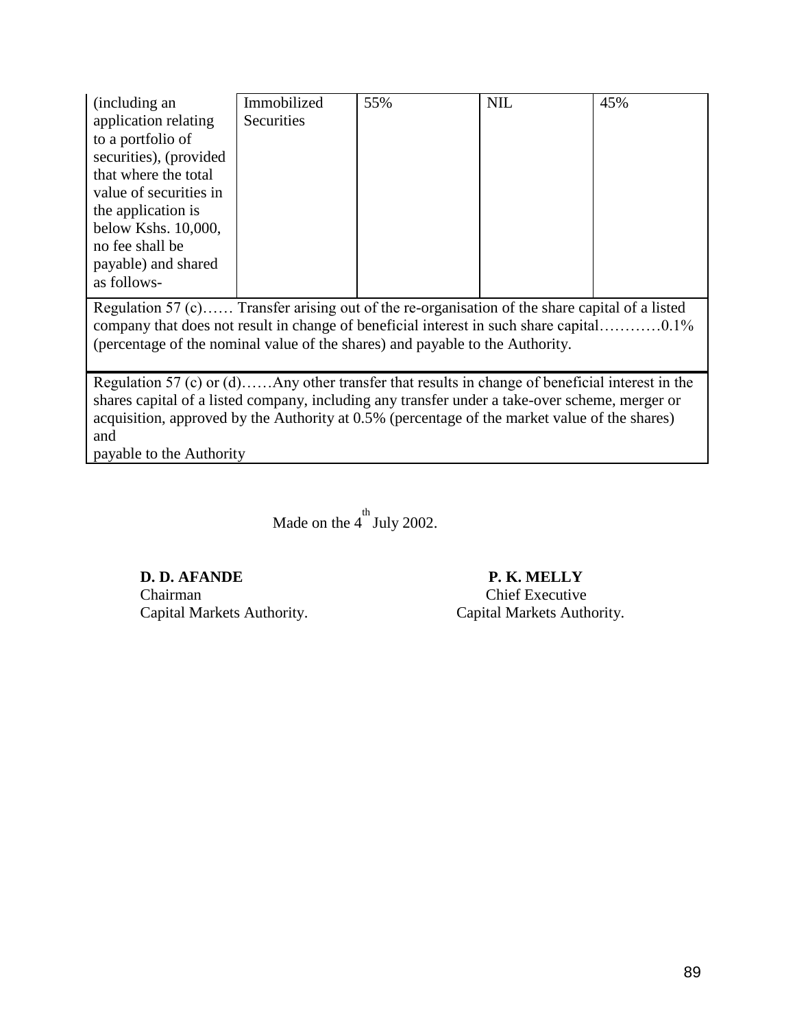| | | | | |
|---|---|---|---|---|
| (including an application relating to a portfolio of securities), (provided that where the total value of securities in the application is below Kshs. 10,000, no fee shall be payable) and shared as follows- | Immobilized Securities | 55% | NIL | 45% |
| Regulation 57 (c)…… Transfer arising out of the re-organisation of the share capital of a listed company that does not result in change of beneficial interest in such share capital…………0.1% (percentage of the nominal value of the shares) and payable to the Authority. | | | | |
| Regulation 57 (c) or (d)……Any other transfer that results in change of beneficial interest in the shares capital of a listed company, including any transfer under a take-over scheme, merger or acquisition, approved by the Authority at 0.5% (percentage of the market value of the shares) and payable to the Authority | | | | |

Made on the 4th July 2002.

**D. D. AFANDE**
Chairman
Capital Markets Authority.

**P. K. MELLY**
Chief Executive
Capital Markets Authority.